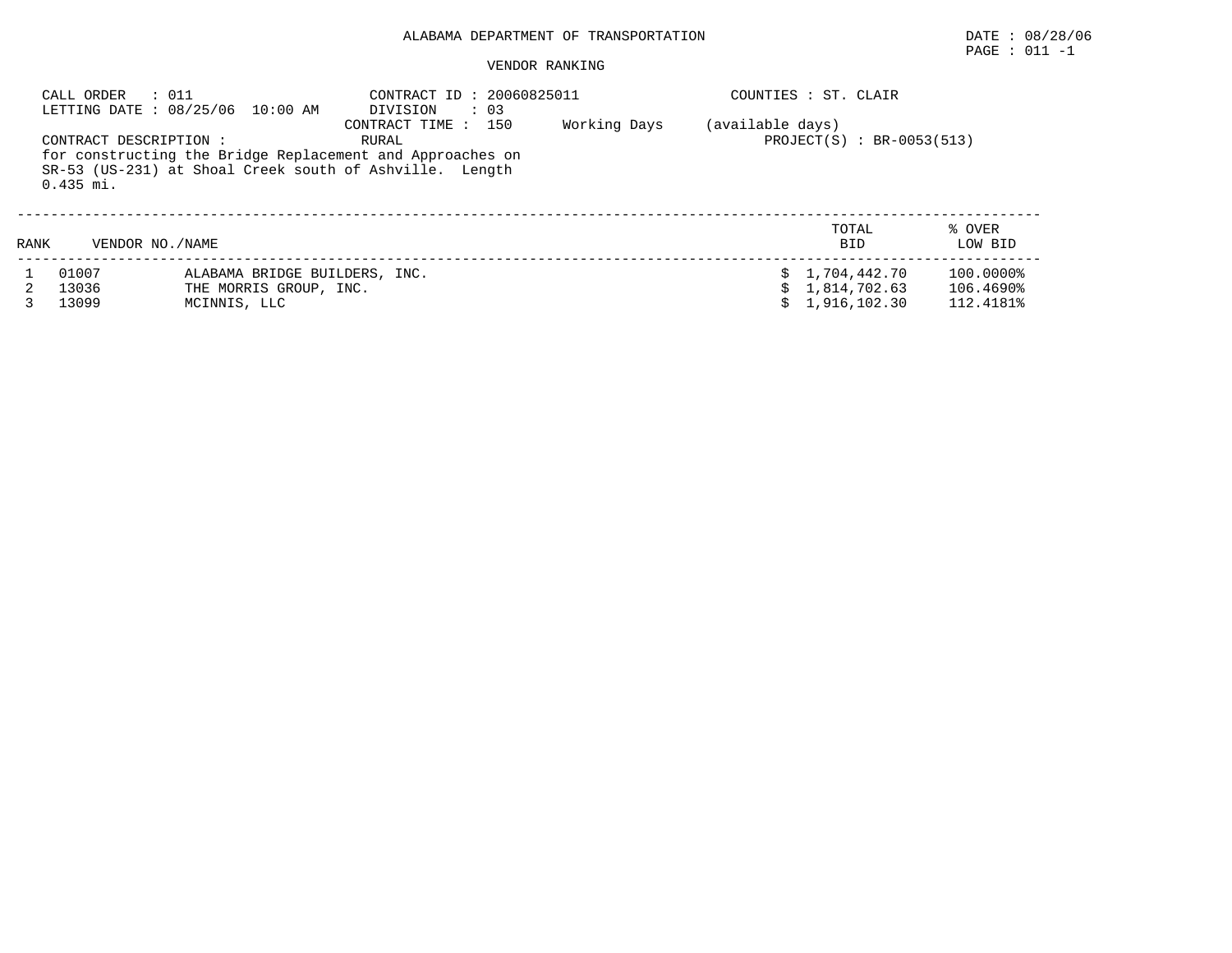ALABAMA DEPARTMENT OF TRANSPORTATION

DATE : 08/28/06

PAGE : 011 -1

VENDOR RANKING

CALL ORDER : 011
LETTING DATE : 08/25/06 10:00 AM

CONTRACT ID : 20060825011
DIVISION : 03
CONTRACT TIME : 150 Working Days (available days)

COUNTIES : ST. CLAIR

CONTRACT DESCRIPTION : RURAL
for constructing the Bridge Replacement and Approaches on SR-53 (US-231) at Shoal Creek south of Ashville. Length 0.435 mi.

PROJECT(S) : BR-0053(513)

| RANK | VENDOR NO./NAME | | TOTAL BID | % OVER LOW BID |
|---|---|---|---|---|
| 1 | 01007 | ALABAMA BRIDGE BUILDERS, INC. | $ 1,704,442.70 | 100.0000% |
| 2 | 13036 | THE MORRIS GROUP, INC. | $ 1,814,702.63 | 106.4690% |
| 3 | 13099 | MCINNIS, LLC | $ 1,916,102.30 | 112.4181% |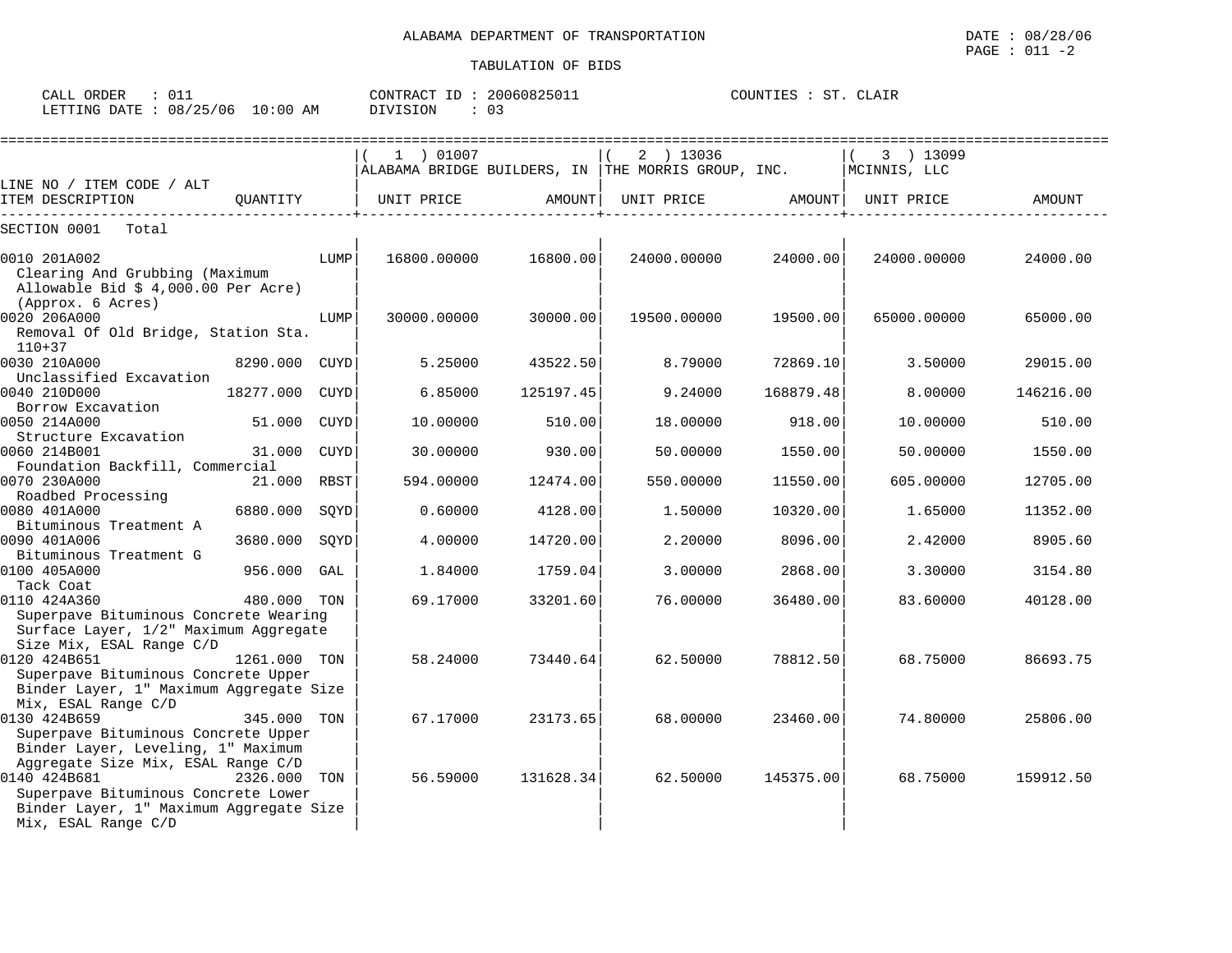ALABAMA DEPARTMENT OF TRANSPORTATION

TABULATION OF BIDS

CALL ORDER : 011 CONTRACT ID : 20060825011 COUNTIES : ST. CLAIR
LETTING DATE : 08/25/06 10:00 AM DIVISION : 03

| LINE NO / ITEM CODE / ALT ITEM DESCRIPTION | QUANTITY | (1) 01007 ALABAMA BRIDGE BUILDERS, IN UNIT PRICE | AMOUNT | (2) 13036 THE MORRIS GROUP, INC. UNIT PRICE | AMOUNT | (3) 13099 MCINNIS, LLC UNIT PRICE | AMOUNT |
|---|---|---|---|---|---|---|---|
| SECTION 0001 Total | | | | | | | |
| 0010 201A002 Clearing And Grubbing (Maximum Allowable Bid $ 4,000.00 Per Acre) (Approx. 6 Acres) | LUMP | 16800.00000 | 16800.00 | 24000.00000 | 24000.00 | 24000.00000 | 24000.00 |
| 0020 206A000 Removal Of Old Bridge, Station Sta. 110+37 | LUMP | 30000.00000 | 30000.00 | 19500.00000 | 19500.00 | 65000.00000 | 65000.00 |
| 0030 210A000 Unclassified Excavation | 8290.000 CUYD | 5.25000 | 43522.50 | 8.79000 | 72869.10 | 3.50000 | 29015.00 |
| 0040 210D000 Borrow Excavation | 18277.000 CUYD | 6.85000 | 125197.45 | 9.24000 | 168879.48 | 8.00000 | 146216.00 |
| 0050 214A000 Structure Excavation | 51.000 CUYD | 10.00000 | 510.00 | 18.00000 | 918.00 | 10.00000 | 510.00 |
| 0060 214B001 Foundation Backfill, Commercial | 31.000 CUYD | 30.00000 | 930.00 | 50.00000 | 1550.00 | 50.00000 | 1550.00 |
| 0070 230A000 Roadbed Processing | 21.000 RBST | 594.00000 | 12474.00 | 550.00000 | 11550.00 | 605.00000 | 12705.00 |
| 0080 401A000 Bituminous Treatment A | 6880.000 SQYD | 0.60000 | 4128.00 | 1.50000 | 10320.00 | 1.65000 | 11352.00 |
| 0090 401A006 Bituminous Treatment G | 3680.000 SQYD | 4.00000 | 14720.00 | 2.20000 | 8096.00 | 2.42000 | 8905.60 |
| 0100 405A000 Tack Coat | 956.000 GAL | 1.84000 | 1759.04 | 3.00000 | 2868.00 | 3.30000 | 3154.80 |
| 0110 424A360 Superpave Bituminous Concrete Wearing Surface Layer, 1/2" Maximum Aggregate Size Mix, ESAL Range C/D | 480.000 TON | 69.17000 | 33201.60 | 76.00000 | 36480.00 | 83.60000 | 40128.00 |
| 0120 424B651 Superpave Bituminous Concrete Upper Binder Layer, 1" Maximum Aggregate Size Mix, ESAL Range C/D | 1261.000 TON | 58.24000 | 73440.64 | 62.50000 | 78812.50 | 68.75000 | 86693.75 |
| 0130 424B659 Superpave Bituminous Concrete Upper Binder Layer, Leveling, 1" Maximum Aggregate Size Mix, ESAL Range C/D | 345.000 TON | 67.17000 | 23173.65 | 68.00000 | 23460.00 | 74.80000 | 25806.00 |
| 0140 424B681 Superpave Bituminous Concrete Lower Binder Layer, 1" Maximum Aggregate Size Mix, ESAL Range C/D | 2326.000 TON | 56.59000 | 131628.34 | 62.50000 | 145375.00 | 68.75000 | 159912.50 |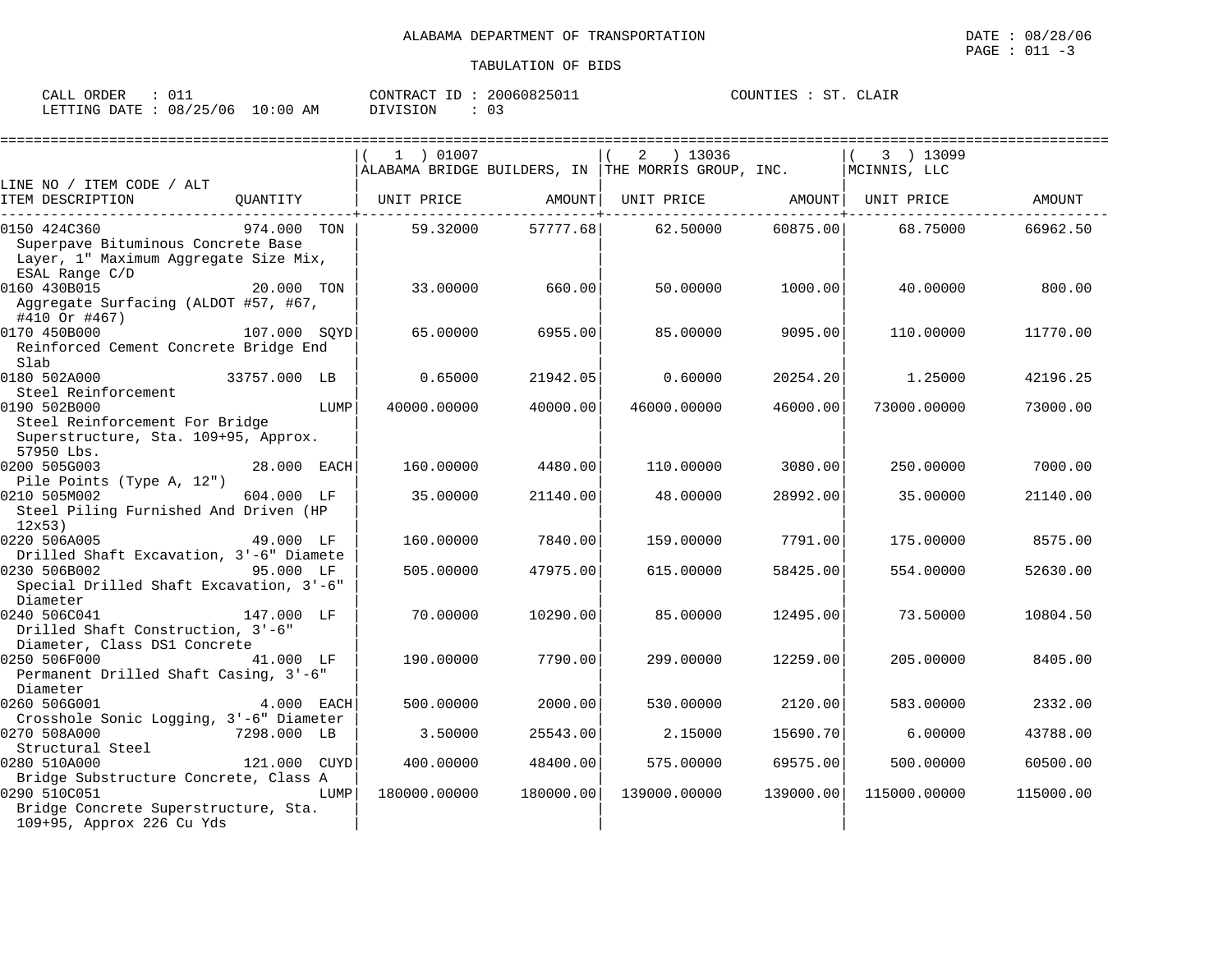ALABAMA DEPARTMENT OF TRANSPORTATION

TABULATION OF BIDS

DATE : 08/28/06

CALL ORDER : 011
LETTING DATE : 08/25/06 10:00 AM

CONTRACT ID : 20060825011
DIVISION : 03

COUNTIES : ST. CLAIR

| LINE NO / ITEM CODE / ALT ITEM DESCRIPTION | QUANTITY | ( 1 ) 01007 ALABAMA BRIDGE BUILDERS, IN UNIT PRICE | AMOUNT | ( 2 ) 13036 THE MORRIS GROUP, INC. UNIT PRICE | AMOUNT | ( 3 ) 13099 MCINNIS, LLC UNIT PRICE | AMOUNT |
|---|---|---|---|---|---|---|---|
| 0150 424C360 Superpave Bituminous Concrete Base Layer, 1" Maximum Aggregate Size Mix, ESAL Range C/D | 974.000 TON | 59.32000 | 57777.68 | 62.50000 | 60875.00 | 68.75000 | 66962.50 |
| 0160 430B015 Aggregate Surfacing (ALDOT #57, #67, #410 Or #467) | 20.000 TON | 33.00000 | 660.00 | 50.00000 | 1000.00 | 40.00000 | 800.00 |
| 0170 450B000 Reinforced Cement Concrete Bridge End Slab | 107.000 SQYD | 65.00000 | 6955.00 | 85.00000 | 9095.00 | 110.00000 | 11770.00 |
| 0180 502A000 Steel Reinforcement | 33757.000 LB | 0.65000 | 21942.05 | 0.60000 | 20254.20 | 1.25000 | 42196.25 |
| 0190 502B000 Steel Reinforcement For Bridge Superstructure, Sta. 109+95, Approx. 57950 Lbs. | LUMP | 40000.00000 | 40000.00 | 46000.00000 | 46000.00 | 73000.00000 | 73000.00 |
| 0200 505G003 Pile Points (Type A, 12") | 28.000 EACH | 160.00000 | 4480.00 | 110.00000 | 3080.00 | 250.00000 | 7000.00 |
| 0210 505M002 Steel Piling Furnished And Driven (HP 12x53) | 604.000 LF | 35.00000 | 21140.00 | 48.00000 | 28992.00 | 35.00000 | 21140.00 |
| 0220 506A005 Drilled Shaft Excavation, 3'-6" Diamete | 49.000 LF | 160.00000 | 7840.00 | 159.00000 | 7791.00 | 175.00000 | 8575.00 |
| 0230 506B002 Special Drilled Shaft Excavation, 3'-6" Diameter | 95.000 LF | 505.00000 | 47975.00 | 615.00000 | 58425.00 | 554.00000 | 52630.00 |
| 0240 506C041 Drilled Shaft Construction, 3'-6" Diameter, Class DS1 Concrete | 147.000 LF | 70.00000 | 10290.00 | 85.00000 | 12495.00 | 73.50000 | 10804.50 |
| 0250 506F000 Permanent Drilled Shaft Casing, 3'-6" Diameter | 41.000 LF | 190.00000 | 7790.00 | 299.00000 | 12259.00 | 205.00000 | 8405.00 |
| 0260 506G001 Crosshole Sonic Logging, 3'-6" Diameter | 4.000 EACH | 500.00000 | 2000.00 | 530.00000 | 2120.00 | 583.00000 | 2332.00 |
| 0270 508A000 Structural Steel | 7298.000 LB | 3.50000 | 25543.00 | 2.15000 | 15690.70 | 6.00000 | 43788.00 |
| 0280 510A000 Bridge Substructure Concrete, Class A | 121.000 CUYD | 400.00000 | 48400.00 | 575.00000 | 69575.00 | 500.00000 | 60500.00 |
| 0290 510C051 Bridge Concrete Superstructure, Sta. 109+95, Approx 226 Cu Yds | LUMP | 180000.00000 | 180000.00 | 139000.00000 | 139000.00 | 115000.00000 | 115000.00 |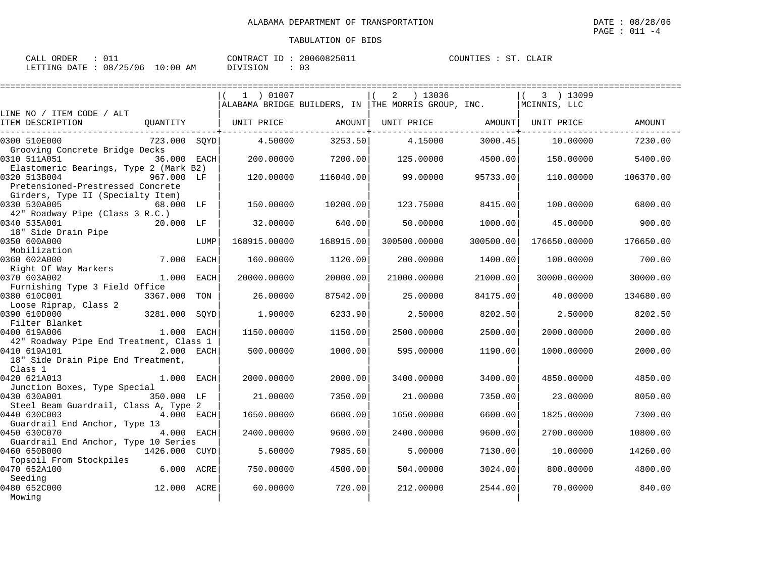ALABAMA DEPARTMENT OF TRANSPORTATION

TABULATION OF BIDS

CALL ORDER : 011 CONTRACT ID : 20060825011 COUNTIES : ST. CLAIR
LETTING DATE : 08/25/06 10:00 AM DIVISION : 03

| LINE NO / ITEM CODE / ALT ITEM DESCRIPTION | QUANTITY | | ( 1 ) 01007 ALABAMA BRIDGE BUILDERS, IN UNIT PRICE | AMOUNT | ( 2 ) 13036 THE MORRIS GROUP, INC. UNIT PRICE | AMOUNT | ( 3 ) 13099 MCINNIS, LLC UNIT PRICE | AMOUNT |
|---|---|---|---|---|---|---|---|---|
| 0300 510E000 Grooving Concrete Bridge Decks | 723.000 | SQYD | 4.50000 | 3253.50 | 4.15000 | 3000.45 | 10.00000 | 7230.00 |
| 0310 511A051 Elastomeric Bearings, Type 2 (Mark B2) | 36.000 | EACH | 200.00000 | 7200.00 | 125.00000 | 4500.00 | 150.00000 | 5400.00 |
| 0320 513B004 Pretensioned-Prestressed Concrete Girders, Type II (Specialty Item) | 967.000 | LF | 120.00000 | 116040.00 | 99.00000 | 95733.00 | 110.00000 | 106370.00 |
| 0330 530A005 42" Roadway Pipe (Class 3 R.C.) | 68.000 | LF | 150.00000 | 10200.00 | 123.75000 | 8415.00 | 100.00000 | 6800.00 |
| 0340 535A001 18" Side Drain Pipe | 20.000 | LF | 32.00000 | 640.00 | 50.00000 | 1000.00 | 45.00000 | 900.00 |
| 0350 600A000 Mobilization | | LUMP | 168915.00000 | 168915.00 | 300500.00000 | 300500.00 | 176650.00000 | 176650.00 |
| 0360 602A000 Right Of Way Markers | 7.000 | EACH | 160.00000 | 1120.00 | 200.00000 | 1400.00 | 100.00000 | 700.00 |
| 0370 603A002 Furnishing Type 3 Field Office | 1.000 | EACH | 20000.00000 | 20000.00 | 21000.00000 | 21000.00 | 30000.00000 | 30000.00 |
| 0380 610C001 Loose Riprap, Class 2 | 3367.000 | TON | 26.00000 | 87542.00 | 25.00000 | 84175.00 | 40.00000 | 134680.00 |
| 0390 610D000 Filter Blanket | 3281.000 | SQYD | 1.90000 | 6233.90 | 2.50000 | 8202.50 | 2.50000 | 8202.50 |
| 0400 619A006 42" Roadway Pipe End Treatment, Class 1 | 1.000 | EACH | 1150.00000 | 1150.00 | 2500.00000 | 2500.00 | 2000.00000 | 2000.00 |
| 0410 619A101 18" Side Drain Pipe End Treatment, Class 1 | 2.000 | EACH | 500.00000 | 1000.00 | 595.00000 | 1190.00 | 1000.00000 | 2000.00 |
| 0420 621A013 Junction Boxes, Type Special | 1.000 | EACH | 2000.00000 | 2000.00 | 3400.00000 | 3400.00 | 4850.00000 | 4850.00 |
| 0430 630A001 Steel Beam Guardrail, Class A, Type 2 | 350.000 | LF | 21.00000 | 7350.00 | 21.00000 | 7350.00 | 23.00000 | 8050.00 |
| 0440 630C003 Guardrail End Anchor, Type 13 | 4.000 | EACH | 1650.00000 | 6600.00 | 1650.00000 | 6600.00 | 1825.00000 | 7300.00 |
| 0450 630C070 Guardrail End Anchor, Type 10 Series | 4.000 | EACH | 2400.00000 | 9600.00 | 2400.00000 | 9600.00 | 2700.00000 | 10800.00 |
| 0460 650B000 Topsoil From Stockpiles | 1426.000 | CUYD | 5.60000 | 7985.60 | 5.00000 | 7130.00 | 10.00000 | 14260.00 |
| 0470 652A100 Seeding | 6.000 | ACRE | 750.00000 | 4500.00 | 504.00000 | 3024.00 | 800.00000 | 4800.00 |
| 0480 652C000 Mowing | 12.000 | ACRE | 60.00000 | 720.00 | 212.00000 | 2544.00 | 70.00000 | 840.00 |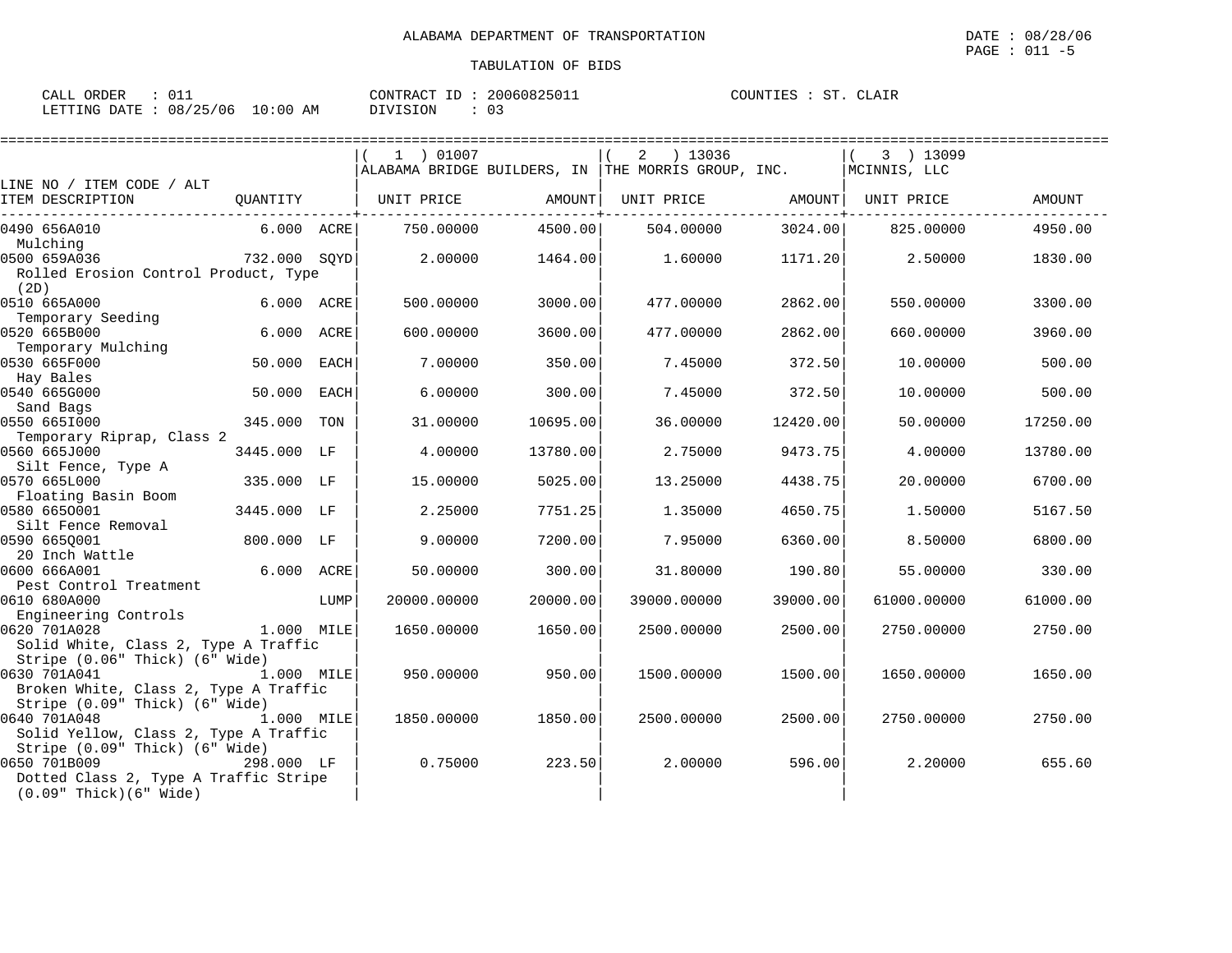ALABAMA DEPARTMENT OF TRANSPORTATION

DATE : 08/28/06

TABULATION OF BIDS

CALL ORDER : 011 CONTRACT ID : 20060825011 COUNTIES : ST. CLAIR
LETTING DATE : 08/25/06 10:00 AM DIVISION : 03

| LINE NO / ITEM CODE / ALT ITEM DESCRIPTION | QUANTITY | | (1) 01007 ALABAMA BRIDGE BUILDERS, IN UNIT PRICE | AMOUNT | (2) 13036 THE MORRIS GROUP, INC. UNIT PRICE | AMOUNT | (3) 13099 MCINNIS, LLC UNIT PRICE | AMOUNT |
|---|---|---|---|---|---|---|---|---|
| 0490 656A010 Mulching | 6.000 | ACRE | 750.00000 | 4500.00 | 504.00000 | 3024.00 | 825.00000 | 4950.00 |
| 0500 659A036 Rolled Erosion Control Product, Type (2D) | 732.000 | SQYD | 2.00000 | 1464.00 | 1.60000 | 1171.20 | 2.50000 | 1830.00 |
| 0510 665A000 Temporary Seeding | 6.000 | ACRE | 500.00000 | 3000.00 | 477.00000 | 2862.00 | 550.00000 | 3300.00 |
| 0520 665B000 Temporary Mulching | 6.000 | ACRE | 600.00000 | 3600.00 | 477.00000 | 2862.00 | 660.00000 | 3960.00 |
| 0530 665F000 Hay Bales | 50.000 | EACH | 7.00000 | 350.00 | 7.45000 | 372.50 | 10.00000 | 500.00 |
| 0540 665G000 Sand Bags | 50.000 | EACH | 6.00000 | 300.00 | 7.45000 | 372.50 | 10.00000 | 500.00 |
| 0550 665I000 Temporary Riprap, Class 2 | 345.000 | TON | 31.00000 | 10695.00 | 36.00000 | 12420.00 | 50.00000 | 17250.00 |
| 0560 665J000 Silt Fence, Type A | 3445.000 | LF | 4.00000 | 13780.00 | 2.75000 | 9473.75 | 4.00000 | 13780.00 |
| 0570 665L000 Floating Basin Boom | 335.000 | LF | 15.00000 | 5025.00 | 13.25000 | 4438.75 | 20.00000 | 6700.00 |
| 0580 665O001 Silt Fence Removal | 3445.000 | LF | 2.25000 | 7751.25 | 1.35000 | 4650.75 | 1.50000 | 5167.50 |
| 0590 665Q001 20 Inch Wattle | 800.000 | LF | 9.00000 | 7200.00 | 7.95000 | 6360.00 | 8.50000 | 6800.00 |
| 0600 666A001 Pest Control Treatment | 6.000 | ACRE | 50.00000 | 300.00 | 31.80000 | 190.80 | 55.00000 | 330.00 |
| 0610 680A000 Engineering Controls | | LUMP | 20000.00000 | 20000.00 | 39000.00000 | 39000.00 | 61000.00000 | 61000.00 |
| 0620 701A028 Solid White, Class 2, Type A Traffic Stripe (0.06" Thick) (6" Wide) | 1.000 | MILE | 1650.00000 | 1650.00 | 2500.00000 | 2500.00 | 2750.00000 | 2750.00 |
| 0630 701A041 Broken White, Class 2, Type A Traffic Stripe (0.09" Thick) (6" Wide) | 1.000 | MILE | 950.00000 | 950.00 | 1500.00000 | 1500.00 | 1650.00000 | 1650.00 |
| 0640 701A048 Solid Yellow, Class 2, Type A Traffic Stripe (0.09" Thick) (6" Wide) | 1.000 | MILE | 1850.00000 | 1850.00 | 2500.00000 | 2500.00 | 2750.00000 | 2750.00 |
| 0650 701B009 Dotted Class 2, Type A Traffic Stripe (0.09" Thick)(6" Wide) | 298.000 | LF | 0.75000 | 223.50 | 2.00000 | 596.00 | 2.20000 | 655.60 |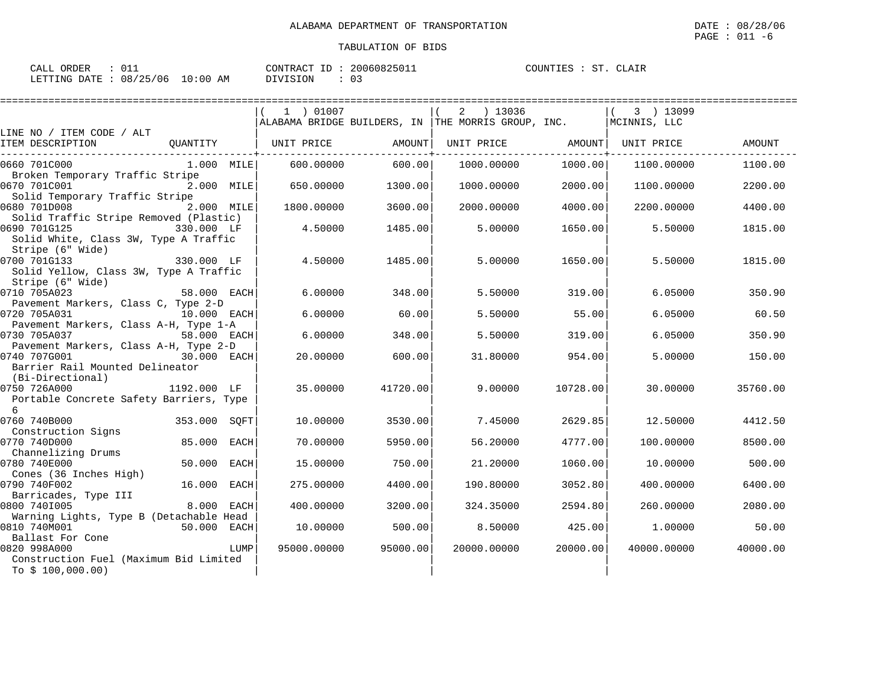ALABAMA DEPARTMENT OF TRANSPORTATION

TABULATION OF BIDS

CALL ORDER : 011 CONTRACT ID : 20060825011 COUNTIES : ST. CLAIR
LETTING DATE : 08/25/06 10:00 AM DIVISION : 03

| LINE NO / ITEM CODE / ALT ITEM DESCRIPTION | QUANTITY | ( 1 ) 01007 ALABAMA BRIDGE BUILDERS, IN UNIT PRICE | AMOUNT | ( 2 ) 13036 THE MORRIS GROUP, INC. UNIT PRICE | AMOUNT | ( 3 ) 13099 MCINNIS, LLC UNIT PRICE | AMOUNT |
|---|---|---|---|---|---|---|---|
| 0660 701C000 Broken Temporary Traffic Stripe | 1.000 MILE | 600.00000 | 600.00 | 1000.00000 | 1000.00 | 1100.00000 | 1100.00 |
| 0670 701C001 Solid Temporary Traffic Stripe | 2.000 MILE | 650.00000 | 1300.00 | 1000.00000 | 2000.00 | 1100.00000 | 2200.00 |
| 0680 701D008 Solid Traffic Stripe Removed (Plastic) | 2.000 MILE | 1800.00000 | 3600.00 | 2000.00000 | 4000.00 | 2200.00000 | 4400.00 |
| 0690 701G125 Solid White, Class 3W, Type A Traffic Stripe (6" Wide) | 330.000 LF | 4.50000 | 1485.00 | 5.00000 | 1650.00 | 5.50000 | 1815.00 |
| 0700 701G133 Solid Yellow, Class 3W, Type A Traffic Stripe (6" Wide) | 330.000 LF | 4.50000 | 1485.00 | 5.00000 | 1650.00 | 5.50000 | 1815.00 |
| 0710 705A023 Pavement Markers, Class C, Type 2-D | 58.000 EACH | 6.00000 | 348.00 | 5.50000 | 319.00 | 6.05000 | 350.90 |
| 0720 705A031 Pavement Markers, Class A-H, Type 1-A | 10.000 EACH | 6.00000 | 60.00 | 5.50000 | 55.00 | 6.05000 | 60.50 |
| 0730 705A037 Pavement Markers, Class A-H, Type 2-D | 58.000 EACH | 6.00000 | 348.00 | 5.50000 | 319.00 | 6.05000 | 350.90 |
| 0740 707G001 Barrier Rail Mounted Delineator (Bi-Directional) | 30.000 EACH | 20.00000 | 600.00 | 31.80000 | 954.00 | 5.00000 | 150.00 |
| 0750 726A000 Portable Concrete Safety Barriers, Type 6 | 1192.000 LF | 35.00000 | 41720.00 | 9.00000 | 10728.00 | 30.00000 | 35760.00 |
| 0760 740B000 Construction Signs | 353.000 SQFT | 10.00000 | 3530.00 | 7.45000 | 2629.85 | 12.50000 | 4412.50 |
| 0770 740D000 Channelizing Drums | 85.000 EACH | 70.00000 | 5950.00 | 56.20000 | 4777.00 | 100.00000 | 8500.00 |
| 0780 740E000 Cones (36 Inches High) | 50.000 EACH | 15.00000 | 750.00 | 21.20000 | 1060.00 | 10.00000 | 500.00 |
| 0790 740F002 Barricades, Type III | 16.000 EACH | 275.00000 | 4400.00 | 190.80000 | 3052.80 | 400.00000 | 6400.00 |
| 0800 740I005 Warning Lights, Type B (Detachable Head | 8.000 EACH | 400.00000 | 3200.00 | 324.35000 | 2594.80 | 260.00000 | 2080.00 |
| 0810 740M001 Ballast For Cone | 50.000 EACH | 10.00000 | 500.00 | 8.50000 | 425.00 | 1.00000 | 50.00 |
| 0820 998A000 Construction Fuel (Maximum Bid Limited To $ 100,000.00) | LUMP | 95000.00000 | 95000.00 | 20000.00000 | 20000.00 | 40000.00000 | 40000.00 |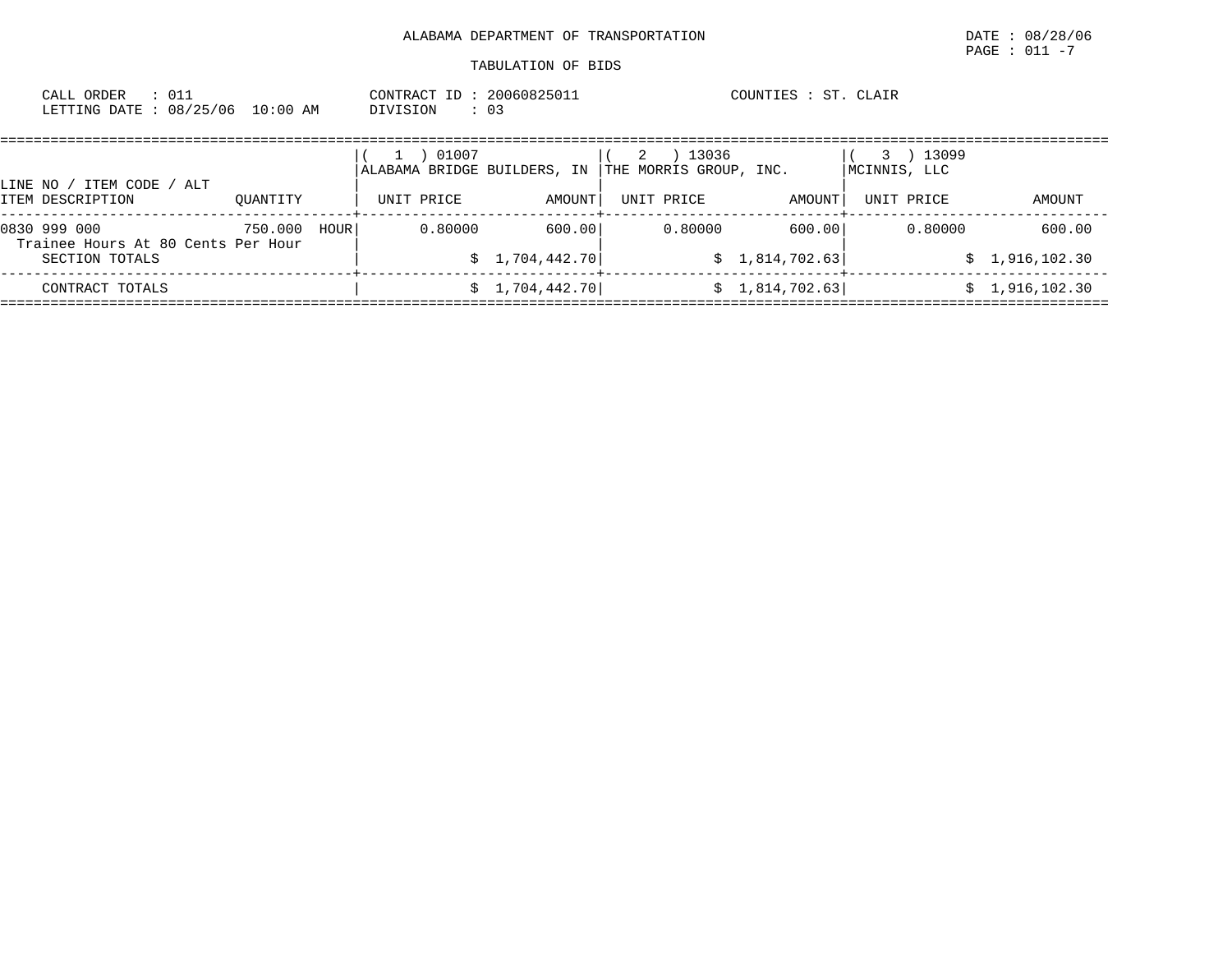ALABAMA DEPARTMENT OF TRANSPORTATION

TABULATION OF BIDS

DATE : 08/28/06

CALL ORDER : 011  
LETTING DATE : 08/25/06 10:00 AM

CONTRACT ID : 20060825011  
DIVISION : 03

COUNTIES : ST. CLAIR

| LINE NO / ITEM CODE / ALT ITEM DESCRIPTION | QUANTITY | ( 1 ) 01007 ALABAMA BRIDGE BUILDERS, IN UNIT PRICE | AMOUNT | ( 2 ) 13036 THE MORRIS GROUP, INC. UNIT PRICE | AMOUNT | ( 3 ) 13099 MCINNIS, LLC UNIT PRICE | AMOUNT |
|---|---|---|---|---|---|---|---|
| 0830 999 000 Trainee Hours At 80 Cents Per Hour | 750.000 HOUR | 0.80000 | 600.00 | 0.80000 | 600.00 | 0.80000 | 600.00 |
| SECTION TOTALS | | | $ 1,704,442.70 | | $ 1,814,702.63 | | $ 1,916,102.30 |
| CONTRACT TOTALS | | | $ 1,704,442.70 | | $ 1,814,702.63 | | $ 1,916,102.30 |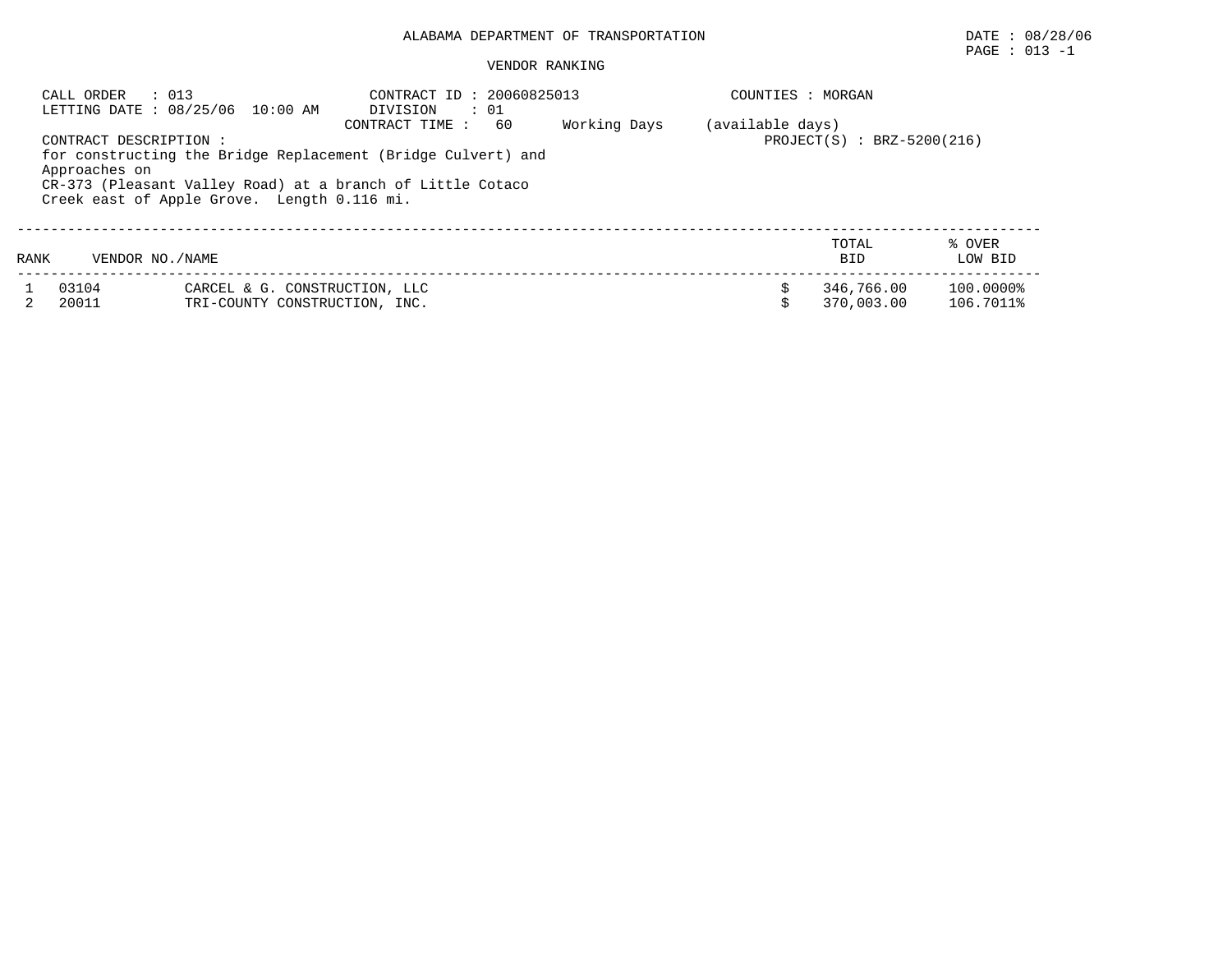ALABAMA DEPARTMENT OF TRANSPORTATION

DATE : 08/28/06

VENDOR RANKING

CALL ORDER : 013
LETTING DATE : 08/25/06 10:00 AM

CONTRACT ID : 20060825013
DIVISION : 01
CONTRACT TIME : 60 Working Days (available days)

COUNTIES : MORGAN

PROJECT(S) : BRZ-5200(216)

CONTRACT DESCRIPTION :
for constructing the Bridge Replacement (Bridge Culvert) and Approaches on CR-373 (Pleasant Valley Road) at a branch of Little Cotaco Creek east of Apple Grove. Length 0.116 mi.

| RANK | VENDOR NO./NAME | | TOTAL BID | % OVER LOW BID |
|---|---|---|---|---|
| 1 | 03104 | CARCEL & G. CONSTRUCTION, LLC | $ 346,766.00 | 100.0000% |
| 2 | 20011 | TRI-COUNTY CONSTRUCTION, INC. | $ 370,003.00 | 106.7011% |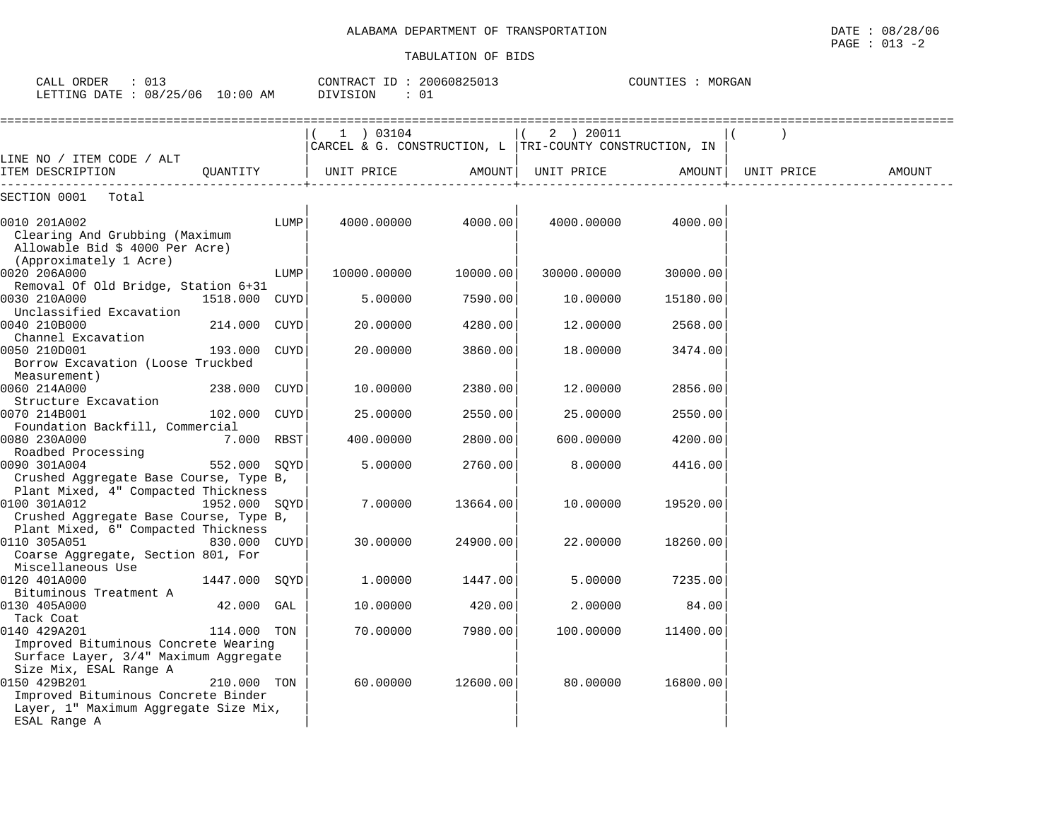ALABAMA DEPARTMENT OF TRANSPORTATION

TABULATION OF BIDS

CALL ORDER : 013 CONTRACT ID : 20060825013 COUNTIES : MORGAN
LETTING DATE : 08/25/06 10:00 AM DIVISION : 01

| LINE NO / ITEM CODE / ALT ITEM DESCRIPTION | QUANTITY | (1) 03104 CARCEL & G. CONSTRUCTION, L UNIT PRICE | AMOUNT | (2) 20011 TRI-COUNTY CONSTRUCTION, IN UNIT PRICE | AMOUNT | ( ) UNIT PRICE | AMOUNT |
|---|---|---|---|---|---|---|---|
| SECTION 0001 Total | | | | | | | |
| 0010 201A002 Clearing And Grubbing (Maximum Allowable Bid $ 4000 Per Acre) (Approximately 1 Acre) | LUMP | 4000.00000 | 4000.00 | 4000.00000 | 4000.00 | | |
| 0020 206A000 Removal Of Old Bridge, Station 6+31 | LUMP | 10000.00000 | 10000.00 | 30000.00000 | 30000.00 | | |
| 0030 210A000 Unclassified Excavation | 1518.000 CUYD | 5.00000 | 7590.00 | 10.00000 | 15180.00 | | |
| 0040 210B000 Channel Excavation | 214.000 CUYD | 20.00000 | 4280.00 | 12.00000 | 2568.00 | | |
| 0050 210D001 Borrow Excavation (Loose Truckbed Measurement) | 193.000 CUYD | 20.00000 | 3860.00 | 18.00000 | 3474.00 | | |
| 0060 214A000 Structure Excavation | 238.000 CUYD | 10.00000 | 2380.00 | 12.00000 | 2856.00 | | |
| 0070 214B001 Foundation Backfill, Commercial | 102.000 CUYD | 25.00000 | 2550.00 | 25.00000 | 2550.00 | | |
| 0080 230A000 Roadbed Processing | 7.000 RBST | 400.00000 | 2800.00 | 600.00000 | 4200.00 | | |
| 0090 301A004 Crushed Aggregate Base Course, Type B, Plant Mixed, 4" Compacted Thickness | 552.000 SQYD | 5.00000 | 2760.00 | 8.00000 | 4416.00 | | |
| 0100 301A012 Crushed Aggregate Base Course, Type B, Plant Mixed, 6" Compacted Thickness | 1952.000 SQYD | 7.00000 | 13664.00 | 10.00000 | 19520.00 | | |
| 0110 305A051 Coarse Aggregate, Section 801, For Miscellaneous Use | 830.000 CUYD | 30.00000 | 24900.00 | 22.00000 | 18260.00 | | |
| 0120 401A000 Bituminous Treatment A | 1447.000 SQYD | 1.00000 | 1447.00 | 5.00000 | 7235.00 | | |
| 0130 405A000 Tack Coat | 42.000 GAL | 10.00000 | 420.00 | 2.00000 | 84.00 | | |
| 0140 429A201 Improved Bituminous Concrete Wearing Surface Layer, 3/4" Maximum Aggregate Size Mix, ESAL Range A | 114.000 TON | 70.00000 | 7980.00 | 100.00000 | 11400.00 | | |
| 0150 429B201 Improved Bituminous Concrete Binder Layer, 1" Maximum Aggregate Size Mix, ESAL Range A | 210.000 TON | 60.00000 | 12600.00 | 80.00000 | 16800.00 | | |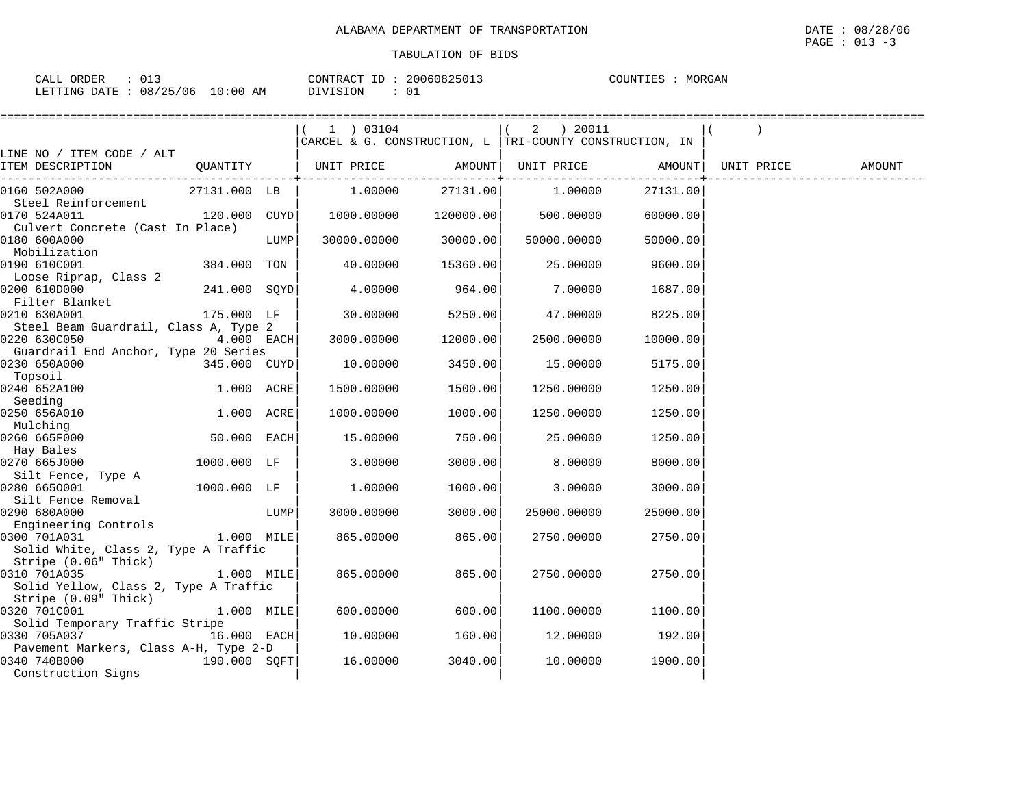ALABAMA DEPARTMENT OF TRANSPORTATION

TABULATION OF BIDS

DATE : 08/28/06
PAGE : 013 -3

CALL ORDER : 013
LETTING DATE : 08/25/06 10:00 AM

CONTRACT ID : 20060825013
DIVISION : 01

COUNTIES : MORGAN

| LINE NO / ITEM CODE / ALT ITEM DESCRIPTION | QUANTITY | (1) 03104 CARCEL & G. CONSTRUCTION, L UNIT PRICE | AMOUNT | (2) 20011 TRI-COUNTY CONSTRUCTION, IN UNIT PRICE | AMOUNT | ( ) UNIT PRICE | AMOUNT |
|---|---|---|---|---|---|---|---|
| 0160 502A000 Steel Reinforcement | 27131.000 LB | 1.00000 | 27131.00 | 1.00000 | 27131.00 | | |
| 0170 524A011 Culvert Concrete (Cast In Place) | 120.000 CUYD | 1000.00000 | 120000.00 | 500.00000 | 60000.00 | | |
| 0180 600A000 Mobilization | LUMP | 30000.00000 | 30000.00 | 50000.00000 | 50000.00 | | |
| 0190 610C001 Loose Riprap, Class 2 | 384.000 TON | 40.00000 | 15360.00 | 25.00000 | 9600.00 | | |
| 0200 610D000 Filter Blanket | 241.000 SQYD | 4.00000 | 964.00 | 7.00000 | 1687.00 | | |
| 0210 630A001 Steel Beam Guardrail, Class A, Type 2 | 175.000 LF | 30.00000 | 5250.00 | 47.00000 | 8225.00 | | |
| 0220 630C050 Guardrail End Anchor, Type 20 Series | 4.000 EACH | 3000.00000 | 12000.00 | 2500.00000 | 10000.00 | | |
| 0230 650A000 Topsoil | 345.000 CUYD | 10.00000 | 3450.00 | 15.00000 | 5175.00 | | |
| 0240 652A100 Seeding | 1.000 ACRE | 1500.00000 | 1500.00 | 1250.00000 | 1250.00 | | |
| 0250 656A010 Mulching | 1.000 ACRE | 1000.00000 | 1000.00 | 1250.00000 | 1250.00 | | |
| 0260 665F000 Hay Bales | 50.000 EACH | 15.00000 | 750.00 | 25.00000 | 1250.00 | | |
| 0270 665J000 Silt Fence, Type A | 1000.000 LF | 3.00000 | 3000.00 | 8.00000 | 8000.00 | | |
| 0280 665O001 Silt Fence Removal | 1000.000 LF | 1.00000 | 1000.00 | 3.00000 | 3000.00 | | |
| 0290 680A000 Engineering Controls | LUMP | 3000.00000 | 3000.00 | 25000.00000 | 25000.00 | | |
| 0300 701A031 Solid White, Class 2, Type A Traffic Stripe (0.06" Thick) | 1.000 MILE | 865.00000 | 865.00 | 2750.00000 | 2750.00 | | |
| 0310 701A035 Solid Yellow, Class 2, Type A Traffic Stripe (0.09" Thick) | 1.000 MILE | 865.00000 | 865.00 | 2750.00000 | 2750.00 | | |
| 0320 701C001 Solid Temporary Traffic Stripe | 1.000 MILE | 600.00000 | 600.00 | 1100.00000 | 1100.00 | | |
| 0330 705A037 Pavement Markers, Class A-H, Type 2-D | 16.000 EACH | 10.00000 | 160.00 | 12.00000 | 192.00 | | |
| 0340 740B000 Construction Signs | 190.000 SQFT | 16.00000 | 3040.00 | 10.00000 | 1900.00 | | |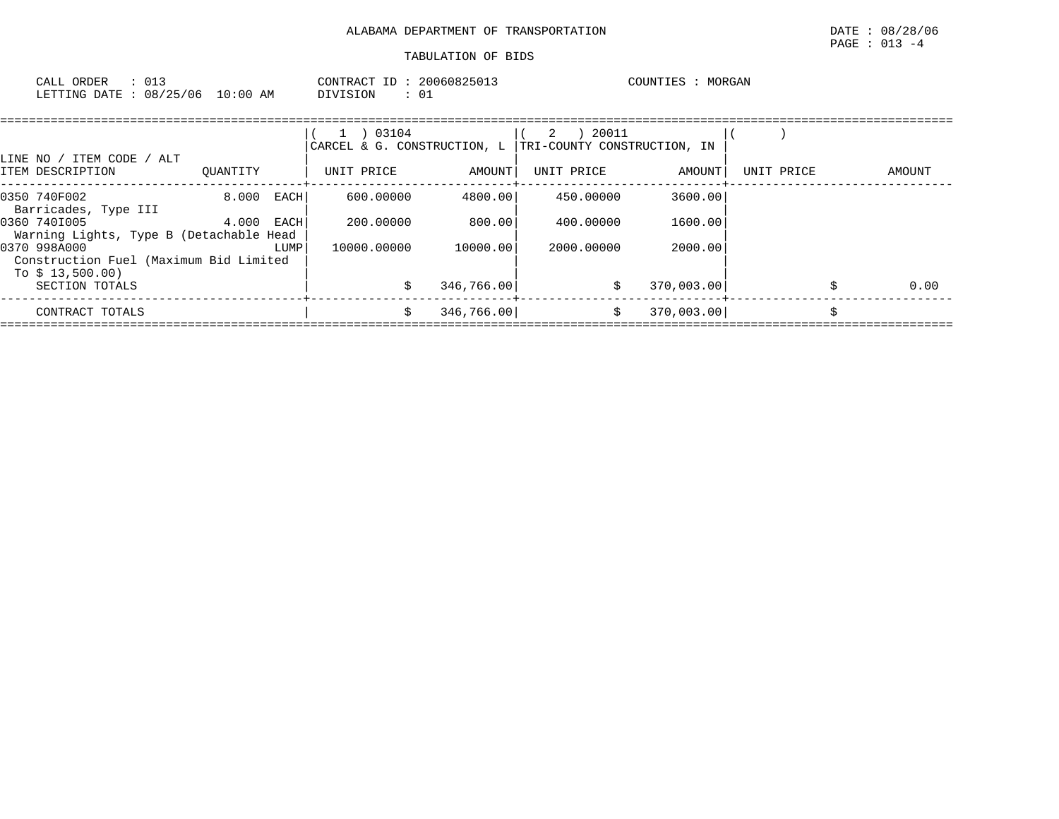ALABAMA DEPARTMENT OF TRANSPORTATION

TABULATION OF BIDS

CALL ORDER : 013
LETTING DATE : 08/25/06 10:00 AM

CONTRACT ID : 20060825013
DIVISION : 01

COUNTIES : MORGAN

| LINE NO / ITEM CODE / ALT ITEM DESCRIPTION | QUANTITY | ( 1 ) 03104 CARCEL & G. CONSTRUCTION, L UNIT PRICE | AMOUNT | ( 2 ) 20011 TRI-COUNTY CONSTRUCTION, IN UNIT PRICE | AMOUNT | ( ) UNIT PRICE | AMOUNT |
|---|---|---|---|---|---|---|---|
| 0350 740F002 Barricades, Type III | 8.000 EACH | 600.00000 | 4800.00 | 450.00000 | 3600.00 | | |
| 0360 740I005 Warning Lights, Type B (Detachable Head | 4.000 EACH | 200.00000 | 800.00 | 400.00000 | 1600.00 | | |
| 0370 998A000 Construction Fuel (Maximum Bid Limited To $ 13,500.00) | LUMP | 10000.00000 | 10000.00 | 2000.00000 | 2000.00 | | |
| SECTION TOTALS | | | $ 346,766.00 | | $ 370,003.00 | | $ 0.00 |
| CONTRACT TOTALS | | | $ 346,766.00 | | $ 370,003.00 | | $ |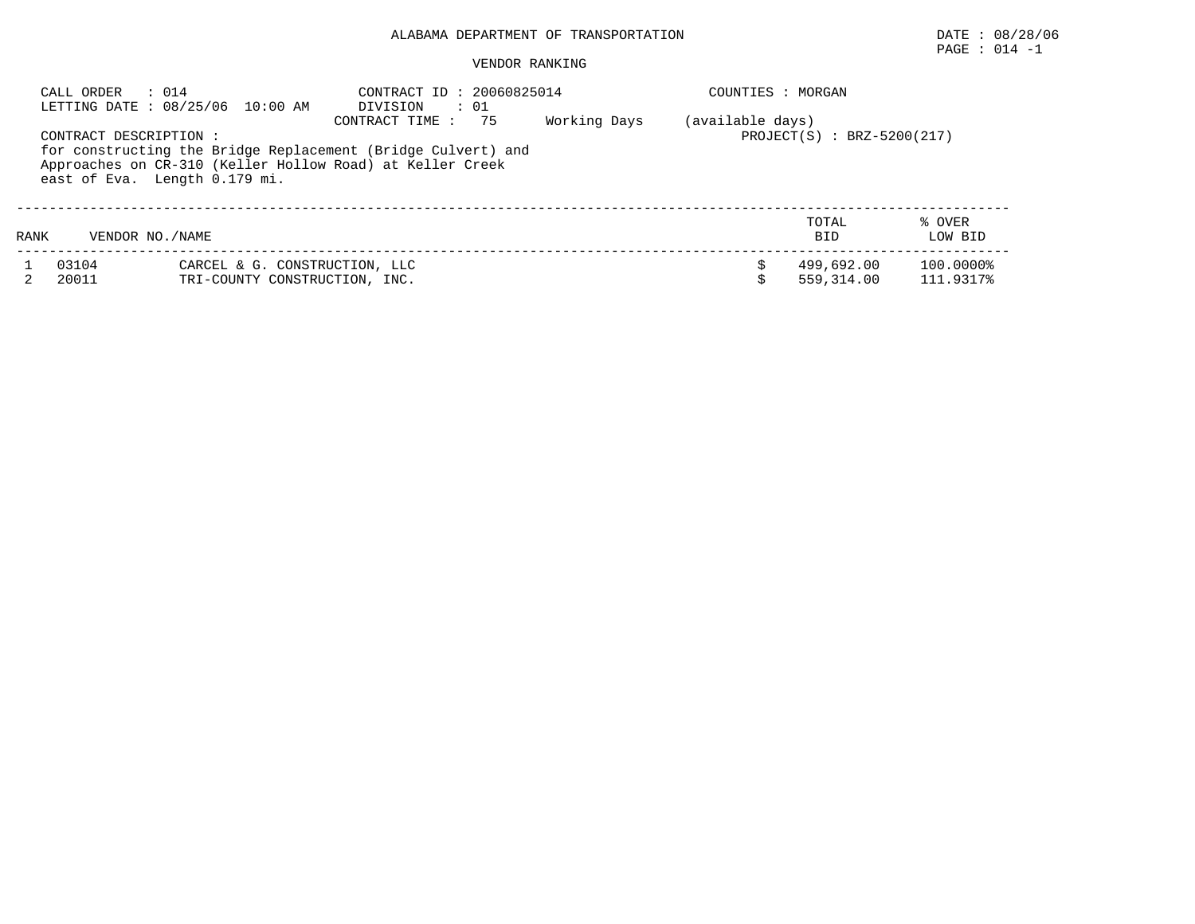ALABAMA DEPARTMENT OF TRANSPORTATION

DATE : 08/28/06

VENDOR RANKING

CALL ORDER : 014
LETTING DATE : 08/25/06 10:00 AM

CONTRACT ID : 20060825014
DIVISION : 01
CONTRACT TIME : 75 Working Days (available days)

COUNTIES : MORGAN

PROJECT(S) : BRZ-5200(217)

CONTRACT DESCRIPTION :
for constructing the Bridge Replacement (Bridge Culvert) and Approaches on CR-310 (Keller Hollow Road) at Keller Creek east of Eva. Length 0.179 mi.

| RANK | VENDOR NO. | NAME | TOTAL BID | % OVER LOW BID |
|---|---|---|---|---|
| 1 | 03104 | CARCEL & G. CONSTRUCTION, LLC | $ 499,692.00 | 100.0000% |
| 2 | 20011 | TRI-COUNTY CONSTRUCTION, INC. | $ 559,314.00 | 111.9317% |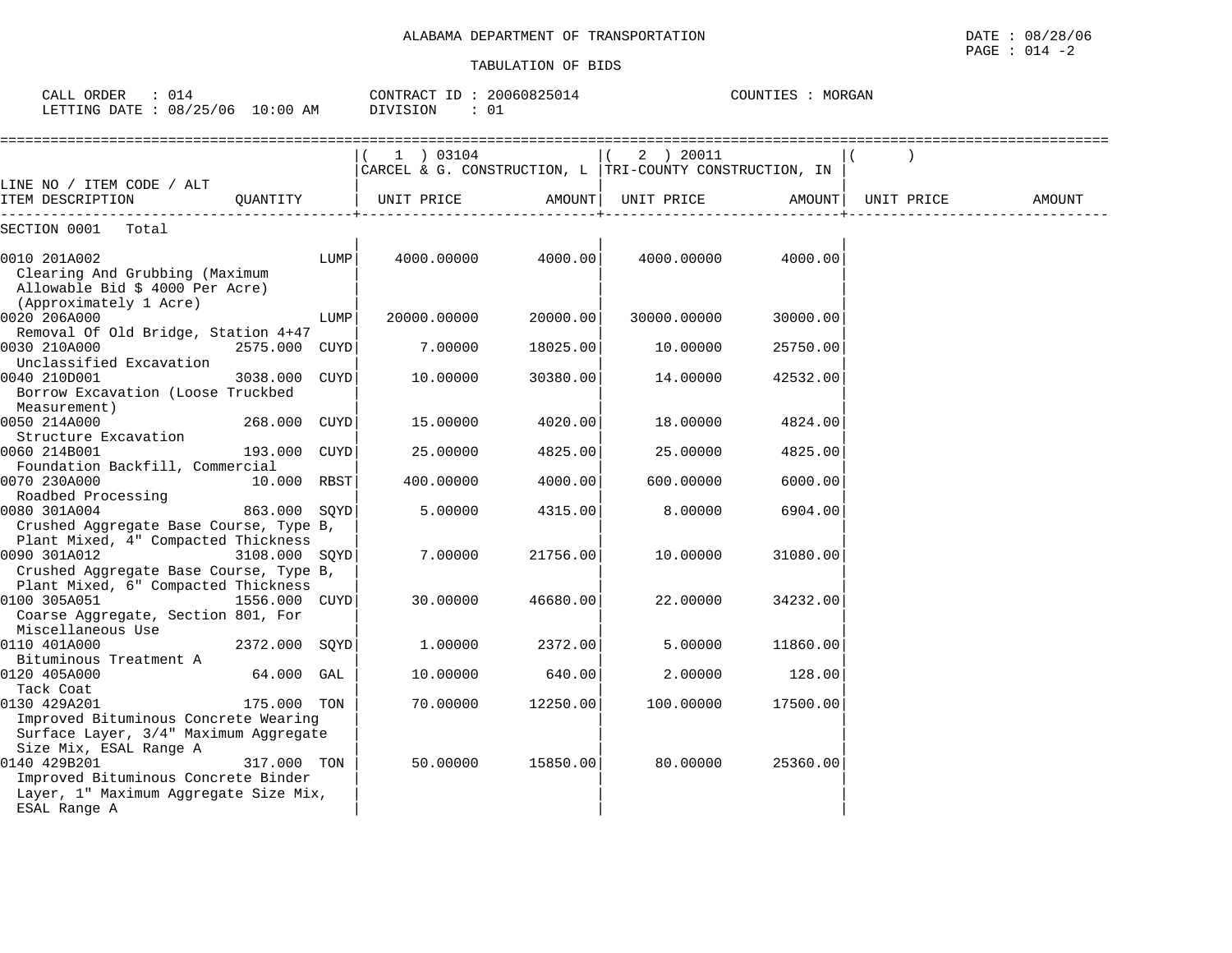ALABAMA DEPARTMENT OF TRANSPORTATION

DATE : 08/28/06

TABULATION OF BIDS

CALL ORDER : 014　　CONTRACT ID : 20060825014　　COUNTIES : MORGAN

LETTING DATE : 08/25/06 10:00 AM　　DIVISION : 01

| LINE NO / ITEM CODE / ALT ITEM DESCRIPTION | QUANTITY | (1) 03104 CARCEL & G. CONSTRUCTION, L UNIT PRICE | AMOUNT | (2) 20011 TRI-COUNTY CONSTRUCTION, IN UNIT PRICE | AMOUNT | ( ) UNIT PRICE | AMOUNT |
|---|---|---|---|---|---|---|---|
| SECTION 0001 Total | | | | | | | |
| 0010 201A002 Clearing And Grubbing (Maximum Allowable Bid $ 4000 Per Acre) (Approximately 1 Acre) | LUMP | 4000.00000 | 4000.00 | 4000.00000 | 4000.00 | | |
| 0020 206A000 Removal Of Old Bridge, Station 4+47 | LUMP | 20000.00000 | 20000.00 | 30000.00000 | 30000.00 | | |
| 0030 210A000 Unclassified Excavation | 2575.000 CUYD | 7.00000 | 18025.00 | 10.00000 | 25750.00 | | |
| 0040 210D001 Borrow Excavation (Loose Truckbed Measurement) | 3038.000 CUYD | 10.00000 | 30380.00 | 14.00000 | 42532.00 | | |
| 0050 214A000 Structure Excavation | 268.000 CUYD | 15.00000 | 4020.00 | 18.00000 | 4824.00 | | |
| 0060 214B001 Foundation Backfill, Commercial | 193.000 CUYD | 25.00000 | 4825.00 | 25.00000 | 4825.00 | | |
| 0070 230A000 Roadbed Processing | 10.000 RBST | 400.00000 | 4000.00 | 600.00000 | 6000.00 | | |
| 0080 301A004 Crushed Aggregate Base Course, Type B, Plant Mixed, 4" Compacted Thickness | 863.000 SQYD | 5.00000 | 4315.00 | 8.00000 | 6904.00 | | |
| 0090 301A012 Crushed Aggregate Base Course, Type B, Plant Mixed, 6" Compacted Thickness | 3108.000 SQYD | 7.00000 | 21756.00 | 10.00000 | 31080.00 | | |
| 0100 305A051 Coarse Aggregate, Section 801, For Miscellaneous Use | 1556.000 CUYD | 30.00000 | 46680.00 | 22.00000 | 34232.00 | | |
| 0110 401A000 Bituminous Treatment A | 2372.000 SQYD | 1.00000 | 2372.00 | 5.00000 | 11860.00 | | |
| 0120 405A000 Tack Coat | 64.000 GAL | 10.00000 | 640.00 | 2.00000 | 128.00 | | |
| 0130 429A201 Improved Bituminous Concrete Wearing Surface Layer, 3/4" Maximum Aggregate Size Mix, ESAL Range A | 175.000 TON | 70.00000 | 12250.00 | 100.00000 | 17500.00 | | |
| 0140 429B201 Improved Bituminous Concrete Binder Layer, 1" Maximum Aggregate Size Mix, ESAL Range A | 317.000 TON | 50.00000 | 15850.00 | 80.00000 | 25360.00 | | |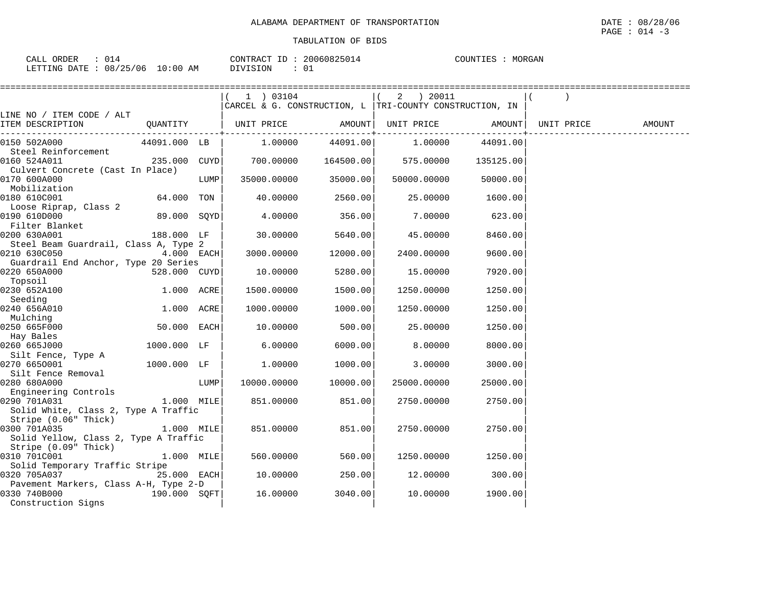ALABAMA DEPARTMENT OF TRANSPORTATION

TABULATION OF BIDS

DATE : 08/28/06

CALL ORDER : 014 | CONTRACT ID : 20060825014 | COUNTIES : MORGAN

LETTING DATE : 08/25/06 10:00 AM | DIVISION : 01

| LINE NO / ITEM CODE / ALT ITEM DESCRIPTION | QUANTITY | (1) 03104 CARCEL & G. CONSTRUCTION, L UNIT PRICE | AMOUNT | (2) 20011 TRI-COUNTY CONSTRUCTION, IN UNIT PRICE | AMOUNT | ( ) UNIT PRICE | AMOUNT |
|---|---|---|---|---|---|---|---|
| 0150 502A000 Steel Reinforcement | 44091.000 LB | 1.00000 | 44091.00 | 1.00000 | 44091.00 | | |
| 0160 524A011 Culvert Concrete (Cast In Place) | 235.000 CUYD | 700.00000 | 164500.00 | 575.00000 | 135125.00 | | |
| 0170 600A000 Mobilization | LUMP | 35000.00000 | 35000.00 | 50000.00000 | 50000.00 | | |
| 0180 610C001 Loose Riprap, Class 2 | 64.000 TON | 40.00000 | 2560.00 | 25.00000 | 1600.00 | | |
| 0190 610D000 Filter Blanket | 89.000 SQYD | 4.00000 | 356.00 | 7.00000 | 623.00 | | |
| 0200 630A001 Steel Beam Guardrail, Class A, Type 2 | 188.000 LF | 30.00000 | 5640.00 | 45.00000 | 8460.00 | | |
| 0210 630C050 Guardrail End Anchor, Type 20 Series | 4.000 EACH | 3000.00000 | 12000.00 | 2400.00000 | 9600.00 | | |
| 0220 650A000 Topsoil | 528.000 CUYD | 10.00000 | 5280.00 | 15.00000 | 7920.00 | | |
| 0230 652A100 Seeding | 1.000 ACRE | 1500.00000 | 1500.00 | 1250.00000 | 1250.00 | | |
| 0240 656A010 Mulching | 1.000 ACRE | 1000.00000 | 1000.00 | 1250.00000 | 1250.00 | | |
| 0250 665F000 Hay Bales | 50.000 EACH | 10.00000 | 500.00 | 25.00000 | 1250.00 | | |
| 0260 665J000 Silt Fence, Type A | 1000.000 LF | 6.00000 | 6000.00 | 8.00000 | 8000.00 | | |
| 0270 665O001 Silt Fence Removal | 1000.000 LF | 1.00000 | 1000.00 | 3.00000 | 3000.00 | | |
| 0280 680A000 Engineering Controls | LUMP | 10000.00000 | 10000.00 | 25000.00000 | 25000.00 | | |
| 0290 701A031 Solid White, Class 2, Type A Traffic Stripe (0.06" Thick) | 1.000 MILE | 851.00000 | 851.00 | 2750.00000 | 2750.00 | | |
| 0300 701A035 Solid Yellow, Class 2, Type A Traffic Stripe (0.09" Thick) | 1.000 MILE | 851.00000 | 851.00 | 2750.00000 | 2750.00 | | |
| 0310 701C001 Solid Temporary Traffic Stripe | 1.000 MILE | 560.00000 | 560.00 | 1250.00000 | 1250.00 | | |
| 0320 705A037 Pavement Markers, Class A-H, Type 2-D | 25.000 EACH | 10.00000 | 250.00 | 12.00000 | 300.00 | | |
| 0330 740B000 Construction Signs | 190.000 SQFT | 16.00000 | 3040.00 | 10.00000 | 1900.00 | | |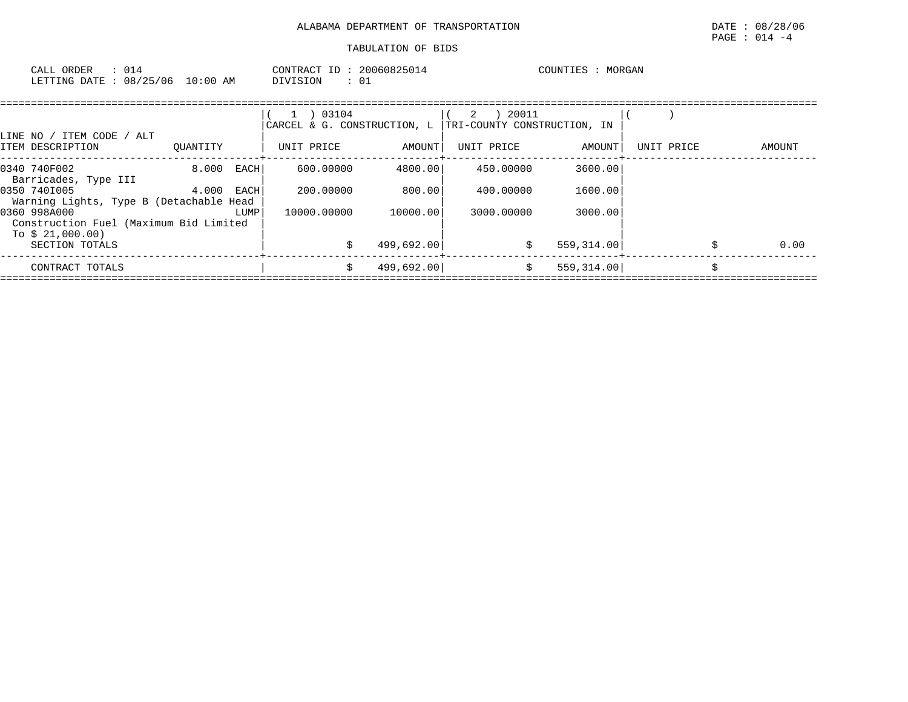ALABAMA DEPARTMENT OF TRANSPORTATION

TABULATION OF BIDS

CALL ORDER : 014
LETTING DATE : 08/25/06 10:00 AM

CONTRACT ID : 20060825014
DIVISION : 01

COUNTIES : MORGAN

DATE : 08/28/06

| LINE NO / ITEM CODE / ALT ITEM DESCRIPTION | QUANTITY | ( 1 ) 03104 CARCEL & G. CONSTRUCTION, L UNIT PRICE | AMOUNT | ( 2 ) 20011 TRI-COUNTY CONSTRUCTION, IN UNIT PRICE | AMOUNT | ( ) UNIT PRICE | AMOUNT |
|---|---|---|---|---|---|---|---|
| 0340 740F002 Barricades, Type III | 8.000 EACH | 600.00000 | 4800.00 | 450.00000 | 3600.00 | | |
| 0350 740I005 Warning Lights, Type B (Detachable Head | 4.000 EACH | 200.00000 | 800.00 | 400.00000 | 1600.00 | | |
| 0360 998A000 Construction Fuel (Maximum Bid Limited To $ 21,000.00) | LUMP | 10000.00000 | 10000.00 | 3000.00000 | 3000.00 | | |
| SECTION TOTALS | | | $ 499,692.00 | | $ 559,314.00 | | $ 0.00 |
| CONTRACT TOTALS | | | $ 499,692.00 | | $ 559,314.00 | | $ |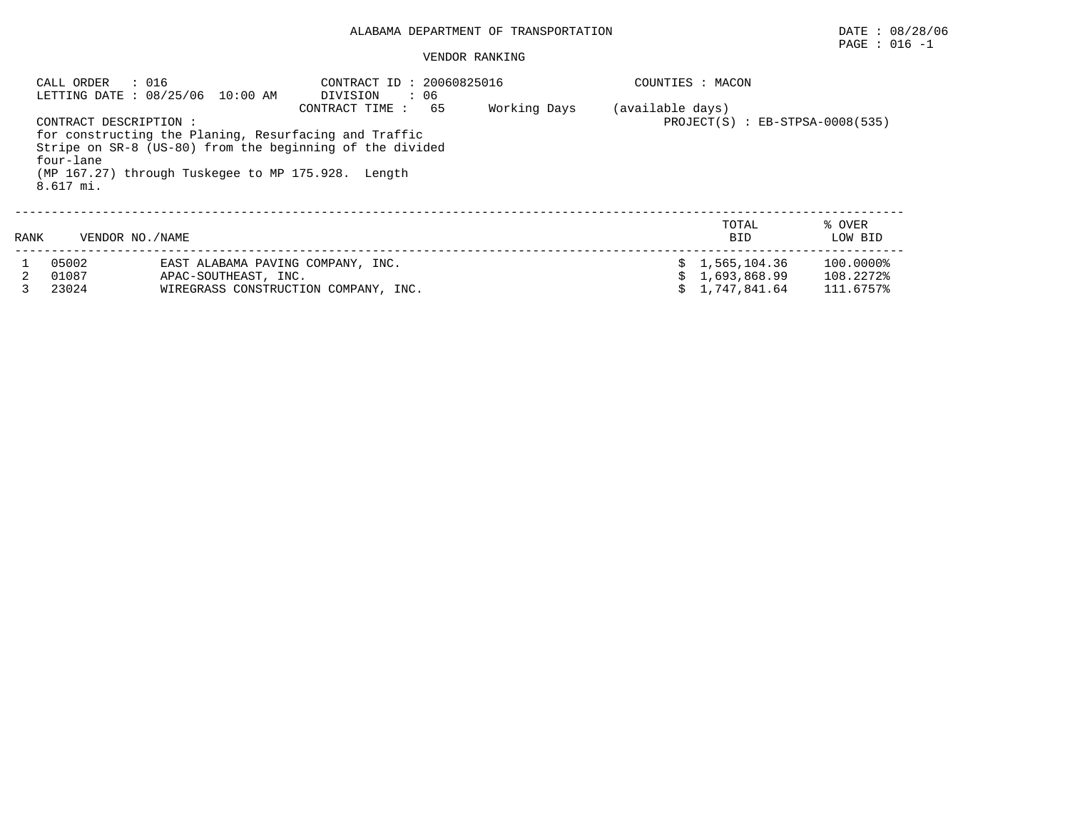ALABAMA DEPARTMENT OF TRANSPORTATION

DATE : 08/28/06

PAGE : 016 -1

VENDOR RANKING

CALL ORDER : 016
LETTING DATE : 08/25/06 10:00 AM

CONTRACT ID : 20060825016
DIVISION : 06
CONTRACT TIME : 65 Working Days (available days)

COUNTIES : MACON

PROJECT(S) : EB-STPSA-0008(535)

CONTRACT DESCRIPTION :
for constructing the Planing, Resurfacing and Traffic Stripe on SR-8 (US-80) from the beginning of the divided four-lane (MP 167.27) through Tuskegee to MP 175.928. Length 8.617 mi.

| RANK | VENDOR NO./NAME | | TOTAL BID | % OVER LOW BID |
|---|---|---|---|---|
| 1 | 05002 | EAST ALABAMA PAVING COMPANY, INC. | $ 1,565,104.36 | 100.0000% |
| 2 | 01087 | APAC-SOUTHEAST, INC. | $ 1,693,868.99 | 108.2272% |
| 3 | 23024 | WIREGRASS CONSTRUCTION COMPANY, INC. | $ 1,747,841.64 | 111.6757% |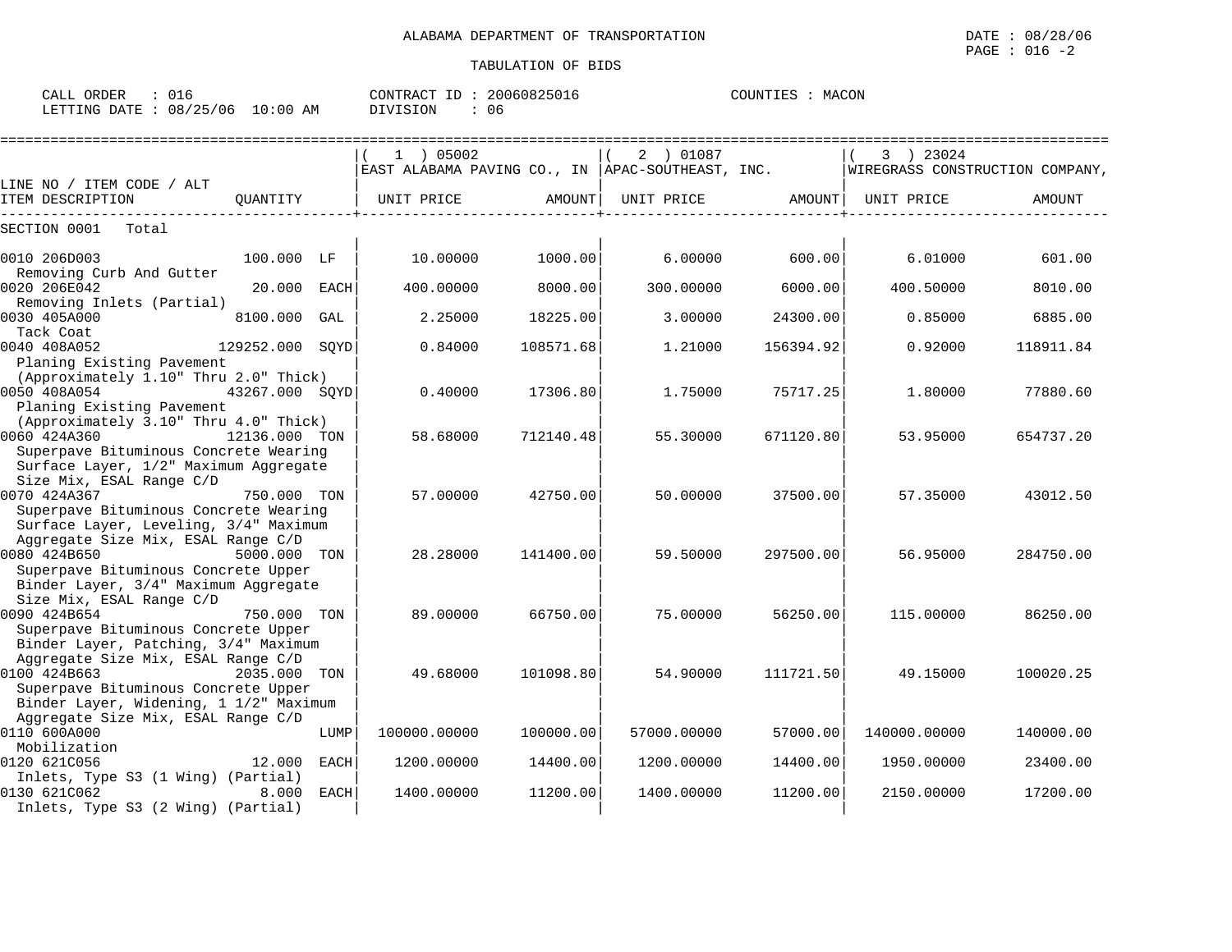ALABAMA DEPARTMENT OF TRANSPORTATION

TABULATION OF BIDS

DATE : 08/28/06
PAGE : 016 -2

CALL ORDER : 016
LETTING DATE : 08/25/06 10:00 AM

CONTRACT ID : 20060825016
DIVISION : 06

COUNTIES : MACON

| LINE NO / ITEM CODE / ALT ITEM DESCRIPTION | QUANTITY | (1) 05002 EAST ALABAMA PAVING CO., IN UNIT PRICE | AMOUNT | (2) 01087 APAC-SOUTHEAST, INC. UNIT PRICE | AMOUNT | (3) 23024 WIREGRASS CONSTRUCTION COMPANY, UNIT PRICE | AMOUNT |
|---|---|---|---|---|---|---|---|
| SECTION 0001 Total | | | | | | | |
| 0010 206D003 Removing Curb And Gutter | 100.000 LF | 10.00000 | 1000.00 | 6.00000 | 600.00 | 6.01000 | 601.00 |
| 0020 206E042 Removing Inlets (Partial) | 20.000 EACH | 400.00000 | 8000.00 | 300.00000 | 6000.00 | 400.50000 | 8010.00 |
| 0030 405A000 Tack Coat | 8100.000 GAL | 2.25000 | 18225.00 | 3.00000 | 24300.00 | 0.85000 | 6885.00 |
| 0040 408A052 Planing Existing Pavement (Approximately 1.10" Thru 2.0" Thick) | 129252.000 SQYD | 0.84000 | 108571.68 | 1.21000 | 156394.92 | 0.92000 | 118911.84 |
| 0050 408A054 Planing Existing Pavement (Approximately 3.10" Thru 4.0" Thick) | 43267.000 SQYD | 0.40000 | 17306.80 | 1.75000 | 75717.25 | 1.80000 | 77880.60 |
| 0060 424A360 Superpave Bituminous Concrete Wearing Surface Layer, 1/2" Maximum Aggregate Size Mix, ESAL Range C/D | 12136.000 TON | 58.68000 | 712140.48 | 55.30000 | 671120.80 | 53.95000 | 654737.20 |
| 0070 424A367 Superpave Bituminous Concrete Wearing Surface Layer, Leveling, 3/4" Maximum Aggregate Size Mix, ESAL Range C/D | 750.000 TON | 57.00000 | 42750.00 | 50.00000 | 37500.00 | 57.35000 | 43012.50 |
| 0080 424B650 Superpave Bituminous Concrete Upper Binder Layer, 3/4" Maximum Aggregate Size Mix, ESAL Range C/D | 5000.000 TON | 28.28000 | 141400.00 | 59.50000 | 297500.00 | 56.95000 | 284750.00 |
| 0090 424B654 Superpave Bituminous Concrete Upper Binder Layer, Patching, 3/4" Maximum Aggregate Size Mix, ESAL Range C/D | 750.000 TON | 89.00000 | 66750.00 | 75.00000 | 56250.00 | 115.00000 | 86250.00 |
| 0100 424B663 Superpave Bituminous Concrete Upper Binder Layer, Widening, 1 1/2" Maximum Aggregate Size Mix, ESAL Range C/D | 2035.000 TON | 49.68000 | 101098.80 | 54.90000 | 111721.50 | 49.15000 | 100020.25 |
| 0110 600A000 Mobilization | LUMP | 100000.00000 | 100000.00 | 57000.00000 | 57000.00 | 140000.00000 | 140000.00 |
| 0120 621C056 Inlets, Type S3 (1 Wing) (Partial) | 12.000 EACH | 1200.00000 | 14400.00 | 1200.00000 | 14400.00 | 1950.00000 | 23400.00 |
| 0130 621C062 Inlets, Type S3 (2 Wing) (Partial) | 8.000 EACH | 1400.00000 | 11200.00 | 1400.00000 | 11200.00 | 2150.00000 | 17200.00 |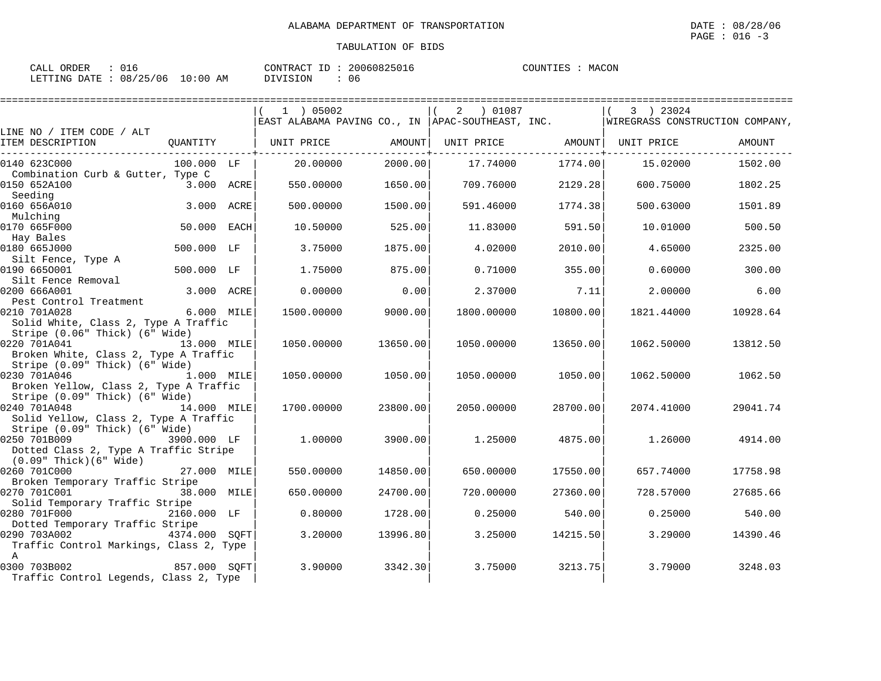ALABAMA DEPARTMENT OF TRANSPORTATION

TABULATION OF BIDS

DATE : 08/28/06
PAGE : 016 -3

CALL ORDER : 016 CONTRACT ID : 20060825016 COUNTIES : MACON
LETTING DATE : 08/25/06 10:00 AM DIVISION : 06

| LINE NO / ITEM CODE / ALT ITEM DESCRIPTION | QUANTITY | ( 1 ) 05002 EAST ALABAMA PAVING CO., IN UNIT PRICE | AMOUNT | ( 2 ) 01087 APAC-SOUTHEAST, INC. UNIT PRICE | AMOUNT | ( 3 ) 23024 WIREGRASS CONSTRUCTION COMPANY, UNIT PRICE | AMOUNT |
|---|---|---|---|---|---|---|---|
| 0140 623C000 Combination Curb & Gutter, Type C | 100.000 LF | 20.00000 | 2000.00 | 17.74000 | 1774.00 | 15.02000 | 1502.00 |
| 0150 652A100 Seeding | 3.000 ACRE | 550.00000 | 1650.00 | 709.76000 | 2129.28 | 600.75000 | 1802.25 |
| 0160 656A010 Mulching | 3.000 ACRE | 500.00000 | 1500.00 | 591.46000 | 1774.38 | 500.63000 | 1501.89 |
| 0170 665F000 Hay Bales | 50.000 EACH | 10.50000 | 525.00 | 11.83000 | 591.50 | 10.01000 | 500.50 |
| 0180 665J000 Silt Fence, Type A | 500.000 LF | 3.75000 | 1875.00 | 4.02000 | 2010.00 | 4.65000 | 2325.00 |
| 0190 665O001 Silt Fence Removal | 500.000 LF | 1.75000 | 875.00 | 0.71000 | 355.00 | 0.60000 | 300.00 |
| 0200 666A001 Pest Control Treatment | 3.000 ACRE | 0.00000 | 0.00 | 2.37000 | 7.11 | 2.00000 | 6.00 |
| 0210 701A028 Solid White, Class 2, Type A Traffic Stripe (0.06" Thick) (6" Wide) | 6.000 MILE | 1500.00000 | 9000.00 | 1800.00000 | 10800.00 | 1821.44000 | 10928.64 |
| 0220 701A041 Broken White, Class 2, Type A Traffic Stripe (0.09" Thick) (6" Wide) | 13.000 MILE | 1050.00000 | 13650.00 | 1050.00000 | 13650.00 | 1062.50000 | 13812.50 |
| 0230 701A046 Broken Yellow, Class 2, Type A Traffic Stripe (0.09" Thick) (6" Wide) | 1.000 MILE | 1050.00000 | 1050.00 | 1050.00000 | 1050.00 | 1062.50000 | 1062.50 |
| 0240 701A048 Solid Yellow, Class 2, Type A Traffic Stripe (0.09" Thick) (6" Wide) | 14.000 MILE | 1700.00000 | 23800.00 | 2050.00000 | 28700.00 | 2074.41000 | 29041.74 |
| 0250 701B009 Dotted Class 2, Type A Traffic Stripe (0.09" Thick)(6" Wide) | 3900.000 LF | 1.00000 | 3900.00 | 1.25000 | 4875.00 | 1.26000 | 4914.00 |
| 0260 701C000 Broken Temporary Traffic Stripe | 27.000 MILE | 550.00000 | 14850.00 | 650.00000 | 17550.00 | 657.74000 | 17758.98 |
| 0270 701C001 Solid Temporary Traffic Stripe | 38.000 MILE | 650.00000 | 24700.00 | 720.00000 | 27360.00 | 728.57000 | 27685.66 |
| 0280 701F000 Dotted Temporary Traffic Stripe | 2160.000 LF | 0.80000 | 1728.00 | 0.25000 | 540.00 | 0.25000 | 540.00 |
| 0290 703A002 Traffic Control Markings, Class 2, Type A | 4374.000 SQFT | 3.20000 | 13996.80 | 3.25000 | 14215.50 | 3.29000 | 14390.46 |
| 0300 703B002 Traffic Control Legends, Class 2, Type | 857.000 SQFT | 3.90000 | 3342.30 | 3.75000 | 3213.75 | 3.79000 | 3248.03 |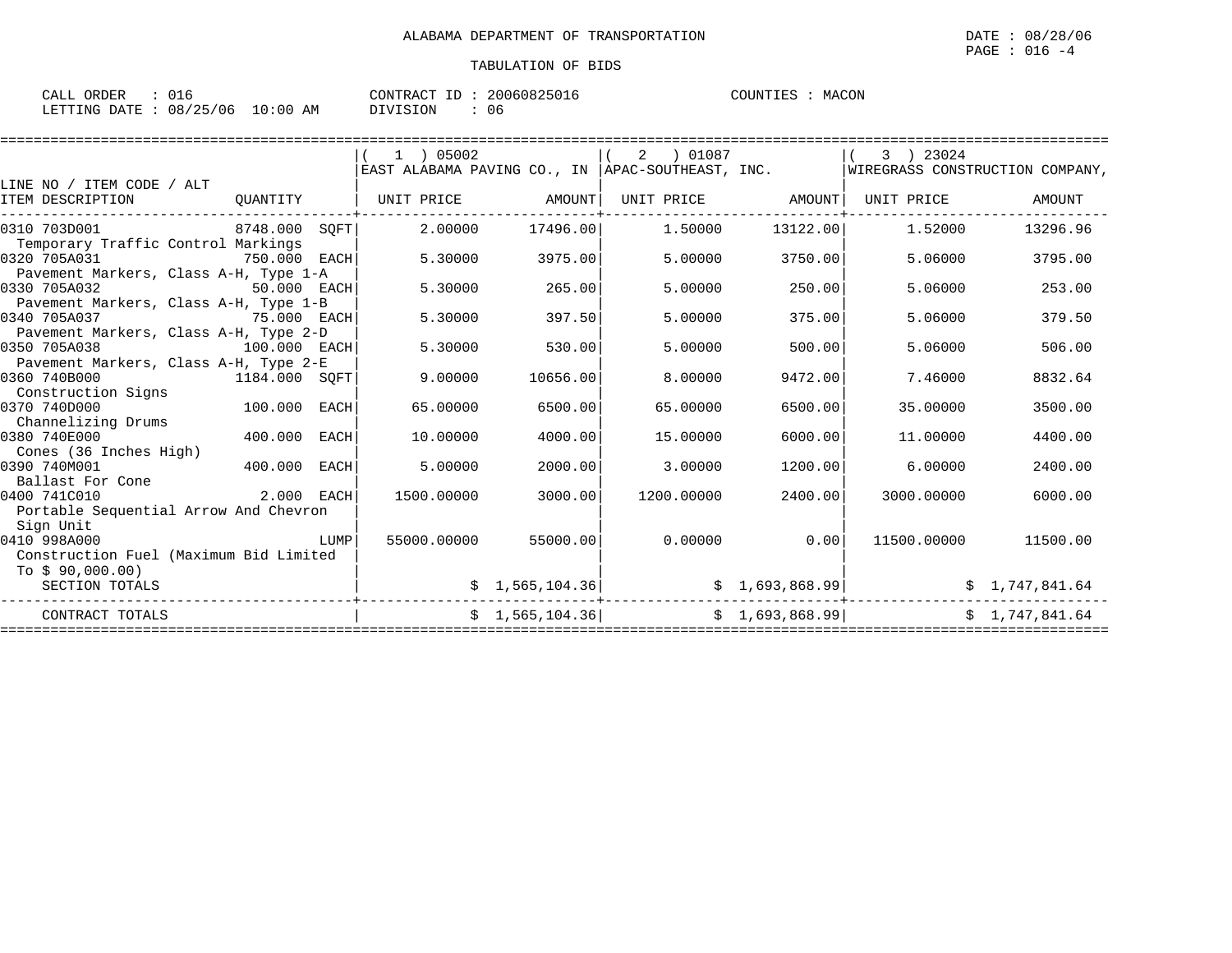ALABAMA DEPARTMENT OF TRANSPORTATION

TABULATION OF BIDS

DATE : 08/28/06
PAGE : 016 -4

CALL ORDER : 016
LETTING DATE : 08/25/06 10:00 AM

CONTRACT ID : 20060825016
DIVISION : 06

COUNTIES : MACON

| LINE NO / ITEM CODE / ALT | | (1) 05002 EAST ALABAMA PAVING CO., IN | | (2) 01087 APAC-SOUTHEAST, INC. | | (3) 23024 WIREGRASS CONSTRUCTION COMPANY, | |
|---|---|---|---|---|---|---|---|
| ITEM DESCRIPTION | QUANTITY | UNIT PRICE | AMOUNT | UNIT PRICE | AMOUNT | UNIT PRICE | AMOUNT |
| 0310 703D001 Temporary Traffic Control Markings | 8748.000 SQFT | 2.00000 | 17496.00 | 1.50000 | 13122.00 | 1.52000 | 13296.96 |
| 0320 705A031 Pavement Markers, Class A-H, Type 1-A | 750.000 EACH | 5.30000 | 3975.00 | 5.00000 | 3750.00 | 5.06000 | 3795.00 |
| 0330 705A032 Pavement Markers, Class A-H, Type 1-B | 50.000 EACH | 5.30000 | 265.00 | 5.00000 | 250.00 | 5.06000 | 253.00 |
| 0340 705A037 Pavement Markers, Class A-H, Type 2-D | 75.000 EACH | 5.30000 | 397.50 | 5.00000 | 375.00 | 5.06000 | 379.50 |
| 0350 705A038 Pavement Markers, Class A-H, Type 2-E | 100.000 EACH | 5.30000 | 530.00 | 5.00000 | 500.00 | 5.06000 | 506.00 |
| 0360 740B000 Construction Signs | 1184.000 SQFT | 9.00000 | 10656.00 | 8.00000 | 9472.00 | 7.46000 | 8832.64 |
| 0370 740D000 Channelizing Drums | 100.000 EACH | 65.00000 | 6500.00 | 65.00000 | 6500.00 | 35.00000 | 3500.00 |
| 0380 740E000 Cones (36 Inches High) | 400.000 EACH | 10.00000 | 4000.00 | 15.00000 | 6000.00 | 11.00000 | 4400.00 |
| 0390 740M001 Ballast For Cone | 400.000 EACH | 5.00000 | 2000.00 | 3.00000 | 1200.00 | 6.00000 | 2400.00 |
| 0400 741C010 Portable Sequential Arrow And Chevron Sign Unit | 2.000 EACH | 1500.00000 | 3000.00 | 1200.00000 | 2400.00 | 3000.00000 | 6000.00 |
| 0410 998A000 Construction Fuel (Maximum Bid Limited To $ 90,000.00) | LUMP | 55000.00000 | 55000.00 | 0.00000 | 0.00 | 11500.00000 | 11500.00 |
| SECTION TOTALS | | | $ 1,565,104.36 | | $ 1,693,868.99 | | $ 1,747,841.64 |
| CONTRACT TOTALS | | | $ 1,565,104.36 | | $ 1,693,868.99 | | $ 1,747,841.64 |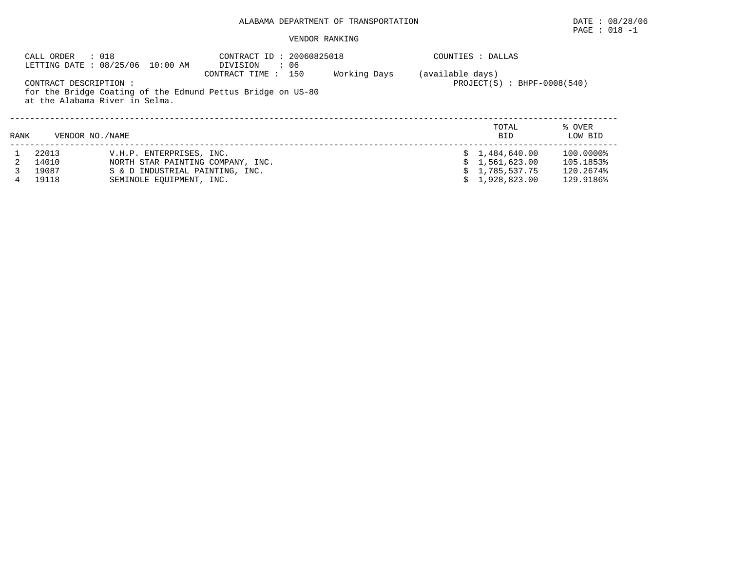ALABAMA DEPARTMENT OF TRANSPORTATION

DATE : 08/28/06

VENDOR RANKING

CALL ORDER : 018
LETTING DATE : 08/25/06 10:00 AM

CONTRACT ID : 20060825018
DIVISION : 06
CONTRACT TIME : 150 Working Days (available days)

COUNTIES : DALLAS

PROJECT(S) : BHPF-0008(540)

CONTRACT DESCRIPTION :
for the Bridge Coating of the Edmund Pettus Bridge on US-80 at the Alabama River in Selma.

| RANK | VENDOR NO. | NAME | TOTAL BID | % OVER LOW BID |
|---|---|---|---|---|
| 1 | 22013 | V.H.P. ENTERPRISES, INC. | $ 1,484,640.00 | 100.0000% |
| 2 | 14010 | NORTH STAR PAINTING COMPANY, INC. | $ 1,561,623.00 | 105.1853% |
| 3 | 19087 | S & D INDUSTRIAL PAINTING, INC. | $ 1,785,537.75 | 120.2674% |
| 4 | 19118 | SEMINOLE EQUIPMENT, INC. | $ 1,928,823.00 | 129.9186% |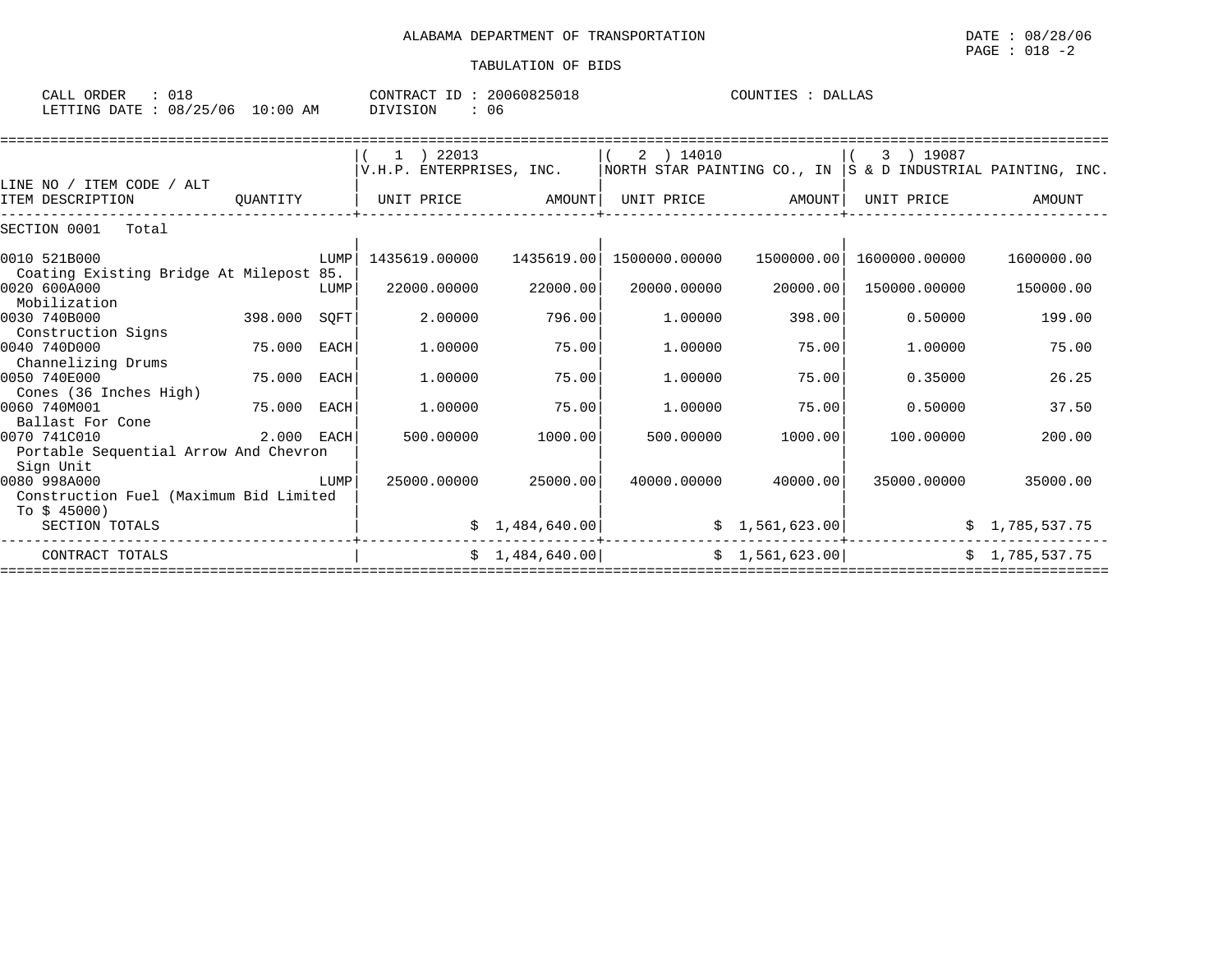ALABAMA DEPARTMENT OF TRANSPORTATION

DATE : 08/28/06

TABULATION OF BIDS

CALL ORDER : 018
LETTING DATE : 08/25/06 10:00 AM

CONTRACT ID : 20060825018
DIVISION : 06

COUNTIES : DALLAS

| LINE NO / ITEM CODE / ALT ITEM DESCRIPTION | QUANTITY | (1) 22013 V.H.P. ENTERPRISES, INC. UNIT PRICE | AMOUNT | (2) 14010 NORTH STAR PAINTING CO., IN UNIT PRICE | AMOUNT | (3) 19087 S & D INDUSTRIAL PAINTING, INC. UNIT PRICE | AMOUNT |
|---|---|---|---|---|---|---|---|
| SECTION 0001 Total | | | | | | | |
| 0010 521B000 Coating Existing Bridge At Milepost 85. | LUMP | 1435619.00000 | 1435619.00 | 1500000.00000 | 1500000.00 | 1600000.00000 | 1600000.00 |
| 0020 600A000 Mobilization | LUMP | 22000.00000 | 22000.00 | 20000.00000 | 20000.00 | 150000.00000 | 150000.00 |
| 0030 740B000 Construction Signs | 398.000 SQFT | 2.00000 | 796.00 | 1.00000 | 398.00 | 0.50000 | 199.00 |
| 0040 740D000 Channelizing Drums | 75.000 EACH | 1.00000 | 75.00 | 1.00000 | 75.00 | 1.00000 | 75.00 |
| 0050 740E000 Cones (36 Inches High) | 75.000 EACH | 1.00000 | 75.00 | 1.00000 | 75.00 | 0.35000 | 26.25 |
| 0060 740M001 Ballast For Cone | 75.000 EACH | 1.00000 | 75.00 | 1.00000 | 75.00 | 0.50000 | 37.50 |
| 0070 741C010 Portable Sequential Arrow And Chevron Sign Unit | 2.000 EACH | 500.00000 | 1000.00 | 500.00000 | 1000.00 | 100.00000 | 200.00 |
| 0080 998A000 Construction Fuel (Maximum Bid Limited To $ 45000) | LUMP | 25000.00000 | 25000.00 | 40000.00000 | 40000.00 | 35000.00000 | 35000.00 |
| SECTION TOTALS | | | $ 1,484,640.00 | | $ 1,561,623.00 | | $ 1,785,537.75 |
| CONTRACT TOTALS | | | $ 1,484,640.00 | | $ 1,561,623.00 | | $ 1,785,537.75 |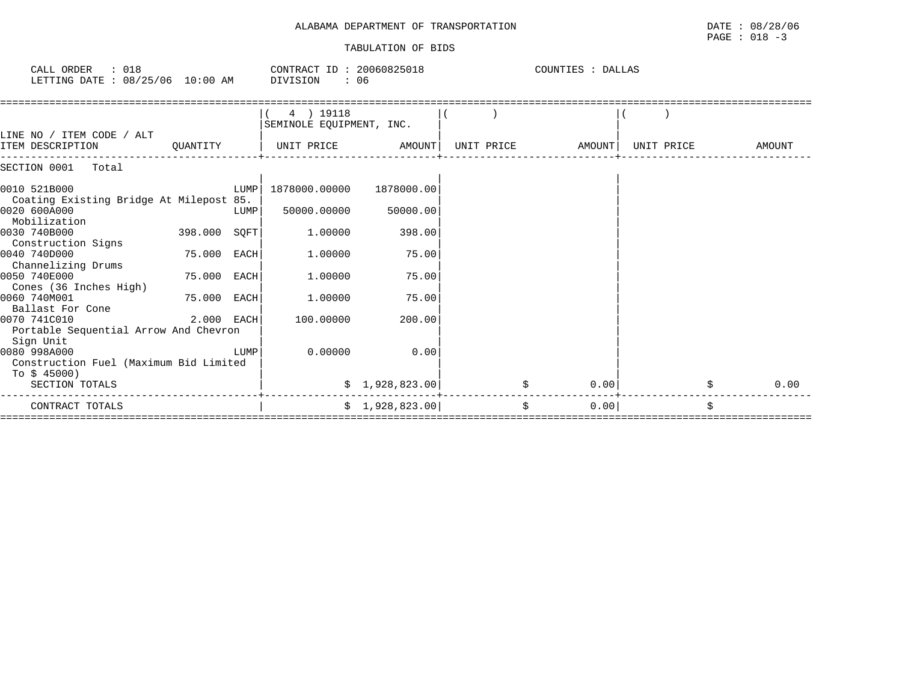ALABAMA DEPARTMENT OF TRANSPORTATION

TABULATION OF BIDS

DATE : 08/28/06
PAGE : 018 -3

CALL ORDER : 018
LETTING DATE : 08/25/06 10:00 AM

CONTRACT ID : 20060825018
DIVISION : 06

COUNTIES : DALLAS

| LINE NO / ITEM CODE / ALT ITEM DESCRIPTION | QUANTITY | ( 4 ) 19118 SEMINOLE EQUIPMENT, INC. UNIT PRICE | AMOUNT | ( ) UNIT PRICE | AMOUNT | ( ) UNIT PRICE | AMOUNT |
|---|---|---|---|---|---|---|---|
| SECTION 0001 Total | | | | | | | |
| 0010 521B000 Coating Existing Bridge At Milepost 85. | LUMP | 1878000.00000 | 1878000.00 | | | | |
| 0020 600A000 Mobilization | LUMP | 50000.00000 | 50000.00 | | | | |
| 0030 740B000 Construction Signs | 398.000 SQFT | 1.00000 | 398.00 | | | | |
| 0040 740D000 Channelizing Drums | 75.000 EACH | 1.00000 | 75.00 | | | | |
| 0050 740E000 Cones (36 Inches High) | 75.000 EACH | 1.00000 | 75.00 | | | | |
| 0060 740M001 Ballast For Cone | 75.000 EACH | 1.00000 | 75.00 | | | | |
| 0070 741C010 Portable Sequential Arrow And Chevron Sign Unit | 2.000 EACH | 100.00000 | 200.00 | | | | |
| 0080 998A000 Construction Fuel (Maximum Bid Limited To $ 45000) | LUMP | 0.00000 | 0.00 | | | | |
| SECTION TOTALS | | | $ 1,928,823.00 | | $ 0.00 | | $ 0.00 |
| CONTRACT TOTALS | | | $ 1,928,823.00 | | $ 0.00 | | $ |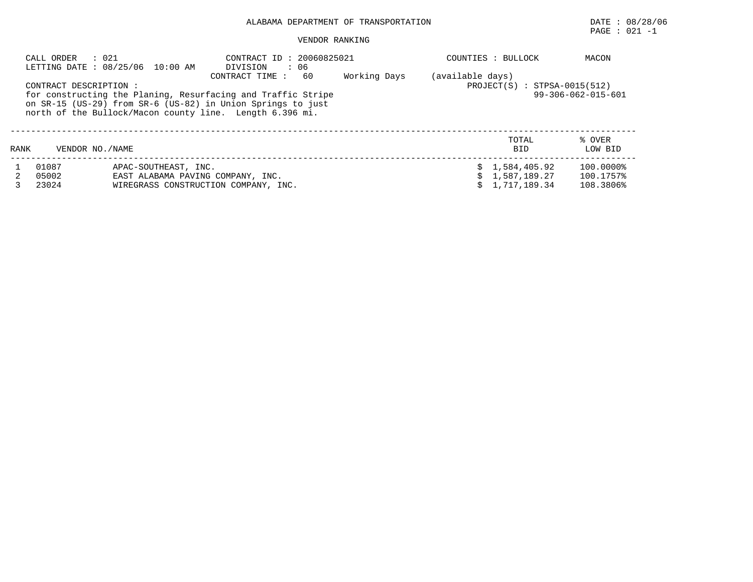ALABAMA DEPARTMENT OF TRANSPORTATION

DATE : 08/28/06

PAGE : 021 -1

VENDOR RANKING

CALL ORDER : 021
LETTING DATE : 08/25/06 10:00 AM

CONTRACT ID : 20060825021
DIVISION : 06
CONTRACT TIME : 60 Working Days (available days)

COUNTIES : BULLOCK MACON

PROJECT(S) : STPSA-0015(512)
99-306-062-015-601

CONTRACT DESCRIPTION :
for constructing the Planing, Resurfacing and Traffic Stripe on SR-15 (US-29) from SR-6 (US-82) in Union Springs to just north of the Bullock/Macon county line. Length 6.396 mi.

| RANK | VENDOR NO./NAME | | TOTAL BID | % OVER LOW BID |
|---|---|---|---|---|
| 1 | 01087 | APAC-SOUTHEAST, INC. | $ 1,584,405.92 | 100.0000% |
| 2 | 05002 | EAST ALABAMA PAVING COMPANY, INC. | $ 1,587,189.27 | 100.1757% |
| 3 | 23024 | WIREGRASS CONSTRUCTION COMPANY, INC. | $ 1,717,189.34 | 108.3806% |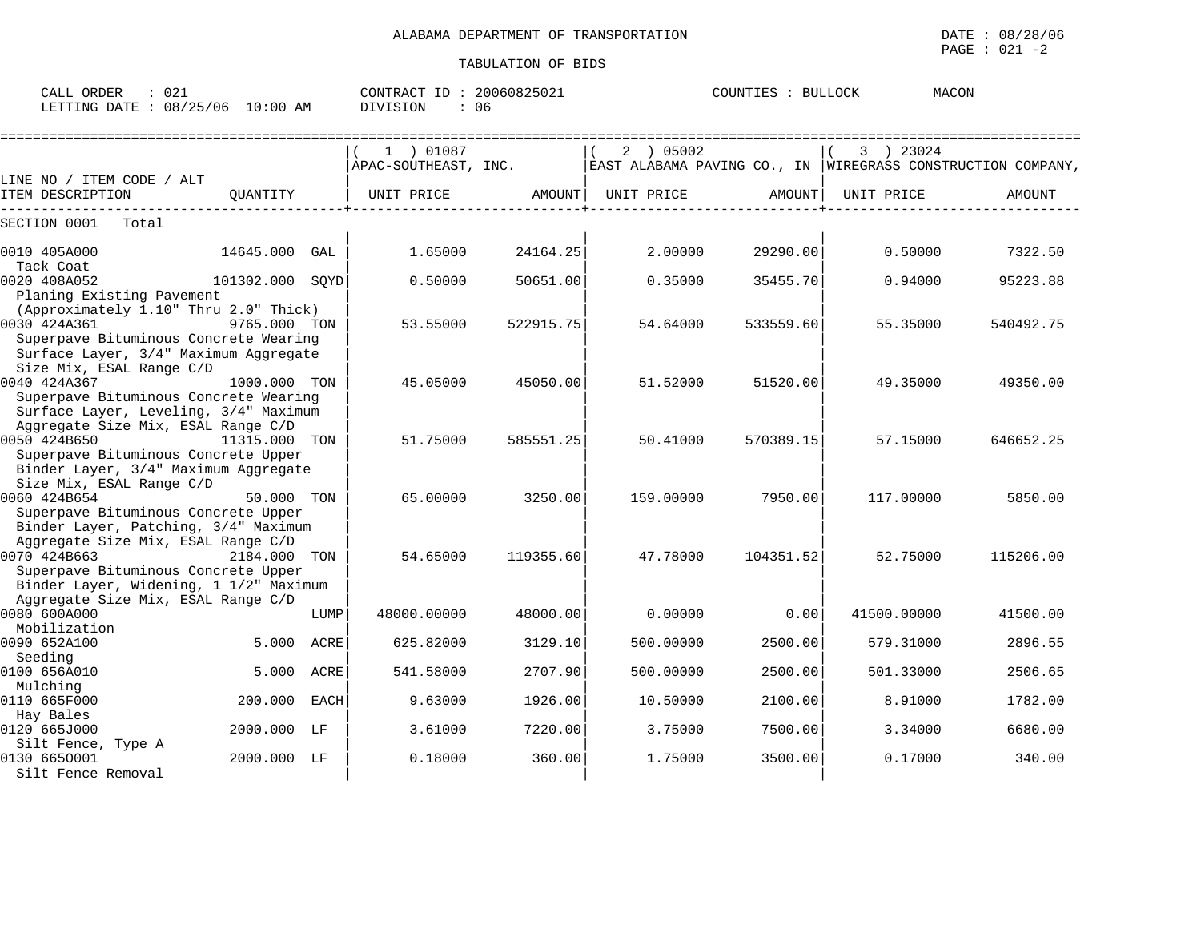# ALABAMA DEPARTMENT OF TRANSPORTATION

DATE : 08/28/06

TABULATION OF BIDS

CALL ORDER : 021 &nbsp;&nbsp;&nbsp; CONTRACT ID : 20060825021 &nbsp;&nbsp;&nbsp; COUNTIES : BULLOCK &nbsp;&nbsp;&nbsp; MACON

LETTING DATE : 08/25/06 10:00 AM &nbsp;&nbsp;&nbsp; DIVISION : 06

| LINE NO / ITEM CODE / ALT<br>ITEM DESCRIPTION | QUANTITY | (1) 01087<br>APAC-SOUTHEAST, INC.<br>UNIT PRICE | AMOUNT | (2) 05002<br>EAST ALABAMA PAVING CO., IN<br>UNIT PRICE | AMOUNT | (3) 23024<br>WIREGRASS CONSTRUCTION COMPANY,<br>UNIT PRICE | AMOUNT |
|---|---|---|---|---|---|---|---|
| SECTION 0001 Total | | | | | | | |
| 0010 405A000<br>Tack Coat | 14645.000 GAL | 1.65000 | 24164.25 | 2.00000 | 29290.00 | 0.50000 | 7322.50 |
| 0020 408A052<br>Planing Existing Pavement (Approximately 1.10" Thru 2.0" Thick) | 101302.000 SQYD | 0.50000 | 50651.00 | 0.35000 | 35455.70 | 0.94000 | 95223.88 |
| 0030 424A361<br>Superpave Bituminous Concrete Wearing Surface Layer, 3/4" Maximum Aggregate Size Mix, ESAL Range C/D | 9765.000 TON | 53.55000 | 522915.75 | 54.64000 | 533559.60 | 55.35000 | 540492.75 |
| 0040 424A367<br>Superpave Bituminous Concrete Wearing Surface Layer, Leveling, 3/4" Maximum Aggregate Size Mix, ESAL Range C/D | 1000.000 TON | 45.05000 | 45050.00 | 51.52000 | 51520.00 | 49.35000 | 49350.00 |
| 0050 424B650<br>Superpave Bituminous Concrete Upper Binder Layer, 3/4" Maximum Aggregate Size Mix, ESAL Range C/D | 11315.000 TON | 51.75000 | 585551.25 | 50.41000 | 570389.15 | 57.15000 | 646652.25 |
| 0060 424B654<br>Superpave Bituminous Concrete Upper Binder Layer, Patching, 3/4" Maximum Aggregate Size Mix, ESAL Range C/D | 50.000 TON | 65.00000 | 3250.00 | 159.00000 | 7950.00 | 117.00000 | 5850.00 |
| 0070 424B663<br>Superpave Bituminous Concrete Upper Binder Layer, Widening, 1 1/2" Maximum Aggregate Size Mix, ESAL Range C/D | 2184.000 TON | 54.65000 | 119355.60 | 47.78000 | 104351.52 | 52.75000 | 115206.00 |
| 0080 600A000<br>Mobilization | LUMP | 48000.00000 | 48000.00 | 0.00000 | 0.00 | 41500.00000 | 41500.00 |
| 0090 652A100<br>Seeding | 5.000 ACRE | 625.82000 | 3129.10 | 500.00000 | 2500.00 | 579.31000 | 2896.55 |
| 0100 656A010<br>Mulching | 5.000 ACRE | 541.58000 | 2707.90 | 500.00000 | 2500.00 | 501.33000 | 2506.65 |
| 0110 665F000<br>Hay Bales | 200.000 EACH | 9.63000 | 1926.00 | 10.50000 | 2100.00 | 8.91000 | 1782.00 |
| 0120 665J000<br>Silt Fence, Type A | 2000.000 LF | 3.61000 | 7220.00 | 3.75000 | 7500.00 | 3.34000 | 6680.00 |
| 0130 665O001<br>Silt Fence Removal | 2000.000 LF | 0.18000 | 360.00 | 1.75000 | 3500.00 | 0.17000 | 340.00 |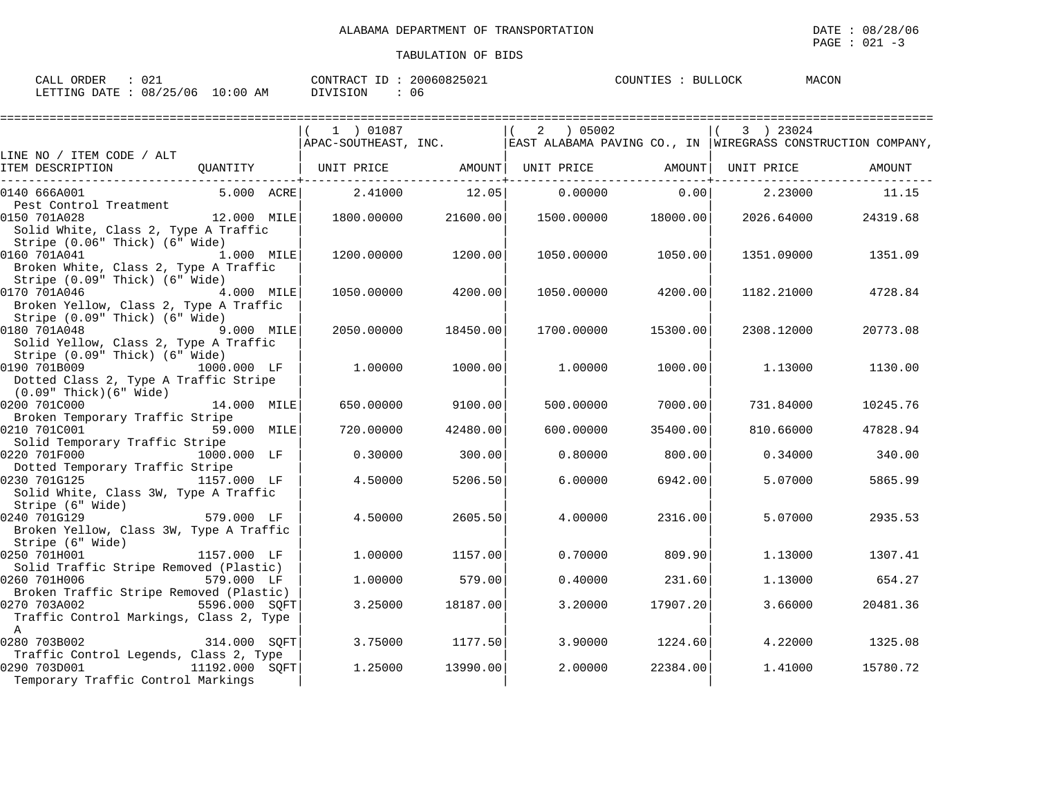ALABAMA DEPARTMENT OF TRANSPORTATION

TABULATION OF BIDS

DATE : 08/28/06
PAGE : 021 -3

CALL ORDER : 021　　CONTRACT ID : 20060825021　　COUNTIES : BULLOCK　MACON
LETTING DATE : 08/25/06 10:00 AM　　DIVISION : 06

| LINE NO / ITEM CODE / ALT ITEM DESCRIPTION | QUANTITY | ( 1 ) 01087 APAC-SOUTHEAST, INC. UNIT PRICE | AMOUNT | ( 2 ) 05002 EAST ALABAMA PAVING CO., IN UNIT PRICE | AMOUNT | ( 3 ) 23024 WIREGRASS CONSTRUCTION COMPANY, UNIT PRICE | AMOUNT |
|---|---|---|---|---|---|---|---|
| 0140 666A001 Pest Control Treatment | 5.000 ACRE | 2.41000 | 12.05 | 0.00000 | 0.00 | 2.23000 | 11.15 |
| 0150 701A028 Solid White, Class 2, Type A Traffic Stripe (0.06" Thick) (6" Wide) | 12.000 MILE | 1800.00000 | 21600.00 | 1500.00000 | 18000.00 | 2026.64000 | 24319.68 |
| 0160 701A041 Broken White, Class 2, Type A Traffic Stripe (0.09" Thick) (6" Wide) | 1.000 MILE | 1200.00000 | 1200.00 | 1050.00000 | 1050.00 | 1351.09000 | 1351.09 |
| 0170 701A046 Broken Yellow, Class 2, Type A Traffic Stripe (0.09" Thick) (6" Wide) | 4.000 MILE | 1050.00000 | 4200.00 | 1050.00000 | 4200.00 | 1182.21000 | 4728.84 |
| 0180 701A048 Solid Yellow, Class 2, Type A Traffic Stripe (0.09" Thick) (6" Wide) | 9.000 MILE | 2050.00000 | 18450.00 | 1700.00000 | 15300.00 | 2308.12000 | 20773.08 |
| 0190 701B009 Dotted Class 2, Type A Traffic Stripe (0.09" Thick)(6" Wide) | 1000.000 LF | 1.00000 | 1000.00 | 1.00000 | 1000.00 | 1.13000 | 1130.00 |
| 0200 701C000 Broken Temporary Traffic Stripe | 14.000 MILE | 650.00000 | 9100.00 | 500.00000 | 7000.00 | 731.84000 | 10245.76 |
| 0210 701C001 Solid Temporary Traffic Stripe | 59.000 MILE | 720.00000 | 42480.00 | 600.00000 | 35400.00 | 810.66000 | 47828.94 |
| 0220 701F000 Dotted Temporary Traffic Stripe | 1000.000 LF | 0.30000 | 300.00 | 0.80000 | 800.00 | 0.34000 | 340.00 |
| 0230 701G125 Solid White, Class 3W, Type A Traffic Stripe (6" Wide) | 1157.000 LF | 4.50000 | 5206.50 | 6.00000 | 6942.00 | 5.07000 | 5865.99 |
| 0240 701G129 Broken Yellow, Class 3W, Type A Traffic Stripe (6" Wide) | 579.000 LF | 4.50000 | 2605.50 | 4.00000 | 2316.00 | 5.07000 | 2935.53 |
| 0250 701H001 Solid Traffic Stripe Removed (Plastic) | 1157.000 LF | 1.00000 | 1157.00 | 0.70000 | 809.90 | 1.13000 | 1307.41 |
| 0260 701H006 Broken Traffic Stripe Removed (Plastic) | 579.000 LF | 1.00000 | 579.00 | 0.40000 | 231.60 | 1.13000 | 654.27 |
| 0270 703A002 Traffic Control Markings, Class 2, Type A | 5596.000 SQFT | 3.25000 | 18187.00 | 3.20000 | 17907.20 | 3.66000 | 20481.36 |
| 0280 703B002 Traffic Control Legends, Class 2, Type | 314.000 SQFT | 3.75000 | 1177.50 | 3.90000 | 1224.60 | 4.22000 | 1325.08 |
| 0290 703D001 Temporary Traffic Control Markings | 11192.000 SQFT | 1.25000 | 13990.00 | 2.00000 | 22384.00 | 1.41000 | 15780.72 |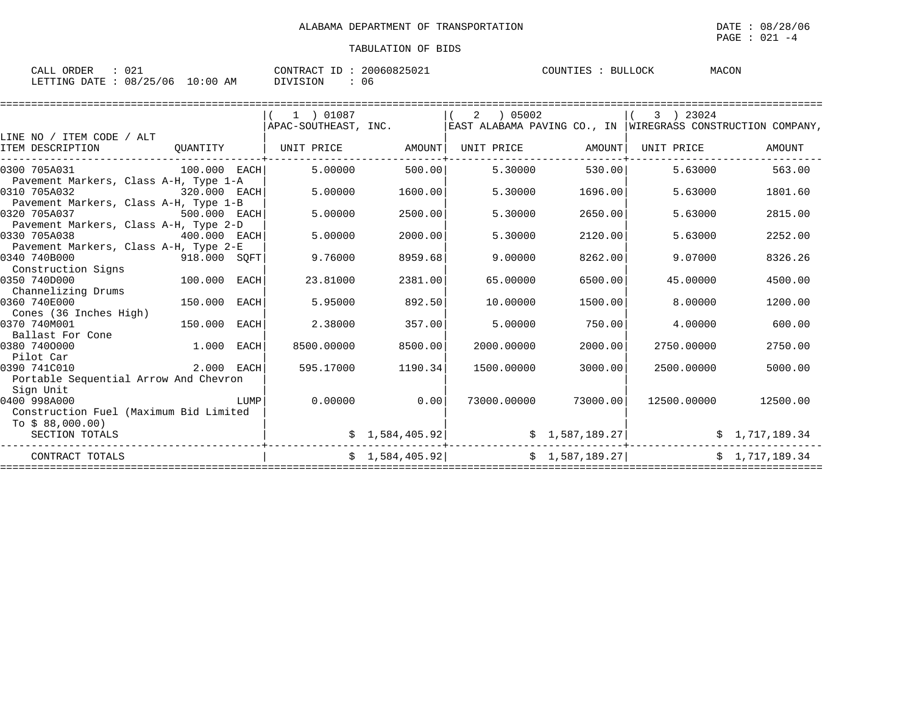ALABAMA DEPARTMENT OF TRANSPORTATION

DATE : 08/28/06

TABULATION OF BIDS

CALL ORDER : 021 CONTRACT ID : 20060825021 COUNTIES : BULLOCK MACON
LETTING DATE : 08/25/06 10:00 AM DIVISION : 06

| LINE NO / ITEM CODE / ALT ITEM DESCRIPTION | QUANTITY | ( 1 ) 01087 APAC-SOUTHEAST, INC. UNIT PRICE | AMOUNT | ( 2 ) 05002 EAST ALABAMA PAVING CO., IN UNIT PRICE | AMOUNT | ( 3 ) 23024 WIREGRASS CONSTRUCTION COMPANY, UNIT PRICE | AMOUNT |
|---|---|---|---|---|---|---|---|
| 0300 705A031 Pavement Markers, Class A-H, Type 1-A | 100.000 EACH | 5.00000 | 500.00 | 5.30000 | 530.00 | 5.63000 | 563.00 |
| 0310 705A032 Pavement Markers, Class A-H, Type 1-B | 320.000 EACH | 5.00000 | 1600.00 | 5.30000 | 1696.00 | 5.63000 | 1801.60 |
| 0320 705A037 Pavement Markers, Class A-H, Type 2-D | 500.000 EACH | 5.00000 | 2500.00 | 5.30000 | 2650.00 | 5.63000 | 2815.00 |
| 0330 705A038 Pavement Markers, Class A-H, Type 2-E | 400.000 EACH | 5.00000 | 2000.00 | 5.30000 | 2120.00 | 5.63000 | 2252.00 |
| 0340 740B000 Construction Signs | 918.000 SQFT | 9.76000 | 8959.68 | 9.00000 | 8262.00 | 9.07000 | 8326.26 |
| 0350 740D000 Channelizing Drums | 100.000 EACH | 23.81000 | 2381.00 | 65.00000 | 6500.00 | 45.00000 | 4500.00 |
| 0360 740E000 Cones (36 Inches High) | 150.000 EACH | 5.95000 | 892.50 | 10.00000 | 1500.00 | 8.00000 | 1200.00 |
| 0370 740M001 Ballast For Cone | 150.000 EACH | 2.38000 | 357.00 | 5.00000 | 750.00 | 4.00000 | 600.00 |
| 0380 740O000 Pilot Car | 1.000 EACH | 8500.00000 | 8500.00 | 2000.00000 | 2000.00 | 2750.00000 | 2750.00 |
| 0390 741C010 Portable Sequential Arrow And Chevron Sign Unit | 2.000 EACH | 595.17000 | 1190.34 | 1500.00000 | 3000.00 | 2500.00000 | 5000.00 |
| 0400 998A000 Construction Fuel (Maximum Bid Limited To $ 88,000.00) | LUMP | 0.00000 | 0.00 | 73000.00000 | 73000.00 | 12500.00000 | 12500.00 |
| SECTION TOTALS | | | $ 1,584,405.92 | | $ 1,587,189.27 | | $ 1,717,189.34 |
| CONTRACT TOTALS | | | $ 1,584,405.92 | | $ 1,587,189.27 | | $ 1,717,189.34 |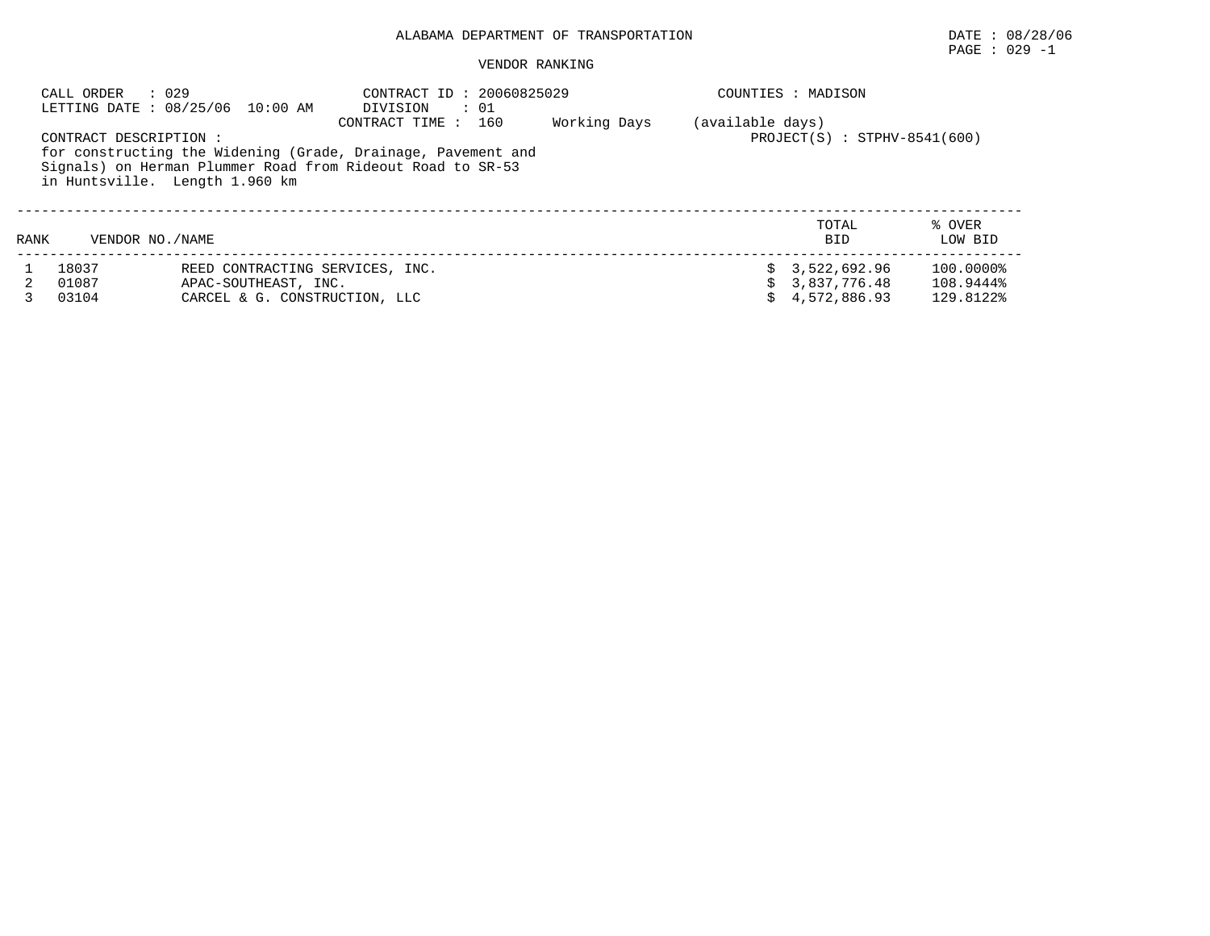ALABAMA DEPARTMENT OF TRANSPORTATION

VENDOR RANKING

DATE : 08/28/06

CALL ORDER : 029
LETTING DATE : 08/25/06 10:00 AM

CONTRACT ID : 20060825029
DIVISION : 01
CONTRACT TIME : 160 Working Days (available days)

COUNTIES : MADISON

PROJECT(S) : STPHV-8541(600)

CONTRACT DESCRIPTION :
for constructing the Widening (Grade, Drainage, Pavement and Signals) on Herman Plummer Road from Rideout Road to SR-53 in Huntsville. Length 1.960 km

| RANK | VENDOR NO./NAME | | TOTAL BID | % OVER LOW BID |
|---|---|---|---|---|
| 1 | 18037 | REED CONTRACTING SERVICES, INC. | $ 3,522,692.96 | 100.0000% |
| 2 | 01087 | APAC-SOUTHEAST, INC. | $ 3,837,776.48 | 108.9444% |
| 3 | 03104 | CARCEL & G. CONSTRUCTION, LLC | $ 4,572,886.93 | 129.8122% |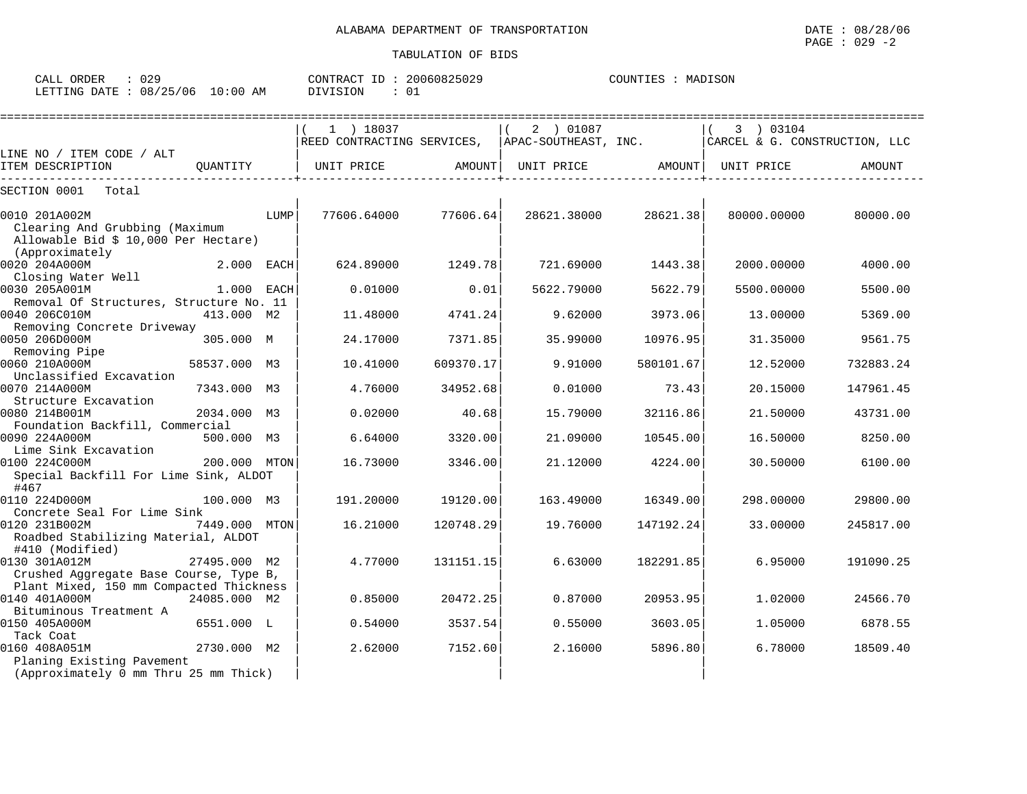ALABAMA DEPARTMENT OF TRANSPORTATION

TABULATION OF BIDS

DATE : 08/28/06

CALL ORDER : 029　　CONTRACT ID : 20060825029　　COUNTIES : MADISON

LETTING DATE : 08/25/06 10:00 AM　　DIVISION : 01

| LINE NO / ITEM CODE / ALT ITEM DESCRIPTION | QUANTITY | ( 1 ) 18037 REED CONTRACTING SERVICES, UNIT PRICE | AMOUNT | ( 2 ) 01087 APAC-SOUTHEAST, INC. UNIT PRICE | AMOUNT | ( 3 ) 03104 CARCEL & G. CONSTRUCTION, LLC UNIT PRICE | AMOUNT |
|---|---|---|---|---|---|---|---|
| SECTION 0001 Total | | | | | | | |
| 0010 201A002M Clearing And Grubbing (Maximum Allowable Bid $ 10,000 Per Hectare) (Approximately | LUMP | 77606.64000 | 77606.64 | 28621.38000 | 28621.38 | 80000.00000 | 80000.00 |
| 0020 204A000M Closing Water Well | 2.000 EACH | 624.89000 | 1249.78 | 721.69000 | 1443.38 | 2000.00000 | 4000.00 |
| 0030 205A001M Removal Of Structures, Structure No. 11 | 1.000 EACH | 0.01000 | 0.01 | 5622.79000 | 5622.79 | 5500.00000 | 5500.00 |
| 0040 206C010M Removing Concrete Driveway | 413.000 M2 | 11.48000 | 4741.24 | 9.62000 | 3973.06 | 13.00000 | 5369.00 |
| 0050 206D000M Removing Pipe | 305.000 M | 24.17000 | 7371.85 | 35.99000 | 10976.95 | 31.35000 | 9561.75 |
| 0060 210A000M Unclassified Excavation | 58537.000 M3 | 10.41000 | 609370.17 | 9.91000 | 580101.67 | 12.52000 | 732883.24 |
| 0070 214A000M Structure Excavation | 7343.000 M3 | 4.76000 | 34952.68 | 0.01000 | 73.43 | 20.15000 | 147961.45 |
| 0080 214B001M Foundation Backfill, Commercial | 2034.000 M3 | 0.02000 | 40.68 | 15.79000 | 32116.86 | 21.50000 | 43731.00 |
| 0090 224A000M Lime Sink Excavation | 500.000 M3 | 6.64000 | 3320.00 | 21.09000 | 10545.00 | 16.50000 | 8250.00 |
| 0100 224C000M Special Backfill For Lime Sink, ALDOT #467 | 200.000 MTON | 16.73000 | 3346.00 | 21.12000 | 4224.00 | 30.50000 | 6100.00 |
| 0110 224D000M Concrete Seal For Lime Sink | 100.000 M3 | 191.20000 | 19120.00 | 163.49000 | 16349.00 | 298.00000 | 29800.00 |
| 0120 231B002M Roadbed Stabilizing Material, ALDOT #410 (Modified) | 7449.000 MTON | 16.21000 | 120748.29 | 19.76000 | 147192.24 | 33.00000 | 245817.00 |
| 0130 301A012M Crushed Aggregate Base Course, Type B, Plant Mixed, 150 mm Compacted Thickness | 27495.000 M2 | 4.77000 | 131151.15 | 6.63000 | 182291.85 | 6.95000 | 191090.25 |
| 0140 401A000M Bituminous Treatment A | 24085.000 M2 | 0.85000 | 20472.25 | 0.87000 | 20953.95 | 1.02000 | 24566.70 |
| 0150 405A000M Tack Coat | 6551.000 L | 0.54000 | 3537.54 | 0.55000 | 3603.05 | 1.05000 | 6878.55 |
| 0160 408A051M Planing Existing Pavement (Approximately 0 mm Thru 25 mm Thick) | 2730.000 M2 | 2.62000 | 7152.60 | 2.16000 | 5896.80 | 6.78000 | 18509.40 |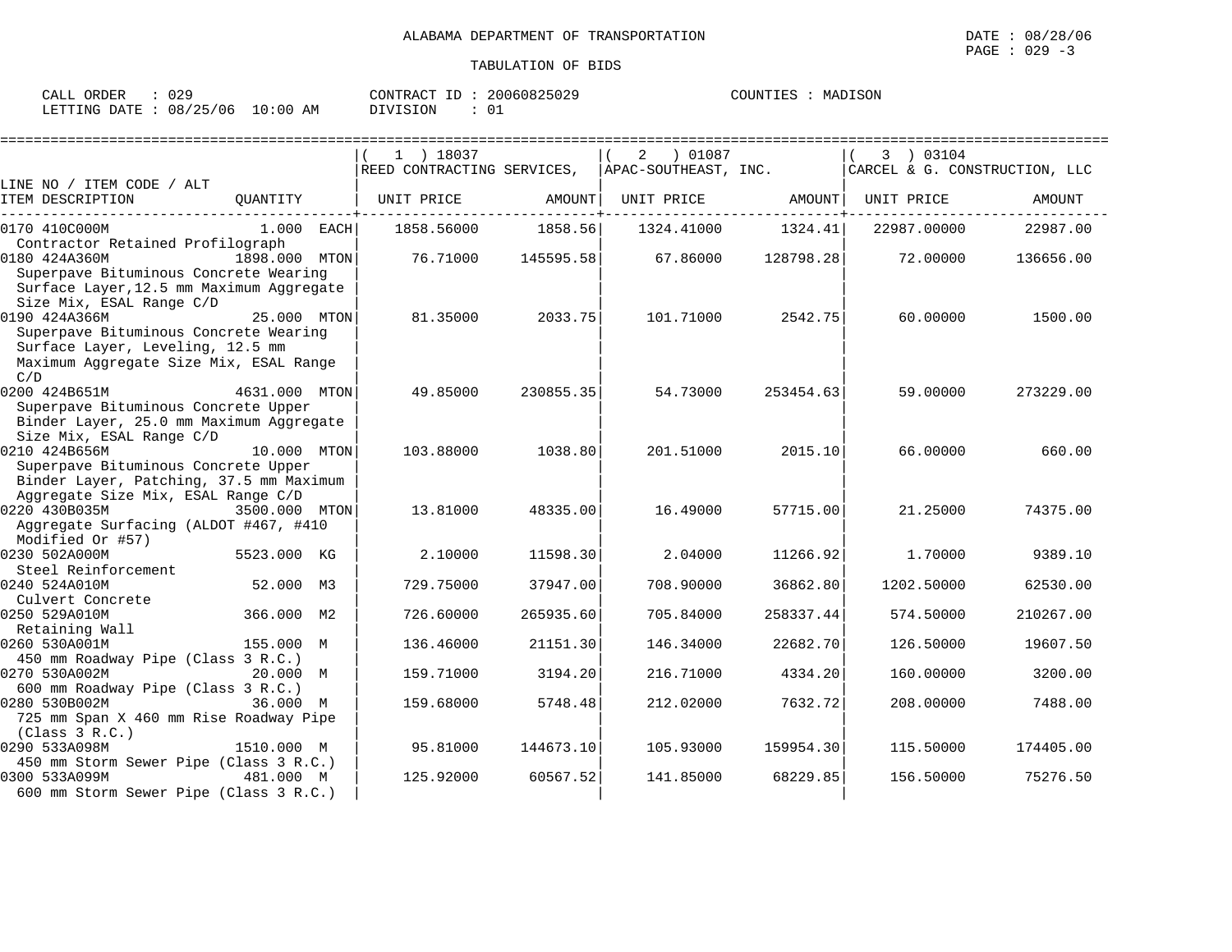ALABAMA DEPARTMENT OF TRANSPORTATION

TABULATION OF BIDS

CALL ORDER : 029 CONTRACT ID : 20060825029 COUNTIES : MADISON
LETTING DATE : 08/25/06 10:00 AM DIVISION : 01

| LINE NO / ITEM CODE / ALT ITEM DESCRIPTION | QUANTITY | (1) 18037 REED CONTRACTING SERVICES, UNIT PRICE | AMOUNT | (2) 01087 APAC-SOUTHEAST, INC. UNIT PRICE | AMOUNT | (3) 03104 CARCEL & G. CONSTRUCTION, LLC UNIT PRICE | AMOUNT |
|---|---|---|---|---|---|---|---|
| 0170 410C000M Contractor Retained Profilograph | 1.000 EACH | 1858.56000 | 1858.56 | 1324.41000 | 1324.41 | 22987.00000 | 22987.00 |
| 0180 424A360M Superpave Bituminous Concrete Wearing Surface Layer,12.5 mm Maximum Aggregate Size Mix, ESAL Range C/D | 1898.000 MTON | 76.71000 | 145595.58 | 67.86000 | 128798.28 | 72.00000 | 136656.00 |
| 0190 424A366M Superpave Bituminous Concrete Wearing Surface Layer, Leveling, 12.5 mm Maximum Aggregate Size Mix, ESAL Range C/D | 25.000 MTON | 81.35000 | 2033.75 | 101.71000 | 2542.75 | 60.00000 | 1500.00 |
| 0200 424B651M Superpave Bituminous Concrete Upper Binder Layer, 25.0 mm Maximum Aggregate Size Mix, ESAL Range C/D | 4631.000 MTON | 49.85000 | 230855.35 | 54.73000 | 253454.63 | 59.00000 | 273229.00 |
| 0210 424B656M Superpave Bituminous Concrete Upper Binder Layer, Patching, 37.5 mm Maximum Aggregate Size Mix, ESAL Range C/D | 10.000 MTON | 103.88000 | 1038.80 | 201.51000 | 2015.10 | 66.00000 | 660.00 |
| 0220 430B035M Aggregate Surfacing (ALDOT #467, #410 Modified Or #57) | 3500.000 MTON | 13.81000 | 48335.00 | 16.49000 | 57715.00 | 21.25000 | 74375.00 |
| 0230 502A000M Steel Reinforcement | 5523.000 KG | 2.10000 | 11598.30 | 2.04000 | 11266.92 | 1.70000 | 9389.10 |
| 0240 524A010M Culvert Concrete | 52.000 M3 | 729.75000 | 37947.00 | 708.90000 | 36862.80 | 1202.50000 | 62530.00 |
| 0250 529A010M Retaining Wall | 366.000 M2 | 726.60000 | 265935.60 | 705.84000 | 258337.44 | 574.50000 | 210267.00 |
| 0260 530A001M 450 mm Roadway Pipe (Class 3 R.C.) | 155.000 M | 136.46000 | 21151.30 | 146.34000 | 22682.70 | 126.50000 | 19607.50 |
| 0270 530A002M 600 mm Roadway Pipe (Class 3 R.C.) | 20.000 M | 159.71000 | 3194.20 | 216.71000 | 4334.20 | 160.00000 | 3200.00 |
| 0280 530B002M 725 mm Span X 460 mm Rise Roadway Pipe (Class 3 R.C.) | 36.000 M | 159.68000 | 5748.48 | 212.02000 | 7632.72 | 208.00000 | 7488.00 |
| 0290 533A098M 450 mm Storm Sewer Pipe (Class 3 R.C.) | 1510.000 M | 95.81000 | 144673.10 | 105.93000 | 159954.30 | 115.50000 | 174405.00 |
| 0300 533A099M 600 mm Storm Sewer Pipe (Class 3 R.C.) | 481.000 M | 125.92000 | 60567.52 | 141.85000 | 68229.85 | 156.50000 | 75276.50 |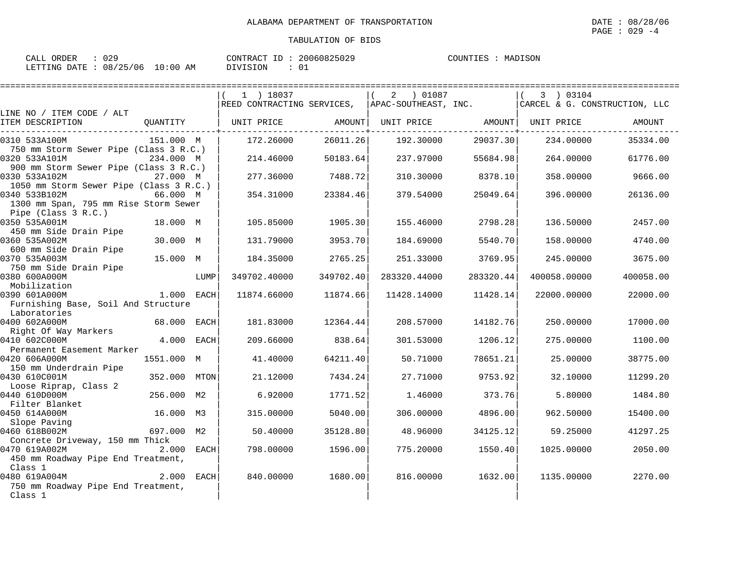ALABAMA DEPARTMENT OF TRANSPORTATION

TABULATION OF BIDS

CALL ORDER : 029 | CONTRACT ID : 20060825029 | COUNTIES : MADISON
LETTING DATE : 08/25/06 10:00 AM | DIVISION : 01

| LINE NO / ITEM CODE / ALT ITEM DESCRIPTION | QUANTITY | | ( 1 ) 18037 REED CONTRACTING SERVICES, UNIT PRICE | AMOUNT | ( 2 ) 01087 APAC-SOUTHEAST, INC. UNIT PRICE | AMOUNT | ( 3 ) 03104 CARCEL & G. CONSTRUCTION, LLC UNIT PRICE | AMOUNT |
|---|---|---|---|---|---|---|---|---|
| 0310 533A100M 750 mm Storm Sewer Pipe (Class 3 R.C.) | 151.000 | M | 172.26000 | 26011.26 | 192.30000 | 29037.30 | 234.00000 | 35334.00 |
| 0320 533A101M 900 mm Storm Sewer Pipe (Class 3 R.C.) | 234.000 | M | 214.46000 | 50183.64 | 237.97000 | 55684.98 | 264.00000 | 61776.00 |
| 0330 533A102M 1050 mm Storm Sewer Pipe (Class 3 R.C.) | 27.000 | M | 277.36000 | 7488.72 | 310.30000 | 8378.10 | 358.00000 | 9666.00 |
| 0340 533B102M 1300 mm Span, 795 mm Rise Storm Sewer Pipe (Class 3 R.C.) | 66.000 | M | 354.31000 | 23384.46 | 379.54000 | 25049.64 | 396.00000 | 26136.00 |
| 0350 535A001M 450 mm Side Drain Pipe | 18.000 | M | 105.85000 | 1905.30 | 155.46000 | 2798.28 | 136.50000 | 2457.00 |
| 0360 535A002M 600 mm Side Drain Pipe | 30.000 | M | 131.79000 | 3953.70 | 184.69000 | 5540.70 | 158.00000 | 4740.00 |
| 0370 535A003M 750 mm Side Drain Pipe | 15.000 | M | 184.35000 | 2765.25 | 251.33000 | 3769.95 | 245.00000 | 3675.00 |
| 0380 600A000M Mobilization | | LUMP | 349702.40000 | 349702.40 | 283320.44000 | 283320.44 | 400058.00000 | 400058.00 |
| 0390 601A000M Furnishing Base, Soil And Structure Laboratories | 1.000 | EACH | 11874.66000 | 11874.66 | 11428.14000 | 11428.14 | 22000.00000 | 22000.00 |
| 0400 602A000M Right Of Way Markers | 68.000 | EACH | 181.83000 | 12364.44 | 208.57000 | 14182.76 | 250.00000 | 17000.00 |
| 0410 602C000M Permanent Easement Marker | 4.000 | EACH | 209.66000 | 838.64 | 301.53000 | 1206.12 | 275.00000 | 1100.00 |
| 0420 606A000M 150 mm Underdrain Pipe | 1551.000 | M | 41.40000 | 64211.40 | 50.71000 | 78651.21 | 25.00000 | 38775.00 |
| 0430 610C001M Loose Riprap, Class 2 | 352.000 | MTON | 21.12000 | 7434.24 | 27.71000 | 9753.92 | 32.10000 | 11299.20 |
| 0440 610D000M Filter Blanket | 256.000 | M2 | 6.92000 | 1771.52 | 1.46000 | 373.76 | 5.80000 | 1484.80 |
| 0450 614A000M Slope Paving | 16.000 | M3 | 315.00000 | 5040.00 | 306.00000 | 4896.00 | 962.50000 | 15400.00 |
| 0460 618B002M Concrete Driveway, 150 mm Thick | 697.000 | M2 | 50.40000 | 35128.80 | 48.96000 | 34125.12 | 59.25000 | 41297.25 |
| 0470 619A002M 450 mm Roadway Pipe End Treatment, Class 1 | 2.000 | EACH | 798.00000 | 1596.00 | 775.20000 | 1550.40 | 1025.00000 | 2050.00 |
| 0480 619A004M 750 mm Roadway Pipe End Treatment, Class 1 | 2.000 | EACH | 840.00000 | 1680.00 | 816.00000 | 1632.00 | 1135.00000 | 2270.00 |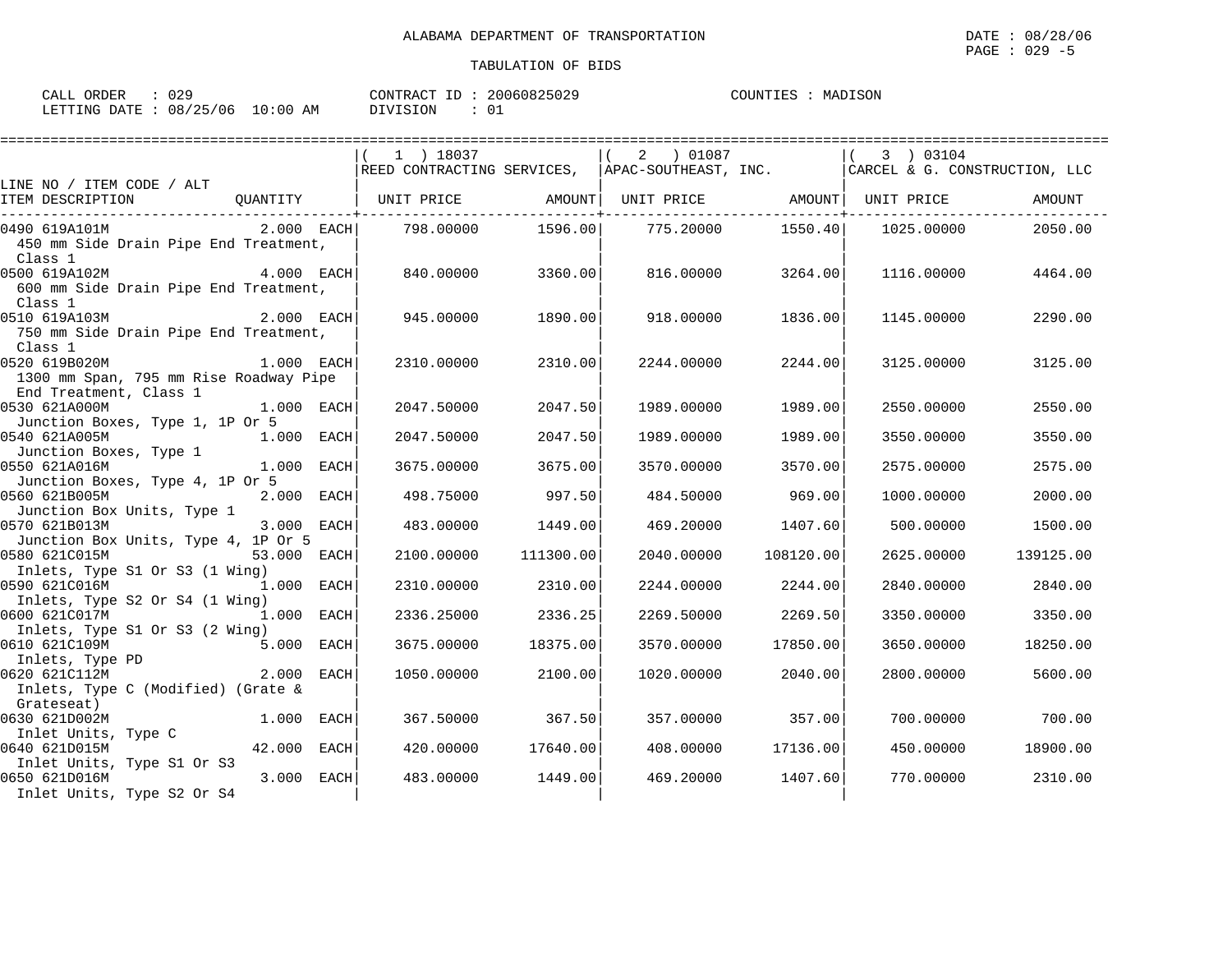ALABAMA DEPARTMENT OF TRANSPORTATION

TABULATION OF BIDS

DATE : 08/28/06
PAGE : 029 -5

CALL ORDER : 029
LETTING DATE : 08/25/06 10:00 AM

CONTRACT ID : 20060825029
DIVISION : 01

COUNTIES : MADISON

| LINE NO / ITEM CODE / ALT ITEM DESCRIPTION | QUANTITY | ( 1 ) 18037 REED CONTRACTING SERVICES, UNIT PRICE | AMOUNT | ( 2 ) 01087 APAC-SOUTHEAST, INC. UNIT PRICE | AMOUNT | ( 3 ) 03104 CARCEL & G. CONSTRUCTION, LLC UNIT PRICE | AMOUNT |
|---|---|---|---|---|---|---|---|
| 0490 619A101M 450 mm Side Drain Pipe End Treatment, Class 1 | 2.000 EACH | 798.00000 | 1596.00 | 775.20000 | 1550.40 | 1025.00000 | 2050.00 |
| 0500 619A102M 600 mm Side Drain Pipe End Treatment, Class 1 | 4.000 EACH | 840.00000 | 3360.00 | 816.00000 | 3264.00 | 1116.00000 | 4464.00 |
| 0510 619A103M 750 mm Side Drain Pipe End Treatment, Class 1 | 2.000 EACH | 945.00000 | 1890.00 | 918.00000 | 1836.00 | 1145.00000 | 2290.00 |
| 0520 619B020M 1300 mm Span, 795 mm Rise Roadway Pipe End Treatment, Class 1 | 1.000 EACH | 2310.00000 | 2310.00 | 2244.00000 | 2244.00 | 3125.00000 | 3125.00 |
| 0530 621A000M Junction Boxes, Type 1, 1P Or 5 | 1.000 EACH | 2047.50000 | 2047.50 | 1989.00000 | 1989.00 | 2550.00000 | 2550.00 |
| 0540 621A005M Junction Boxes, Type 1 | 1.000 EACH | 2047.50000 | 2047.50 | 1989.00000 | 1989.00 | 3550.00000 | 3550.00 |
| 0550 621A016M Junction Boxes, Type 4, 1P Or 5 | 1.000 EACH | 3675.00000 | 3675.00 | 3570.00000 | 3570.00 | 2575.00000 | 2575.00 |
| 0560 621B005M Junction Box Units, Type 1 | 2.000 EACH | 498.75000 | 997.50 | 484.50000 | 969.00 | 1000.00000 | 2000.00 |
| 0570 621B013M Junction Box Units, Type 4, 1P Or 5 | 3.000 EACH | 483.00000 | 1449.00 | 469.20000 | 1407.60 | 500.00000 | 1500.00 |
| 0580 621C015M Inlets, Type S1 Or S3 (1 Wing) | 53.000 EACH | 2100.00000 | 111300.00 | 2040.00000 | 108120.00 | 2625.00000 | 139125.00 |
| 0590 621C016M Inlets, Type S2 Or S4 (1 Wing) | 1.000 EACH | 2310.00000 | 2310.00 | 2244.00000 | 2244.00 | 2840.00000 | 2840.00 |
| 0600 621C017M Inlets, Type S1 Or S3 (2 Wing) | 1.000 EACH | 2336.25000 | 2336.25 | 2269.50000 | 2269.50 | 3350.00000 | 3350.00 |
| 0610 621C109M Inlets, Type PD | 5.000 EACH | 3675.00000 | 18375.00 | 3570.00000 | 17850.00 | 3650.00000 | 18250.00 |
| 0620 621C112M Inlets, Type C (Modified) (Grate & Grateseat) | 2.000 EACH | 1050.00000 | 2100.00 | 1020.00000 | 2040.00 | 2800.00000 | 5600.00 |
| 0630 621D002M Inlet Units, Type C | 1.000 EACH | 367.50000 | 367.50 | 357.00000 | 357.00 | 700.00000 | 700.00 |
| 0640 621D015M Inlet Units, Type S1 Or S3 | 42.000 EACH | 420.00000 | 17640.00 | 408.00000 | 17136.00 | 450.00000 | 18900.00 |
| 0650 621D016M Inlet Units, Type S2 Or S4 | 3.000 EACH | 483.00000 | 1449.00 | 469.20000 | 1407.60 | 770.00000 | 2310.00 |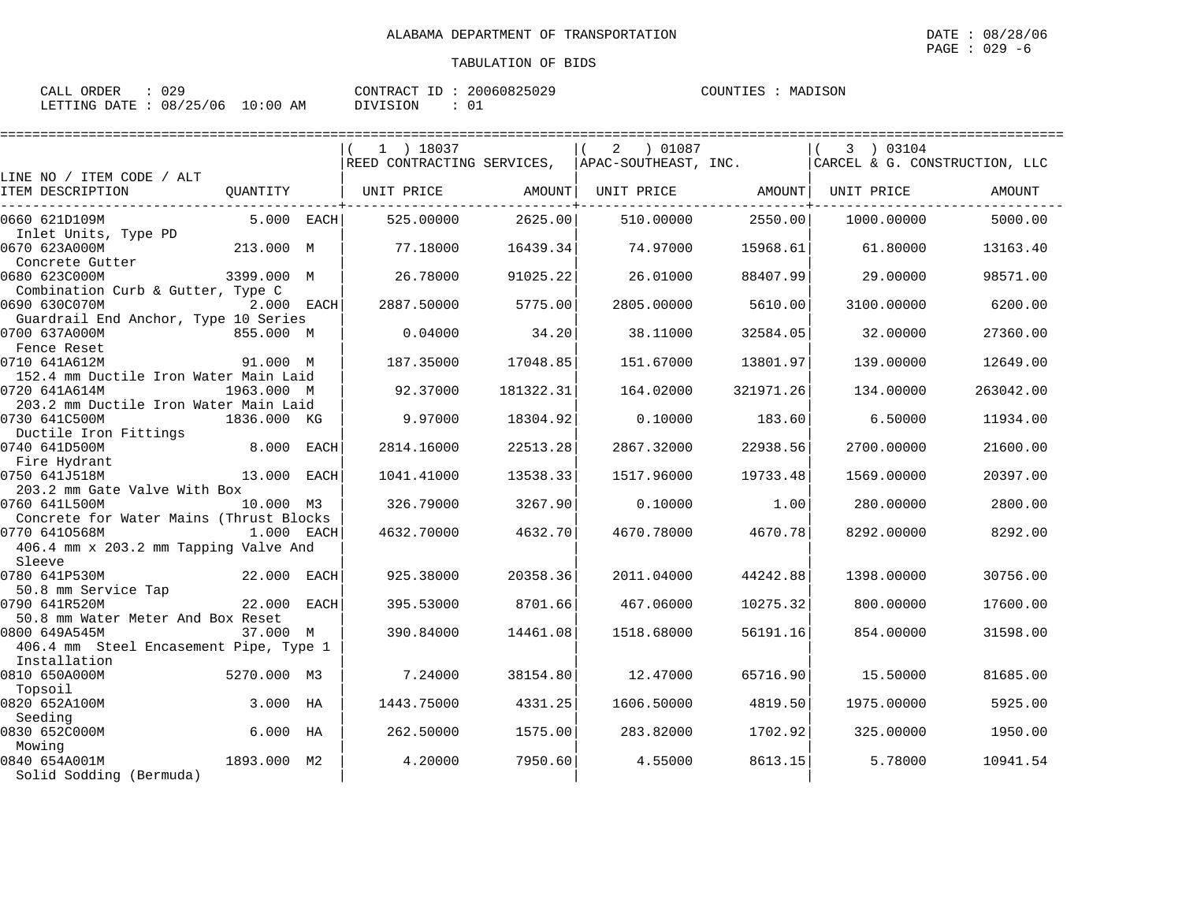ALABAMA DEPARTMENT OF TRANSPORTATION

DATE : 08/28/06
PAGE : 029 -6

TABULATION OF BIDS

CALL ORDER : 029 CONTRACT ID : 20060825029 COUNTIES : MADISON
LETTING DATE : 08/25/06 10:00 AM DIVISION : 01

| LINE NO / ITEM CODE / ALT ITEM DESCRIPTION | QUANTITY | | ( 1 ) 18037 REED CONTRACTING SERVICES, UNIT PRICE | AMOUNT | ( 2 ) 01087 APAC-SOUTHEAST, INC. UNIT PRICE | AMOUNT | ( 3 ) 03104 CARCEL & G. CONSTRUCTION, LLC UNIT PRICE | AMOUNT |
|---|---|---|---|---|---|---|---|---|
| 0660 621D109M Inlet Units, Type PD | 5.000 | EACH | 525.00000 | 2625.00 | 510.00000 | 2550.00 | 1000.00000 | 5000.00 |
| 0670 623A000M Concrete Gutter | 213.000 | M | 77.18000 | 16439.34 | 74.97000 | 15968.61 | 61.80000 | 13163.40 |
| 0680 623C000M Combination Curb & Gutter, Type C | 3399.000 | M | 26.78000 | 91025.22 | 26.01000 | 88407.99 | 29.00000 | 98571.00 |
| 0690 630C070M Guardrail End Anchor, Type 10 Series | 2.000 | EACH | 2887.50000 | 5775.00 | 2805.00000 | 5610.00 | 3100.00000 | 6200.00 |
| 0700 637A000M Fence Reset | 855.000 | M | 0.04000 | 34.20 | 38.11000 | 32584.05 | 32.00000 | 27360.00 |
| 0710 641A612M 152.4 mm Ductile Iron Water Main Laid | 91.000 | M | 187.35000 | 17048.85 | 151.67000 | 13801.97 | 139.00000 | 12649.00 |
| 0720 641A614M 203.2 mm Ductile Iron Water Main Laid | 1963.000 | M | 92.37000 | 181322.31 | 164.02000 | 321971.26 | 134.00000 | 263042.00 |
| 0730 641C500M Ductile Iron Fittings | 1836.000 | KG | 9.97000 | 18304.92 | 0.10000 | 183.60 | 6.50000 | 11934.00 |
| 0740 641D500M Fire Hydrant | 8.000 | EACH | 2814.16000 | 22513.28 | 2867.32000 | 22938.56 | 2700.00000 | 21600.00 |
| 0750 641J518M 203.2 mm Gate Valve With Box | 13.000 | EACH | 1041.41000 | 13538.33 | 1517.96000 | 19733.48 | 1569.00000 | 20397.00 |
| 0760 641L500M Concrete for Water Mains (Thrust Blocks | 10.000 | M3 | 326.79000 | 3267.90 | 0.10000 | 1.00 | 280.00000 | 2800.00 |
| 0770 641O568M 406.4 mm x 203.2 mm Tapping Valve And Sleeve | 1.000 | EACH | 4632.70000 | 4632.70 | 4670.78000 | 4670.78 | 8292.00000 | 8292.00 |
| 0780 641P530M 50.8 mm Service Tap | 22.000 | EACH | 925.38000 | 20358.36 | 2011.04000 | 44242.88 | 1398.00000 | 30756.00 |
| 0790 641R520M 50.8 mm Water Meter And Box Reset | 22.000 | EACH | 395.53000 | 8701.66 | 467.06000 | 10275.32 | 800.00000 | 17600.00 |
| 0800 649A545M 406.4 mm Steel Encasement Pipe, Type 1 Installation | 37.000 | M | 390.84000 | 14461.08 | 1518.68000 | 56191.16 | 854.00000 | 31598.00 |
| 0810 650A000M Topsoil | 5270.000 | M3 | 7.24000 | 38154.80 | 12.47000 | 65716.90 | 15.50000 | 81685.00 |
| 0820 652A100M Seeding | 3.000 | HA | 1443.75000 | 4331.25 | 1606.50000 | 4819.50 | 1975.00000 | 5925.00 |
| 0830 652C000M Mowing | 6.000 | HA | 262.50000 | 1575.00 | 283.82000 | 1702.92 | 325.00000 | 1950.00 |
| 0840 654A001M Solid Sodding (Bermuda) | 1893.000 | M2 | 4.20000 | 7950.60 | 4.55000 | 8613.15 | 5.78000 | 10941.54 |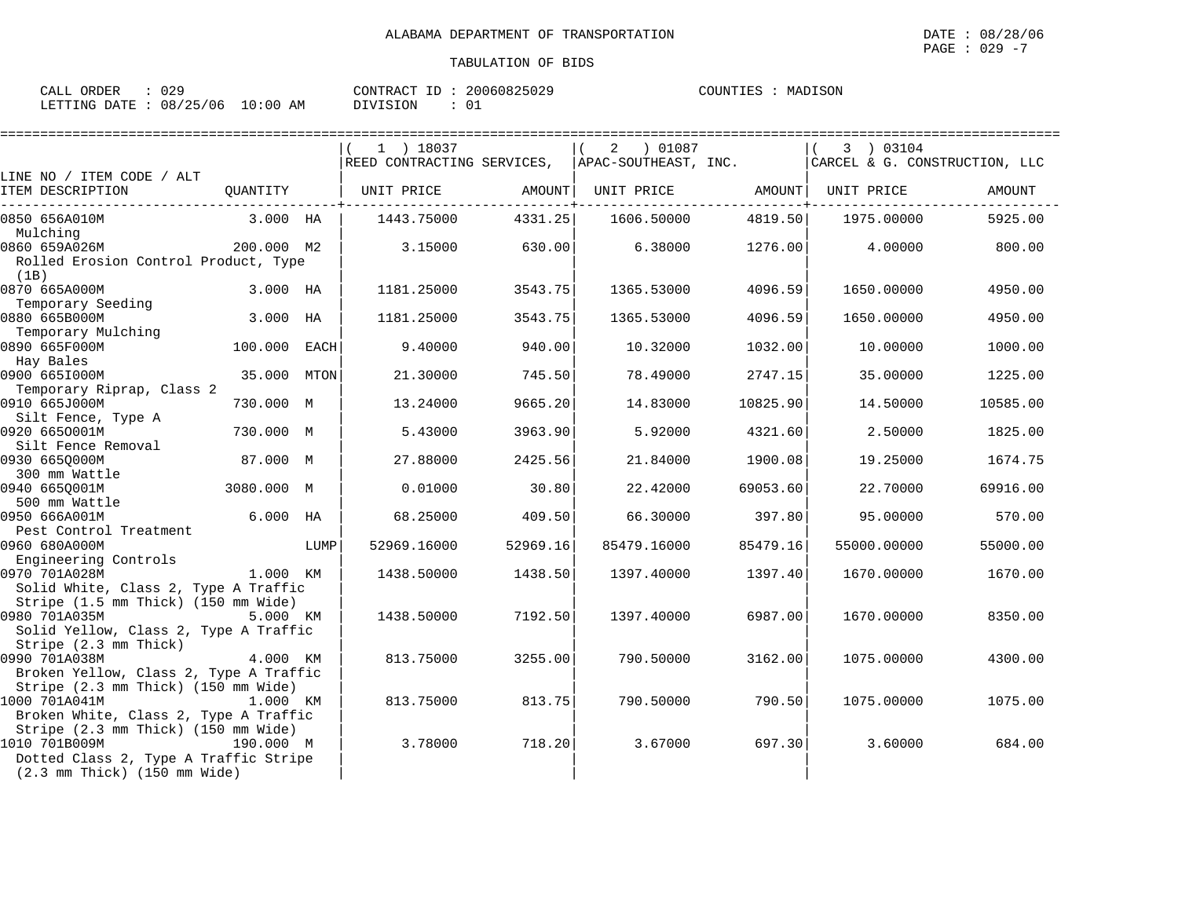ALABAMA DEPARTMENT OF TRANSPORTATION

DATE : 08/28/06

TABULATION OF BIDS

CALL ORDER : 029  CONTRACT ID : 20060825029  COUNTIES : MADISON
LETTING DATE : 08/25/06 10:00 AM  DIVISION : 01

| LINE NO / ITEM CODE / ALT<br>ITEM DESCRIPTION | QUANTITY | | ( 1 ) 18037<br>REED CONTRACTING SERVICES,<br>UNIT PRICE | AMOUNT | ( 2 ) 01087<br>APAC-SOUTHEAST, INC.<br>UNIT PRICE | AMOUNT | ( 3 ) 03104<br>CARCEL & G. CONSTRUCTION, LLC<br>UNIT PRICE | AMOUNT |
|---|---|---|---|---|---|---|---|---|
| 0850 656A010M<br>Mulching | 3.000 | HA | 1443.75000 | 4331.25 | 1606.50000 | 4819.50 | 1975.00000 | 5925.00 |
| 0860 659A026M<br>Rolled Erosion Control Product, Type (1B) | 200.000 | M2 | 3.15000 | 630.00 | 6.38000 | 1276.00 | 4.00000 | 800.00 |
| 0870 665A000M<br>Temporary Seeding | 3.000 | HA | 1181.25000 | 3543.75 | 1365.53000 | 4096.59 | 1650.00000 | 4950.00 |
| 0880 665B000M<br>Temporary Mulching | 3.000 | HA | 1181.25000 | 3543.75 | 1365.53000 | 4096.59 | 1650.00000 | 4950.00 |
| 0890 665F000M<br>Hay Bales | 100.000 | EACH | 9.40000 | 940.00 | 10.32000 | 1032.00 | 10.00000 | 1000.00 |
| 0900 665I000M<br>Temporary Riprap, Class 2 | 35.000 | MTON | 21.30000 | 745.50 | 78.49000 | 2747.15 | 35.00000 | 1225.00 |
| 0910 665J000M<br>Silt Fence, Type A | 730.000 | M | 13.24000 | 9665.20 | 14.83000 | 10825.90 | 14.50000 | 10585.00 |
| 0920 665O001M<br>Silt Fence Removal | 730.000 | M | 5.43000 | 3963.90 | 5.92000 | 4321.60 | 2.50000 | 1825.00 |
| 0930 665Q000M<br>300 mm Wattle | 87.000 | M | 27.88000 | 2425.56 | 21.84000 | 1900.08 | 19.25000 | 1674.75 |
| 0940 665Q001M<br>500 mm Wattle | 3080.000 | M | 0.01000 | 30.80 | 22.42000 | 69053.60 | 22.70000 | 69916.00 |
| 0950 666A001M<br>Pest Control Treatment | 6.000 | HA | 68.25000 | 409.50 | 66.30000 | 397.80 | 95.00000 | 570.00 |
| 0960 680A000M<br>Engineering Controls | | LUMP | 52969.16000 | 52969.16 | 85479.16000 | 85479.16 | 55000.00000 | 55000.00 |
| 0970 701A028M<br>Solid White, Class 2, Type A Traffic Stripe (1.5 mm Thick) (150 mm Wide) | 1.000 | KM | 1438.50000 | 1438.50 | 1397.40000 | 1397.40 | 1670.00000 | 1670.00 |
| 0980 701A035M<br>Solid Yellow, Class 2, Type A Traffic Stripe (2.3 mm Thick) | 5.000 | KM | 1438.50000 | 7192.50 | 1397.40000 | 6987.00 | 1670.00000 | 8350.00 |
| 0990 701A038M<br>Broken Yellow, Class 2, Type A Traffic Stripe (2.3 mm Thick) (150 mm Wide) | 4.000 | KM | 813.75000 | 3255.00 | 790.50000 | 3162.00 | 1075.00000 | 4300.00 |
| 1000 701A041M<br>Broken White, Class 2, Type A Traffic Stripe (2.3 mm Thick) (150 mm Wide) | 1.000 | KM | 813.75000 | 813.75 | 790.50000 | 790.50 | 1075.00000 | 1075.00 |
| 1010 701B009M<br>Dotted Class 2, Type A Traffic Stripe (2.3 mm Thick) (150 mm Wide) | 190.000 | M | 3.78000 | 718.20 | 3.67000 | 697.30 | 3.60000 | 684.00 |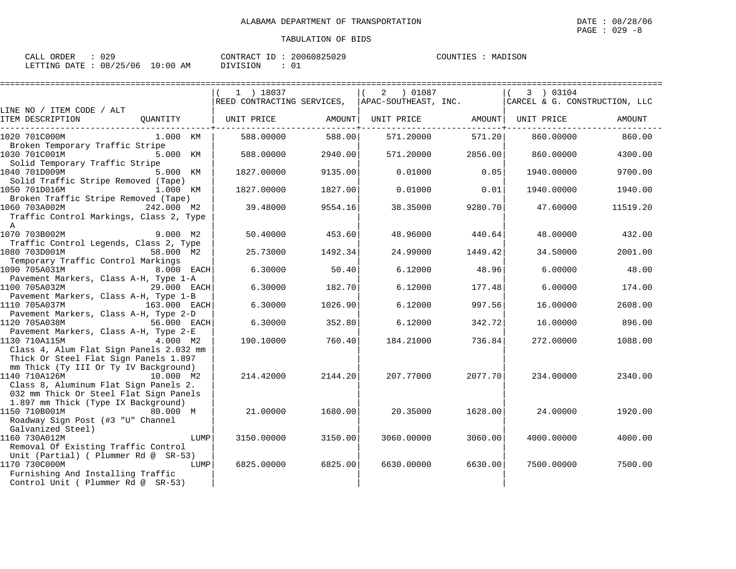ALABAMA DEPARTMENT OF TRANSPORTATION

TABULATION OF BIDS

CALL ORDER : 029 CONTRACT ID : 20060825029 COUNTIES : MADISON
LETTING DATE : 08/25/06 10:00 AM DIVISION : 01

| LINE NO / ITEM CODE / ALT ITEM DESCRIPTION | QUANTITY | ( 1 ) 18037 REED CONTRACTING SERVICES, UNIT PRICE | AMOUNT | ( 2 ) 01087 APAC-SOUTHEAST, INC. UNIT PRICE | AMOUNT | ( 3 ) 03104 CARCEL & G. CONSTRUCTION, LLC UNIT PRICE | AMOUNT |
|---|---|---|---|---|---|---|---|
| 1020 701C000M Broken Temporary Traffic Stripe | 1.000 KM | 588.00000 | 588.00 | 571.20000 | 571.20 | 860.00000 | 860.00 |
| 1030 701C001M Solid Temporary Traffic Stripe | 5.000 KM | 588.00000 | 2940.00 | 571.20000 | 2856.00 | 860.00000 | 4300.00 |
| 1040 701D009M Solid Traffic Stripe Removed (Tape) | 5.000 KM | 1827.00000 | 9135.00 | 0.01000 | 0.05 | 1940.00000 | 9700.00 |
| 1050 701D016M Broken Traffic Stripe Removed (Tape) | 1.000 KM | 1827.00000 | 1827.00 | 0.01000 | 0.01 | 1940.00000 | 1940.00 |
| 1060 703A002M Traffic Control Markings, Class 2, Type A | 242.000 M2 | 39.48000 | 9554.16 | 38.35000 | 9280.70 | 47.60000 | 11519.20 |
| 1070 703B002M Traffic Control Legends, Class 2, Type | 9.000 M2 | 50.40000 | 453.60 | 48.96000 | 440.64 | 48.00000 | 432.00 |
| 1080 703D001M Temporary Traffic Control Markings | 58.000 M2 | 25.73000 | 1492.34 | 24.99000 | 1449.42 | 34.50000 | 2001.00 |
| 1090 705A031M Pavement Markers, Class A-H, Type 1-A | 8.000 EACH | 6.30000 | 50.40 | 6.12000 | 48.96 | 6.00000 | 48.00 |
| 1100 705A032M Pavement Markers, Class A-H, Type 1-B | 29.000 EACH | 6.30000 | 182.70 | 6.12000 | 177.48 | 6.00000 | 174.00 |
| 1110 705A037M Pavement Markers, Class A-H, Type 2-D | 163.000 EACH | 6.30000 | 1026.90 | 6.12000 | 997.56 | 16.00000 | 2608.00 |
| 1120 705A038M Pavement Markers, Class A-H, Type 2-E | 56.000 EACH | 6.30000 | 352.80 | 6.12000 | 342.72 | 16.00000 | 896.00 |
| 1130 710A115M Class 4, Alum Flat Sign Panels 2.032 mm Thick Or Steel Flat Sign Panels 1.897 mm Thick (Ty III Or Ty IV Background) | 4.000 M2 | 190.10000 | 760.40 | 184.21000 | 736.84 | 272.00000 | 1088.00 |
| 1140 710A126M Class 8, Aluminum Flat Sign Panels 2. 032 mm Thick Or Steel Flat Sign Panels 1.897 mm Thick (Type IX Background) | 10.000 M2 | 214.42000 | 2144.20 | 207.77000 | 2077.70 | 234.00000 | 2340.00 |
| 1150 710B001M Roadway Sign Post (#3 "U" Channel Galvanized Steel) | 80.000 M | 21.00000 | 1680.00 | 20.35000 | 1628.00 | 24.00000 | 1920.00 |
| 1160 730A012M Removal Of Existing Traffic Control Unit (Partial) ( Plummer Rd @ SR-53) | LUMP | 3150.00000 | 3150.00 | 3060.00000 | 3060.00 | 4000.00000 | 4000.00 |
| 1170 730C000M Furnishing And Installing Traffic Control Unit ( Plummer Rd @ SR-53) | LUMP | 6825.00000 | 6825.00 | 6630.00000 | 6630.00 | 7500.00000 | 7500.00 |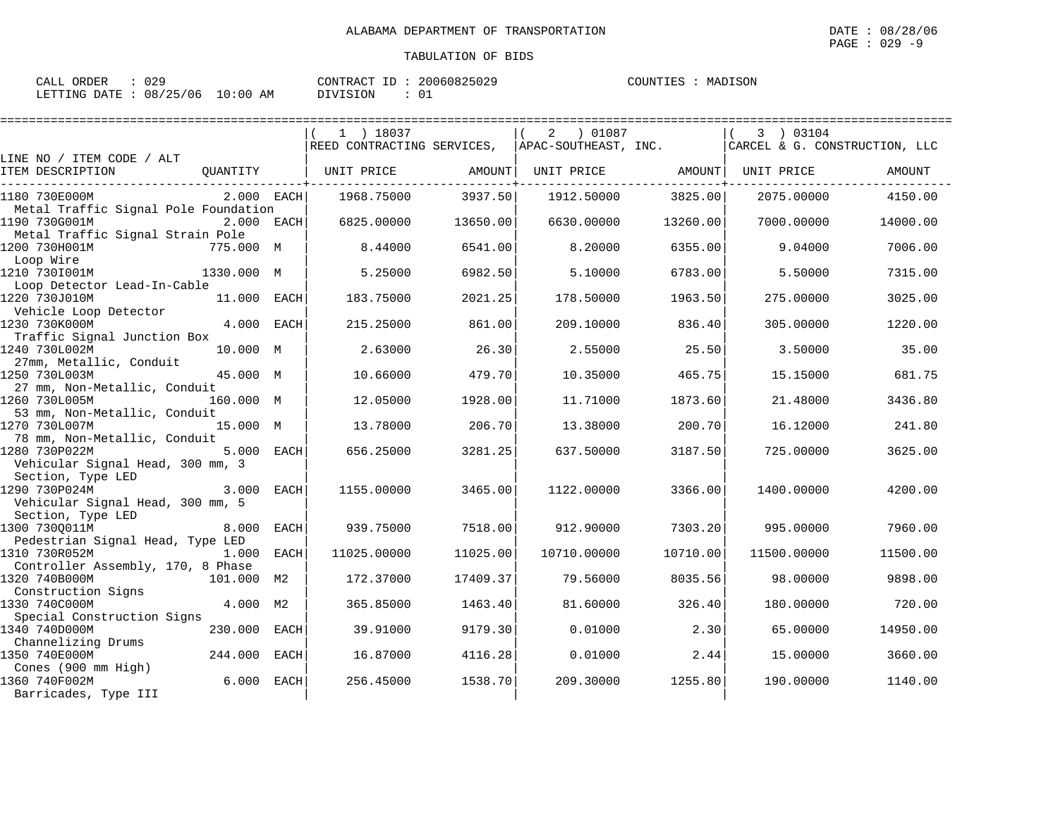ALABAMA DEPARTMENT OF TRANSPORTATION

TABULATION OF BIDS

DATE : 08/28/06
PAGE : 029 -9

CALL ORDER : 029 CONTRACT ID : 20060825029 COUNTIES : MADISON
LETTING DATE : 08/25/06 10:00 AM DIVISION : 01

| LINE NO / ITEM CODE / ALT<br>ITEM DESCRIPTION | QUANTITY | (1) 18037 REED CONTRACTING SERVICES,<br>UNIT PRICE | AMOUNT | (2) 01087 APAC-SOUTHEAST, INC.<br>UNIT PRICE | AMOUNT | (3) 03104 CARCEL & G. CONSTRUCTION, LLC<br>UNIT PRICE | AMOUNT |
|---|---|---|---|---|---|---|---|
| 1180 730E000M<br>Metal Traffic Signal Pole Foundation | 2.000 EACH | 1968.75000 | 3937.50 | 1912.50000 | 3825.00 | 2075.00000 | 4150.00 |
| 1190 730G001M<br>Metal Traffic Signal Strain Pole | 2.000 EACH | 6825.00000 | 13650.00 | 6630.00000 | 13260.00 | 7000.00000 | 14000.00 |
| 1200 730H001M<br>Loop Wire | 775.000 M | 8.44000 | 6541.00 | 8.20000 | 6355.00 | 9.04000 | 7006.00 |
| 1210 730I001M<br>Loop Detector Lead-In-Cable | 1330.000 M | 5.25000 | 6982.50 | 5.10000 | 6783.00 | 5.50000 | 7315.00 |
| 1220 730J010M<br>Vehicle Loop Detector | 11.000 EACH | 183.75000 | 2021.25 | 178.50000 | 1963.50 | 275.00000 | 3025.00 |
| 1230 730K000M<br>Traffic Signal Junction Box | 4.000 EACH | 215.25000 | 861.00 | 209.10000 | 836.40 | 305.00000 | 1220.00 |
| 1240 730L002M<br>27mm, Metallic, Conduit | 10.000 M | 2.63000 | 26.30 | 2.55000 | 25.50 | 3.50000 | 35.00 |
| 1250 730L003M<br>27 mm, Non-Metallic, Conduit | 45.000 M | 10.66000 | 479.70 | 10.35000 | 465.75 | 15.15000 | 681.75 |
| 1260 730L005M<br>53 mm, Non-Metallic, Conduit | 160.000 M | 12.05000 | 1928.00 | 11.71000 | 1873.60 | 21.48000 | 3436.80 |
| 1270 730L007M<br>78 mm, Non-Metallic, Conduit | 15.000 M | 13.78000 | 206.70 | 13.38000 | 200.70 | 16.12000 | 241.80 |
| 1280 730P022M<br>Vehicular Signal Head, 300 mm, 3 Section, Type LED | 5.000 EACH | 656.25000 | 3281.25 | 637.50000 | 3187.50 | 725.00000 | 3625.00 |
| 1290 730P024M<br>Vehicular Signal Head, 300 mm, 5 Section, Type LED | 3.000 EACH | 1155.00000 | 3465.00 | 1122.00000 | 3366.00 | 1400.00000 | 4200.00 |
| 1300 730Q011M<br>Pedestrian Signal Head, Type LED | 8.000 EACH | 939.75000 | 7518.00 | 912.90000 | 7303.20 | 995.00000 | 7960.00 |
| 1310 730R052M<br>Controller Assembly, 170, 8 Phase | 1.000 EACH | 11025.00000 | 11025.00 | 10710.00000 | 10710.00 | 11500.00000 | 11500.00 |
| 1320 740B000M<br>Construction Signs | 101.000 M2 | 172.37000 | 17409.37 | 79.56000 | 8035.56 | 98.00000 | 9898.00 |
| 1330 740C000M<br>Special Construction Signs | 4.000 M2 | 365.85000 | 1463.40 | 81.60000 | 326.40 | 180.00000 | 720.00 |
| 1340 740D000M<br>Channelizing Drums | 230.000 EACH | 39.91000 | 9179.30 | 0.01000 | 2.30 | 65.00000 | 14950.00 |
| 1350 740E000M<br>Cones (900 mm High) | 244.000 EACH | 16.87000 | 4116.28 | 0.01000 | 2.44 | 15.00000 | 3660.00 |
| 1360 740F002M<br>Barricades, Type III | 6.000 EACH | 256.45000 | 1538.70 | 209.30000 | 1255.80 | 190.00000 | 1140.00 |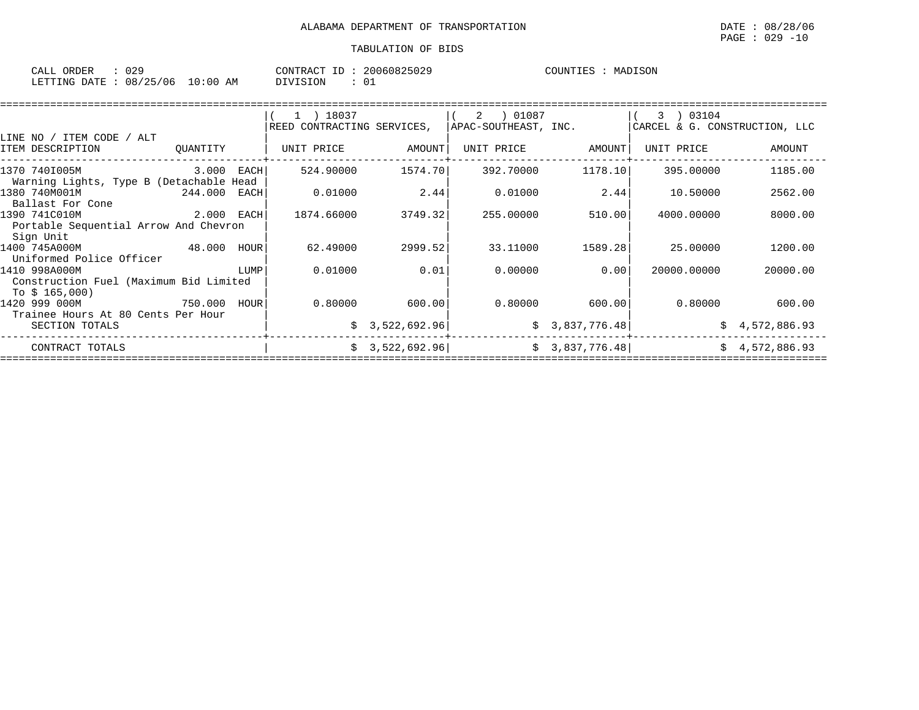ALABAMA DEPARTMENT OF TRANSPORTATION

TABULATION OF BIDS

CALL ORDER : 029 CONTRACT ID : 20060825029 COUNTIES : MADISON
LETTING DATE : 08/25/06 10:00 AM DIVISION : 01

| LINE NO / ITEM CODE / ALT<br>ITEM DESCRIPTION | QUANTITY | ( 1 ) 18037<br>REED CONTRACTING SERVICES,<br>UNIT PRICE | AMOUNT | ( 2 ) 01087<br>APAC-SOUTHEAST, INC.<br>UNIT PRICE | AMOUNT | ( 3 ) 03104<br>CARCEL & G. CONSTRUCTION, LLC<br>UNIT PRICE | AMOUNT |
|---|---|---|---|---|---|---|---|
| 1370 740I005M<br>Warning Lights, Type B (Detachable Head | 3.000 EACH | 524.90000 | 1574.70 | 392.70000 | 1178.10 | 395.00000 | 1185.00 |
| 1380 740M001M<br>Ballast For Cone | 244.000 EACH | 0.01000 | 2.44 | 0.01000 | 2.44 | 10.50000 | 2562.00 |
| 1390 741C010M<br>Portable Sequential Arrow And Chevron Sign Unit | 2.000 EACH | 1874.66000 | 3749.32 | 255.00000 | 510.00 | 4000.00000 | 8000.00 |
| 1400 745A000M<br>Uniformed Police Officer | 48.000 HOUR | 62.49000 | 2999.52 | 33.11000 | 1589.28 | 25.00000 | 1200.00 |
| 1410 998A000M<br>Construction Fuel (Maximum Bid Limited To $ 165,000) | LUMP | 0.01000 | 0.01 | 0.00000 | 0.00 | 20000.00000 | 20000.00 |
| 1420 999 000M<br>Trainee Hours At 80 Cents Per Hour | 750.000 HOUR | 0.80000 | 600.00 | 0.80000 | 600.00 | 0.80000 | 600.00 |
| SECTION TOTALS | | | $ 3,522,692.96 | | $ 3,837,776.48 | | $ 4,572,886.93 |
| CONTRACT TOTALS | | | $ 3,522,692.96 | | $ 3,837,776.48 | | $ 4,572,886.93 |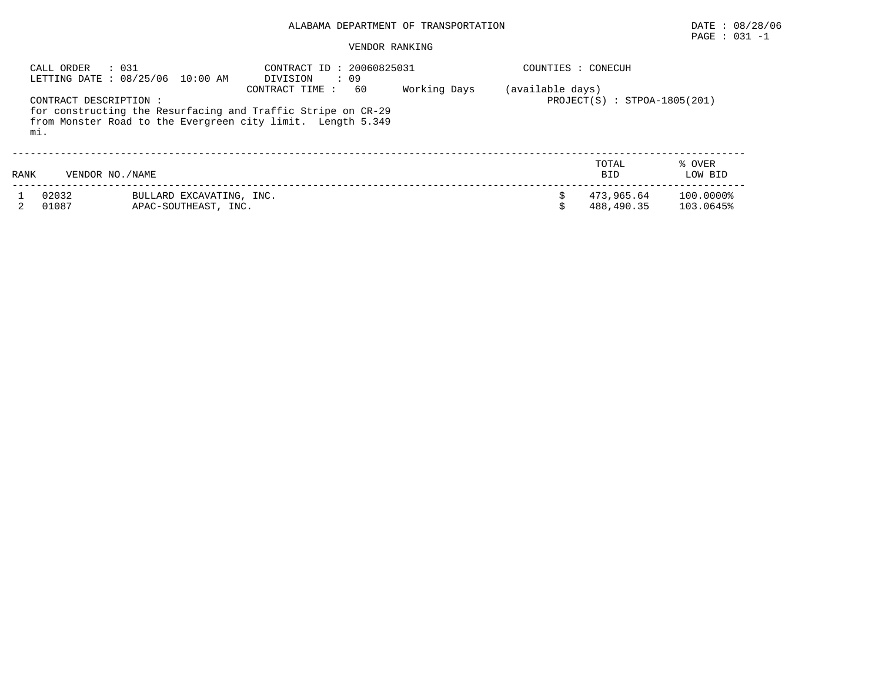ALABAMA DEPARTMENT OF TRANSPORTATION

DATE : 08/28/06

PAGE : 031 -1

VENDOR RANKING

CALL ORDER : 031
LETTING DATE : 08/25/06 10:00 AM

CONTRACT ID : 20060825031
DIVISION : 09
CONTRACT TIME : 60 Working Days (available days)

COUNTIES : CONECUH

PROJECT(S) : STPOA-1805(201)

CONTRACT DESCRIPTION :
for constructing the Resurfacing and Traffic Stripe on CR-29 from Monster Road to the Evergreen city limit. Length 5.349 mi.

| RANK | VENDOR NO./NAME | | TOTAL BID | % OVER LOW BID |
|---|---|---|---|---|
| 1 | 02032 | BULLARD EXCAVATING, INC. | $ 473,965.64 | 100.0000% |
| 2 | 01087 | APAC-SOUTHEAST, INC. | $ 488,490.35 | 103.0645% |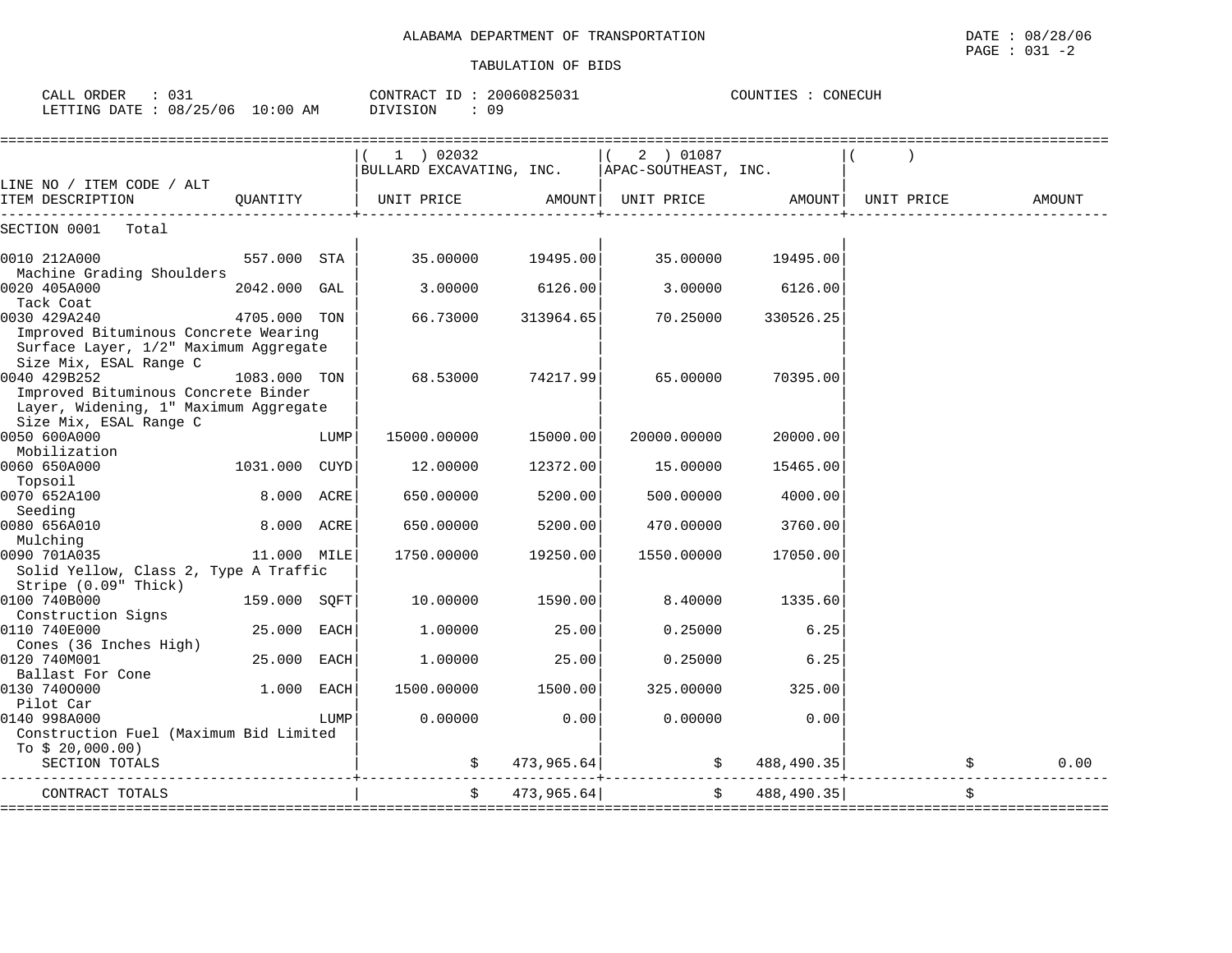ALABAMA DEPARTMENT OF TRANSPORTATION

TABULATION OF BIDS

DATE : 08/28/06

CALL ORDER : 031 CONTRACT ID : 20060825031 COUNTIES : CONECUH
LETTING DATE : 08/25/06 10:00 AM DIVISION : 09

| LINE NO / ITEM CODE / ALT ITEM DESCRIPTION | QUANTITY | ( 1 ) 02032 BULLARD EXCAVATING, INC. UNIT PRICE | AMOUNT | ( 2 ) 01087 APAC-SOUTHEAST, INC. UNIT PRICE | AMOUNT | ( ) UNIT PRICE | AMOUNT |
|---|---|---|---|---|---|---|---|
| SECTION 0001 Total | | | | | | | |
| 0010 212A000 Machine Grading Shoulders | 557.000 STA | 35.00000 | 19495.00 | 35.00000 | 19495.00 | | |
| 0020 405A000 Tack Coat | 2042.000 GAL | 3.00000 | 6126.00 | 3.00000 | 6126.00 | | |
| 0030 429A240 Improved Bituminous Concrete Wearing Surface Layer, 1/2" Maximum Aggregate Size Mix, ESAL Range C | 4705.000 TON | 66.73000 | 313964.65 | 70.25000 | 330526.25 | | |
| 0040 429B252 Improved Bituminous Concrete Binder Layer, Widening, 1" Maximum Aggregate Size Mix, ESAL Range C | 1083.000 TON | 68.53000 | 74217.99 | 65.00000 | 70395.00 | | |
| 0050 600A000 Mobilization | LUMP | 15000.00000 | 15000.00 | 20000.00000 | 20000.00 | | |
| 0060 650A000 Topsoil | 1031.000 CUYD | 12.00000 | 12372.00 | 15.00000 | 15465.00 | | |
| 0070 652A100 Seeding | 8.000 ACRE | 650.00000 | 5200.00 | 500.00000 | 4000.00 | | |
| 0080 656A010 Mulching | 8.000 ACRE | 650.00000 | 5200.00 | 470.00000 | 3760.00 | | |
| 0090 701A035 Solid Yellow, Class 2, Type A Traffic Stripe (0.09" Thick) | 11.000 MILE | 1750.00000 | 19250.00 | 1550.00000 | 17050.00 | | |
| 0100 740B000 Construction Signs | 159.000 SQFT | 10.00000 | 1590.00 | 8.40000 | 1335.60 | | |
| 0110 740E000 Cones (36 Inches High) | 25.000 EACH | 1.00000 | 25.00 | 0.25000 | 6.25 | | |
| 0120 740M001 Ballast For Cone | 25.000 EACH | 1.00000 | 25.00 | 0.25000 | 6.25 | | |
| 0130 740O000 Pilot Car | 1.000 EACH | 1500.00000 | 1500.00 | 325.00000 | 325.00 | | |
| 0140 998A000 Construction Fuel (Maximum Bid Limited To $ 20,000.00) | LUMP | 0.00000 | 0.00 | 0.00000 | 0.00 | | |
| SECTION TOTALS | | $ | 473,965.64 | $ | 488,490.35 | $ | 0.00 |
| CONTRACT TOTALS | | $ | 473,965.64 | $ | 488,490.35 | $ | |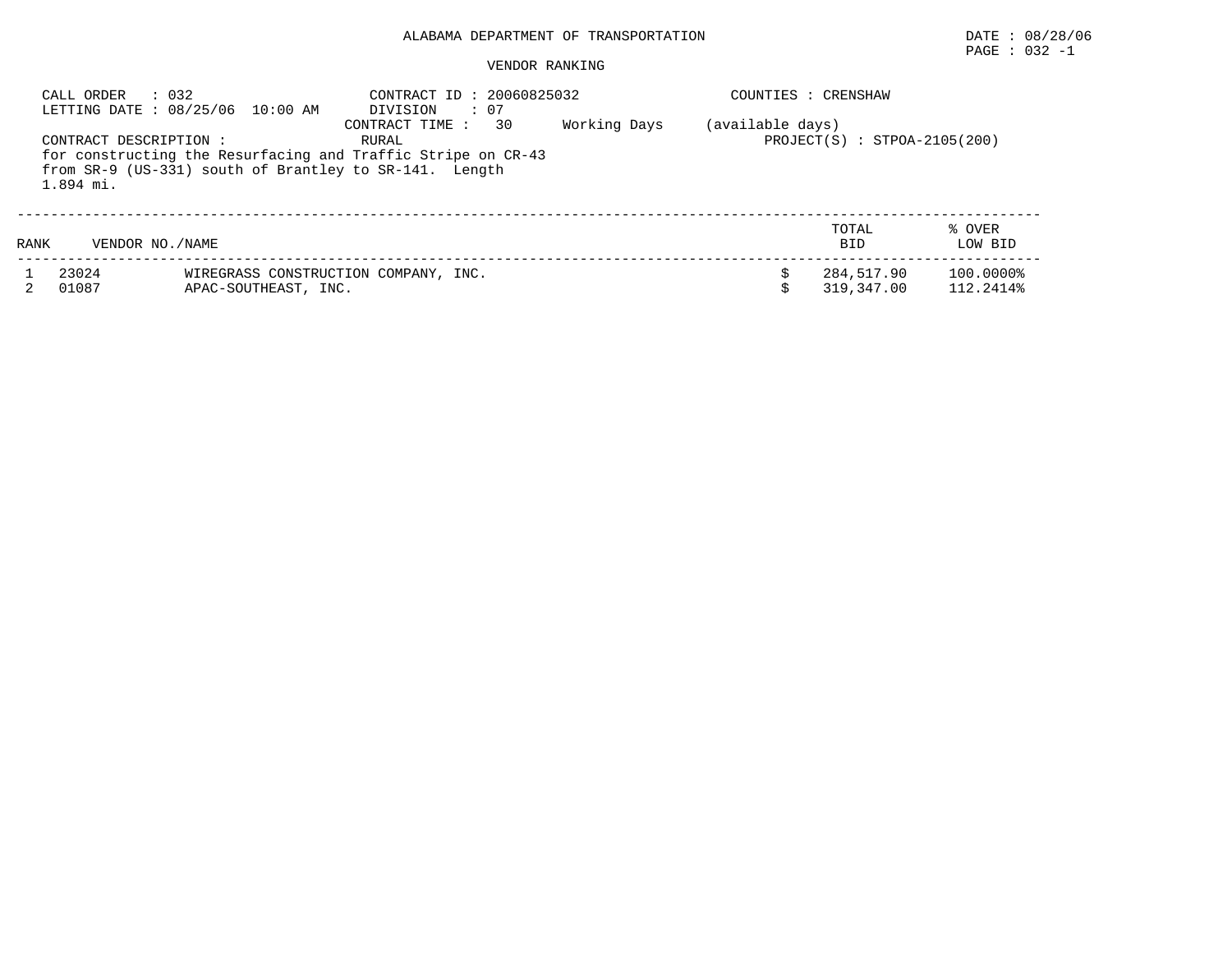# ALABAMA DEPARTMENT OF TRANSPORTATION

DATE : 08/28/06

## VENDOR RANKING

CALL ORDER : 032
LETTING DATE : 08/25/06 10:00 AM

CONTRACT ID : 20060825032
DIVISION : 07
CONTRACT TIME : 30 Working Days (available days)

COUNTIES : CRENSHAW

CONTRACT DESCRIPTION : RURAL
for constructing the Resurfacing and Traffic Stripe on CR-43 from SR-9 (US-331) south of Brantley to SR-141. Length 1.894 mi.

PROJECT(S) : STPOA-2105(200)

| RANK | VENDOR NO./NAME | | TOTAL BID | % OVER LOW BID |
|---|---|---|---|---|
| 1 | 23024 | WIREGRASS CONSTRUCTION COMPANY, INC. | $ 284,517.90 | 100.0000% |
| 2 | 01087 | APAC-SOUTHEAST, INC. | $ 319,347.00 | 112.2414% |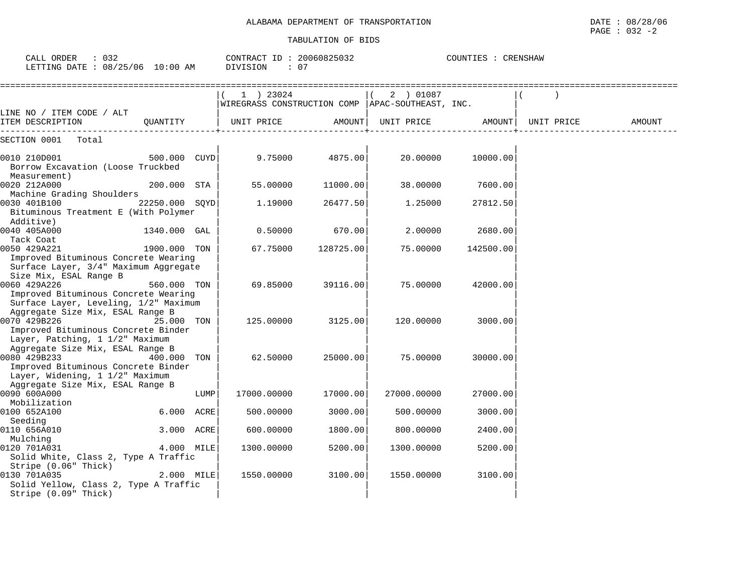ALABAMA DEPARTMENT OF TRANSPORTATION

DATE : 08/28/06
PAGE : 032 -2

TABULATION OF BIDS

CALL ORDER : 032
LETTING DATE : 08/25/06 10:00 AM

CONTRACT ID : 20060825032
DIVISION : 07

COUNTIES : CRENSHAW

| LINE NO / ITEM CODE / ALT ITEM DESCRIPTION | QUANTITY | ( 1 ) 23024 WIREGRASS CONSTRUCTION COMP UNIT PRICE | AMOUNT | ( 2 ) 01087 APAC-SOUTHEAST, INC. UNIT PRICE | AMOUNT | ( ) UNIT PRICE | AMOUNT |
|---|---|---|---|---|---|---|---|
| SECTION 0001 Total | | | | | | | |
| 0010 210D001 Borrow Excavation (Loose Truckbed Measurement) | 500.000 CUYD | 9.75000 | 4875.00 | 20.00000 | 10000.00 | | |
| 0020 212A000 Machine Grading Shoulders | 200.000 STA | 55.00000 | 11000.00 | 38.00000 | 7600.00 | | |
| 0030 401B100 Bituminous Treatment E (With Polymer Additive) | 22250.000 SQYD | 1.19000 | 26477.50 | 1.25000 | 27812.50 | | |
| 0040 405A000 Tack Coat | 1340.000 GAL | 0.50000 | 670.00 | 2.00000 | 2680.00 | | |
| 0050 429A221 Improved Bituminous Concrete Wearing Surface Layer, 3/4" Maximum Aggregate Size Mix, ESAL Range B | 1900.000 TON | 67.75000 | 128725.00 | 75.00000 | 142500.00 | | |
| 0060 429A226 Improved Bituminous Concrete Wearing Surface Layer, Leveling, 1/2" Maximum Aggregate Size Mix, ESAL Range B | 560.000 TON | 69.85000 | 39116.00 | 75.00000 | 42000.00 | | |
| 0070 429B226 Improved Bituminous Concrete Binder Layer, Patching, 1 1/2" Maximum Aggregate Size Mix, ESAL Range B | 25.000 TON | 125.00000 | 3125.00 | 120.00000 | 3000.00 | | |
| 0080 429B233 Improved Bituminous Concrete Binder Layer, Widening, 1 1/2" Maximum Aggregate Size Mix, ESAL Range B | 400.000 TON | 62.50000 | 25000.00 | 75.00000 | 30000.00 | | |
| 0090 600A000 Mobilization | LUMP | 17000.00000 | 17000.00 | 27000.00000 | 27000.00 | | |
| 0100 652A100 Seeding | 6.000 ACRE | 500.00000 | 3000.00 | 500.00000 | 3000.00 | | |
| 0110 656A010 Mulching | 3.000 ACRE | 600.00000 | 1800.00 | 800.00000 | 2400.00 | | |
| 0120 701A031 Solid White, Class 2, Type A Traffic Stripe (0.06" Thick) | 4.000 MILE | 1300.00000 | 5200.00 | 1300.00000 | 5200.00 | | |
| 0130 701A035 Solid Yellow, Class 2, Type A Traffic Stripe (0.09" Thick) | 2.000 MILE | 1550.00000 | 3100.00 | 1550.00000 | 3100.00 | | |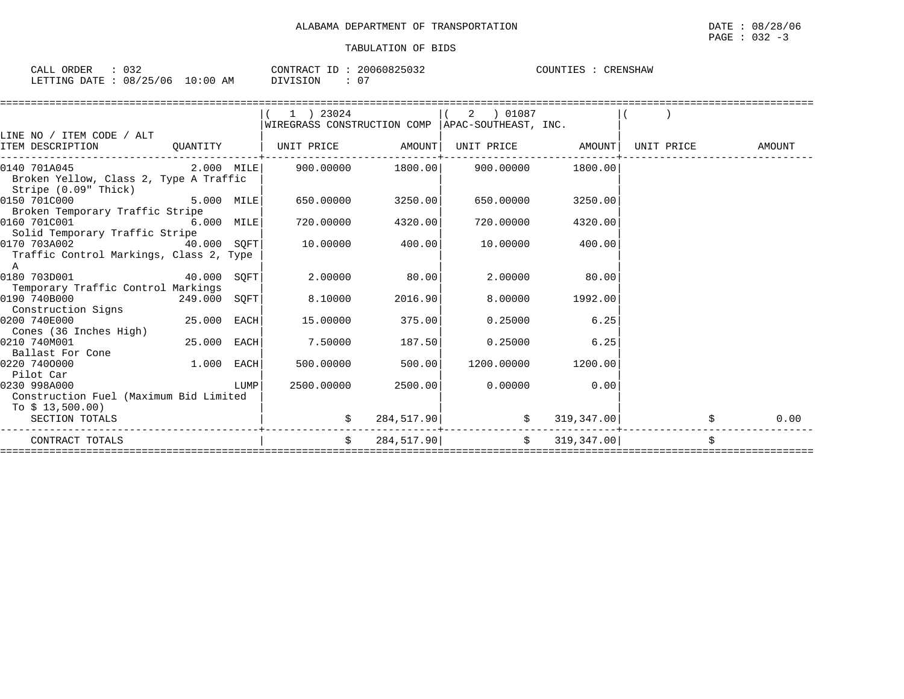ALABAMA DEPARTMENT OF TRANSPORTATION

DATE : 08/28/06

TABULATION OF BIDS

CALL ORDER : 032 &nbsp;&nbsp;&nbsp; CONTRACT ID : 20060825032 &nbsp;&nbsp;&nbsp; COUNTIES : CRENSHAW

LETTING DATE : 08/25/06 10:00 AM &nbsp;&nbsp;&nbsp; DIVISION : 07

| LINE NO / ITEM CODE / ALT ITEM DESCRIPTION | QUANTITY | ( 1 ) 23024 WIREGRASS CONSTRUCTION COMP UNIT PRICE | AMOUNT | ( 2 ) 01087 APAC-SOUTHEAST, INC. UNIT PRICE | AMOUNT | ( ) UNIT PRICE | AMOUNT |
|---|---|---|---|---|---|---|---|
| 0140 701A045 Broken Yellow, Class 2, Type A Traffic Stripe (0.09" Thick) | 2.000 MILE | 900.00000 | 1800.00 | 900.00000 | 1800.00 | | |
| 0150 701C000 Broken Temporary Traffic Stripe | 5.000 MILE | 650.00000 | 3250.00 | 650.00000 | 3250.00 | | |
| 0160 701C001 Solid Temporary Traffic Stripe | 6.000 MILE | 720.00000 | 4320.00 | 720.00000 | 4320.00 | | |
| 0170 703A002 Traffic Control Markings, Class 2, Type A | 40.000 SQFT | 10.00000 | 400.00 | 10.00000 | 400.00 | | |
| 0180 703D001 Temporary Traffic Control Markings | 40.000 SQFT | 2.00000 | 80.00 | 2.00000 | 80.00 | | |
| 0190 740B000 Construction Signs | 249.000 SQFT | 8.10000 | 2016.90 | 8.00000 | 1992.00 | | |
| 0200 740E000 Cones (36 Inches High) | 25.000 EACH | 15.00000 | 375.00 | 0.25000 | 6.25 | | |
| 0210 740M001 Ballast For Cone | 25.000 EACH | 7.50000 | 187.50 | 0.25000 | 6.25 | | |
| 0220 740O000 Pilot Car | 1.000 EACH | 500.00000 | 500.00 | 1200.00000 | 1200.00 | | |
| 0230 998A000 Construction Fuel (Maximum Bid Limited To $ 13,500.00) | LUMP | 2500.00000 | 2500.00 | 0.00000 | 0.00 | | |
| SECTION TOTALS | | | $ 284,517.90 | | $ 319,347.00 | | $ 0.00 |
| CONTRACT TOTALS | | | $ 284,517.90 | | $ 319,347.00 | | $ |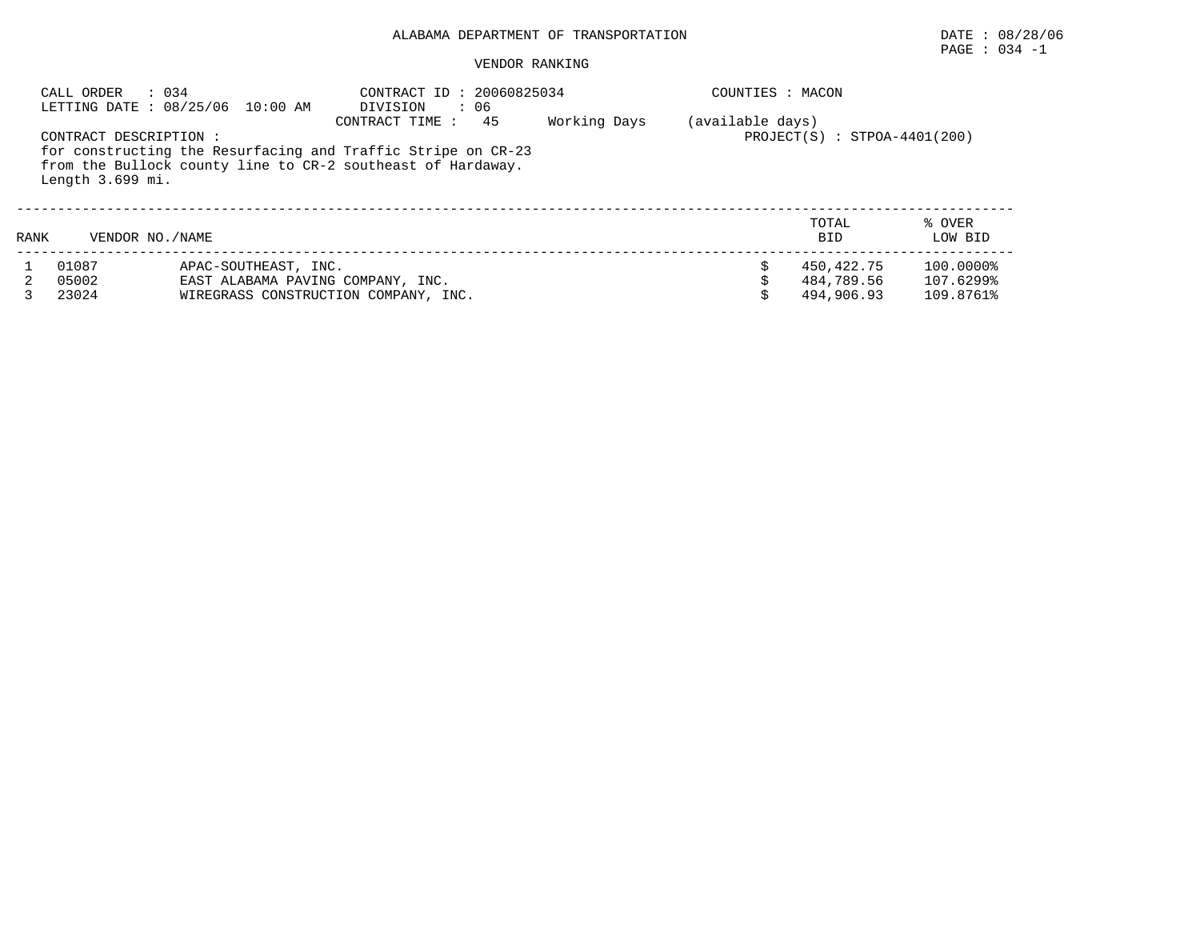ALABAMA DEPARTMENT OF TRANSPORTATION

DATE : 08/28/06

VENDOR RANKING

CALL ORDER : 034
LETTING DATE : 08/25/06 10:00 AM

CONTRACT ID : 20060825034
DIVISION : 06
CONTRACT TIME : 45 Working Days (available days)

COUNTIES : MACON

PROJECT(S) : STPOA-4401(200)

CONTRACT DESCRIPTION :
for constructing the Resurfacing and Traffic Stripe on CR-23 from the Bullock county line to CR-2 southeast of Hardaway. Length 3.699 mi.

| RANK | VENDOR NO. | NAME | TOTAL BID | % OVER LOW BID |
|---|---|---|---|---|
| 1 | 01087 | APAC-SOUTHEAST, INC. | $ 450,422.75 | 100.0000% |
| 2 | 05002 | EAST ALABAMA PAVING COMPANY, INC. | $ 484,789.56 | 107.6299% |
| 3 | 23024 | WIREGRASS CONSTRUCTION COMPANY, INC. | $ 494,906.93 | 109.8761% |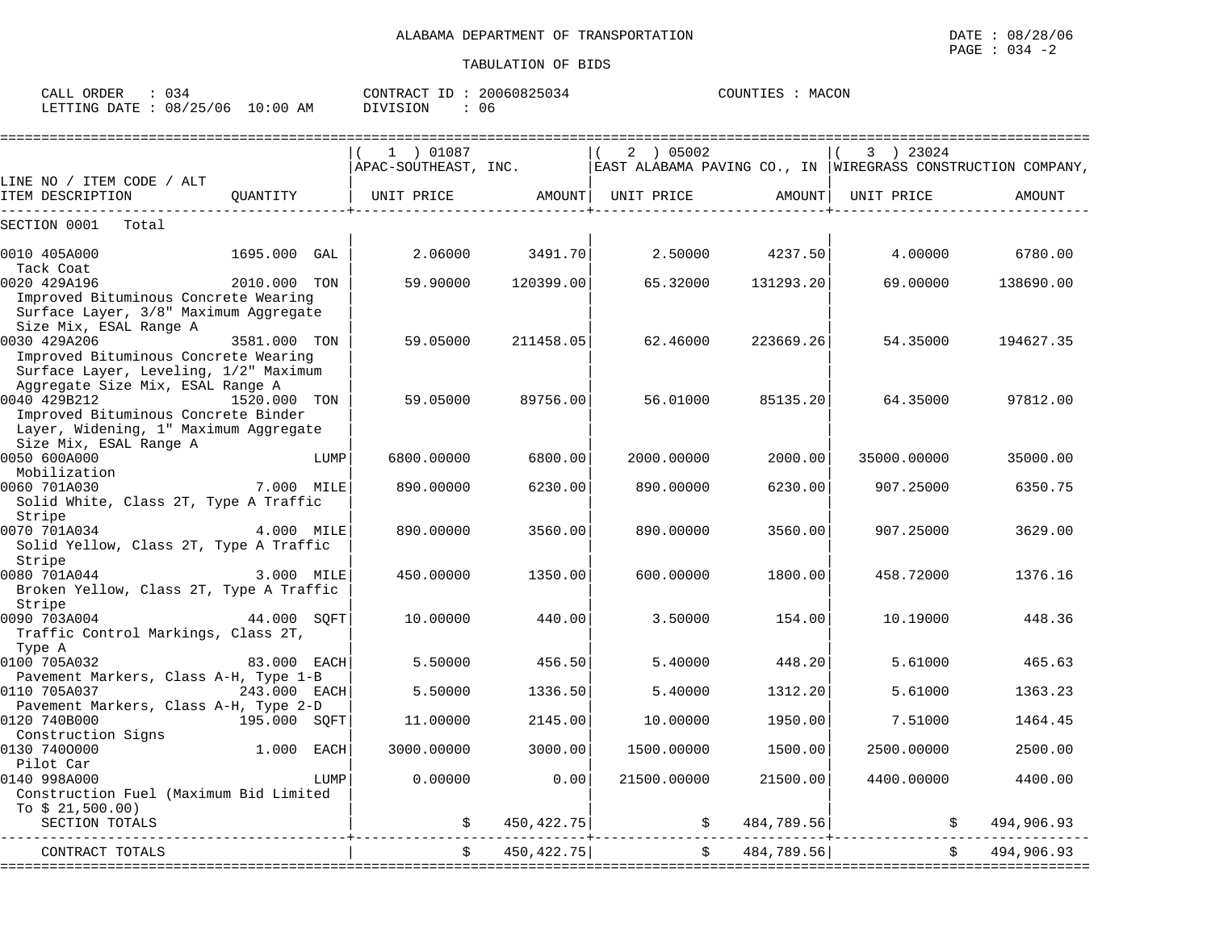ALABAMA DEPARTMENT OF TRANSPORTATION

TABULATION OF BIDS

DATE : 08/28/06
PAGE : 034 -2

CALL ORDER : 034 CONTRACT ID : 20060825034 COUNTIES : MACON
LETTING DATE : 08/25/06 10:00 AM DIVISION : 06

| LINE NO / ITEM CODE / ALT ITEM DESCRIPTION | QUANTITY | (1) 01087 APAC-SOUTHEAST, INC. UNIT PRICE | AMOUNT | (2) 05002 EAST ALABAMA PAVING CO., IN UNIT PRICE | AMOUNT | (3) 23024 WIREGRASS CONSTRUCTION COMPANY, UNIT PRICE | AMOUNT |
|---|---|---|---|---|---|---|---|
| SECTION 0001 Total | | | | | | | |
| 0010 405A000 Tack Coat | 1695.000 GAL | 2.06000 | 3491.70 | 2.50000 | 4237.50 | 4.00000 | 6780.00 |
| 0020 429A196 Improved Bituminous Concrete Wearing Surface Layer, 3/8" Maximum Aggregate Size Mix, ESAL Range A | 2010.000 TON | 59.90000 | 120399.00 | 65.32000 | 131293.20 | 69.00000 | 138690.00 |
| 0030 429A206 Improved Bituminous Concrete Wearing Surface Layer, Leveling, 1/2" Maximum Aggregate Size Mix, ESAL Range A | 3581.000 TON | 59.05000 | 211458.05 | 62.46000 | 223669.26 | 54.35000 | 194627.35 |
| 0040 429B212 Improved Bituminous Concrete Binder Layer, Widening, 1" Maximum Aggregate Size Mix, ESAL Range A | 1520.000 TON | 59.05000 | 89756.00 | 56.01000 | 85135.20 | 64.35000 | 97812.00 |
| 0050 600A000 Mobilization | LUMP | 6800.00000 | 6800.00 | 2000.00000 | 2000.00 | 35000.00000 | 35000.00 |
| 0060 701A030 Solid White, Class 2T, Type A Traffic Stripe | 7.000 MILE | 890.00000 | 6230.00 | 890.00000 | 6230.00 | 907.25000 | 6350.75 |
| 0070 701A034 Solid Yellow, Class 2T, Type A Traffic Stripe | 4.000 MILE | 890.00000 | 3560.00 | 890.00000 | 3560.00 | 907.25000 | 3629.00 |
| 0080 701A044 Broken Yellow, Class 2T, Type A Traffic Stripe | 3.000 MILE | 450.00000 | 1350.00 | 600.00000 | 1800.00 | 458.72000 | 1376.16 |
| 0090 703A004 Traffic Control Markings, Class 2T, Type A | 44.000 SQFT | 10.00000 | 440.00 | 3.50000 | 154.00 | 10.19000 | 448.36 |
| 0100 705A032 Pavement Markers, Class A-H, Type 1-B | 83.000 EACH | 5.50000 | 456.50 | 5.40000 | 448.20 | 5.61000 | 465.63 |
| 0110 705A037 Pavement Markers, Class A-H, Type 2-D | 243.000 EACH | 5.50000 | 1336.50 | 5.40000 | 1312.20 | 5.61000 | 1363.23 |
| 0120 740B000 Construction Signs | 195.000 SQFT | 11.00000 | 2145.00 | 10.00000 | 1950.00 | 7.51000 | 1464.45 |
| 0130 740O000 Pilot Car | 1.000 EACH | 3000.00000 | 3000.00 | 1500.00000 | 1500.00 | 2500.00000 | 2500.00 |
| 0140 998A000 Construction Fuel (Maximum Bid Limited To $ 21,500.00) | LUMP | 0.00000 | 0.00 | 21500.00000 | 21500.00 | 4400.00000 | 4400.00 |
| SECTION TOTALS | | | $ 450,422.75 | | $ 484,789.56 | | $ 494,906.93 |
| CONTRACT TOTALS | | | $ 450,422.75 | | $ 484,789.56 | | $ 494,906.93 |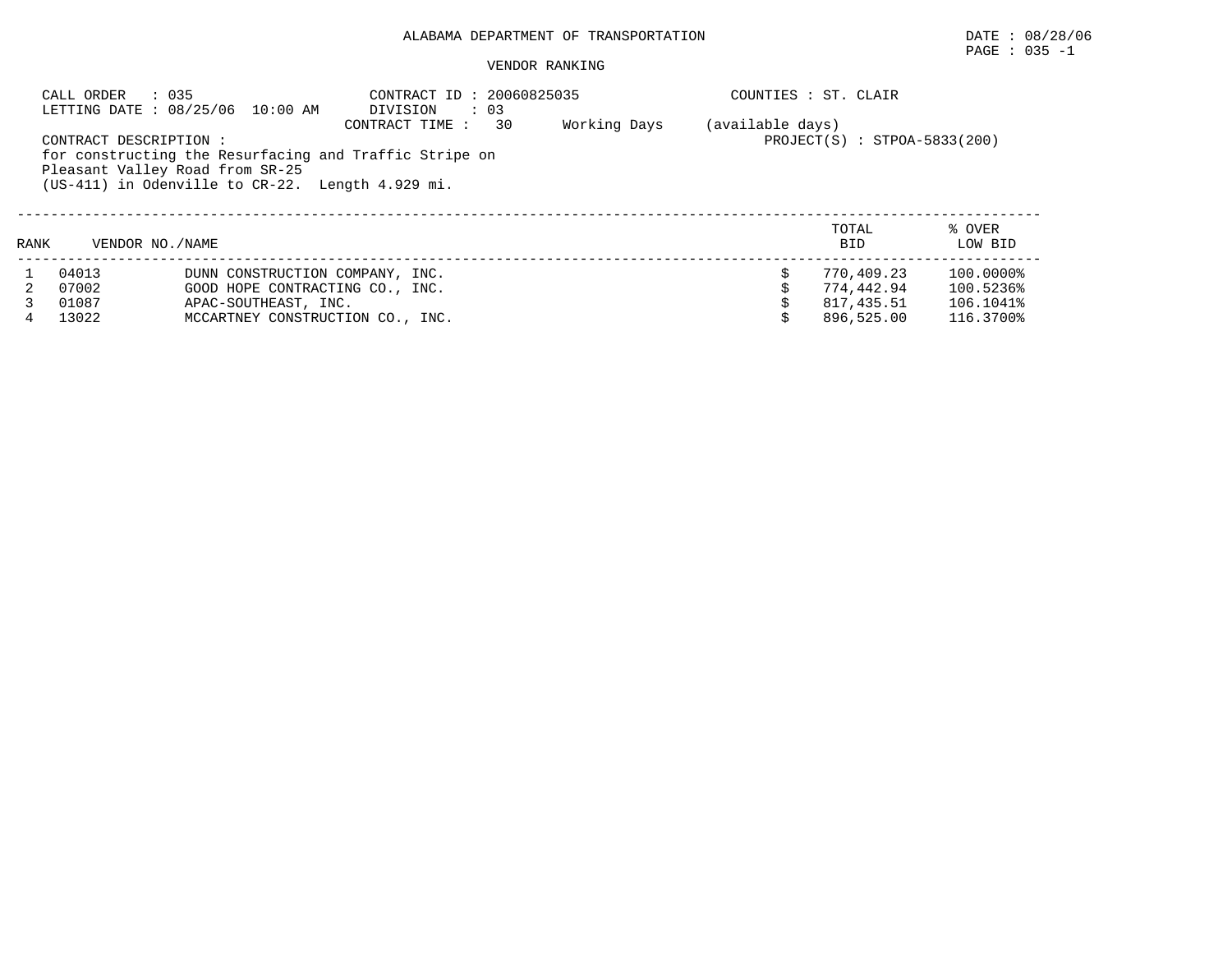# ALABAMA DEPARTMENT OF TRANSPORTATION

DATE : 08/28/06

## VENDOR RANKING

CALL ORDER : 035
LETTING DATE : 08/25/06 10:00 AM

CONTRACT ID : 20060825035
DIVISION : 03
CONTRACT TIME : 30 Working Days (available days)

COUNTIES : ST. CLAIR
PROJECT(S) : STPOA-5833(200)

CONTRACT DESCRIPTION :
for constructing the Resurfacing and Traffic Stripe on Pleasant Valley Road from SR-25 (US-411) in Odenville to CR-22. Length 4.929 mi.

| RANK | VENDOR NO. | NAME | TOTAL BID | % OVER LOW BID |
|---|---|---|---|---|
| 1 | 04013 | DUNN CONSTRUCTION COMPANY, INC. | $ 770,409.23 | 100.0000% |
| 2 | 07002 | GOOD HOPE CONTRACTING CO., INC. | $ 774,442.94 | 100.5236% |
| 3 | 01087 | APAC-SOUTHEAST, INC. | $ 817,435.51 | 106.1041% |
| 4 | 13022 | MCCARTNEY CONSTRUCTION CO., INC. | $ 896,525.00 | 116.3700% |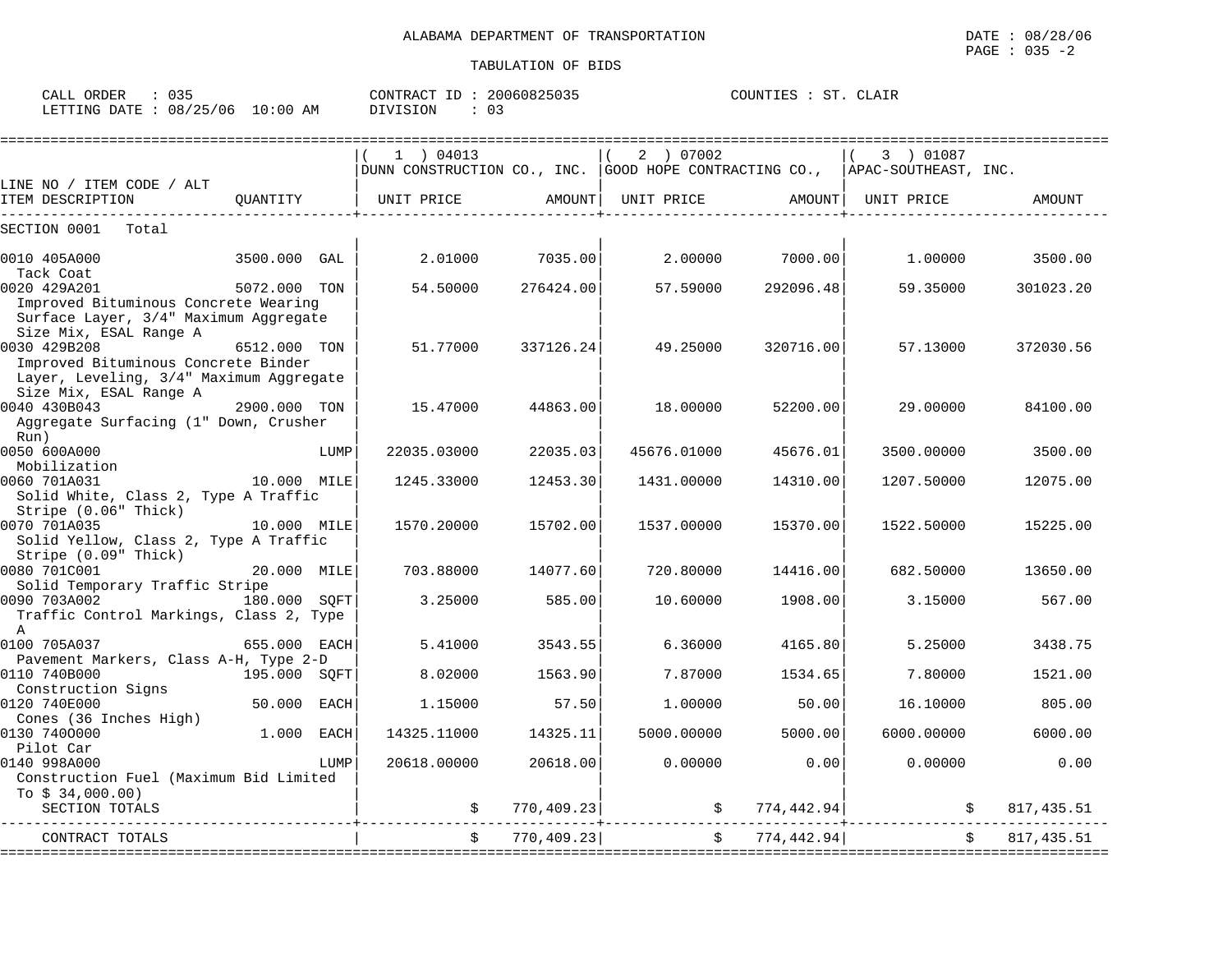ALABAMA DEPARTMENT OF TRANSPORTATION

TABULATION OF BIDS

DATE : 08/28/06

CALL ORDER : 035 &nbsp;&nbsp;&nbsp; CONTRACT ID : 20060825035 &nbsp;&nbsp;&nbsp; COUNTIES : ST. CLAIR

LETTING DATE : 08/25/06 10:00 AM &nbsp;&nbsp;&nbsp; DIVISION : 03

| LINE NO / ITEM CODE / ALT ITEM DESCRIPTION | QUANTITY | (1) 04013 DUNN CONSTRUCTION CO., INC. UNIT PRICE | AMOUNT | (2) 07002 GOOD HOPE CONTRACTING CO., UNIT PRICE | AMOUNT | (3) 01087 APAC-SOUTHEAST, INC. UNIT PRICE | AMOUNT |
|---|---|---|---|---|---|---|---|
| SECTION 0001 Total | | | | | | | |
| 0010 405A000 Tack Coat | 3500.000 GAL | 2.01000 | 7035.00 | 2.00000 | 7000.00 | 1.00000 | 3500.00 |
| 0020 429A201 Improved Bituminous Concrete Wearing Surface Layer, 3/4" Maximum Aggregate Size Mix, ESAL Range A | 5072.000 TON | 54.50000 | 276424.00 | 57.59000 | 292096.48 | 59.35000 | 301023.20 |
| 0030 429B208 Improved Bituminous Concrete Binder Layer, Leveling, 3/4" Maximum Aggregate Size Mix, ESAL Range A | 6512.000 TON | 51.77000 | 337126.24 | 49.25000 | 320716.00 | 57.13000 | 372030.56 |
| 0040 430B043 Aggregate Surfacing (1" Down, Crusher Run) | 2900.000 TON | 15.47000 | 44863.00 | 18.00000 | 52200.00 | 29.00000 | 84100.00 |
| 0050 600A000 Mobilization | LUMP | 22035.03000 | 22035.03 | 45676.01000 | 45676.01 | 3500.00000 | 3500.00 |
| 0060 701A031 Solid White, Class 2, Type A Traffic Stripe (0.06" Thick) | 10.000 MILE | 1245.33000 | 12453.30 | 1431.00000 | 14310.00 | 1207.50000 | 12075.00 |
| 0070 701A035 Solid Yellow, Class 2, Type A Traffic Stripe (0.09" Thick) | 10.000 MILE | 1570.20000 | 15702.00 | 1537.00000 | 15370.00 | 1522.50000 | 15225.00 |
| 0080 701C001 Solid Temporary Traffic Stripe | 20.000 MILE | 703.88000 | 14077.60 | 720.80000 | 14416.00 | 682.50000 | 13650.00 |
| 0090 703A002 Traffic Control Markings, Class 2, Type A | 180.000 SQFT | 3.25000 | 585.00 | 10.60000 | 1908.00 | 3.15000 | 567.00 |
| 0100 705A037 Pavement Markers, Class A-H, Type 2-D | 655.000 EACH | 5.41000 | 3543.55 | 6.36000 | 4165.80 | 5.25000 | 3438.75 |
| 0110 740B000 Construction Signs | 195.000 SQFT | 8.02000 | 1563.90 | 7.87000 | 1534.65 | 7.80000 | 1521.00 |
| 0120 740E000 Cones (36 Inches High) | 50.000 EACH | 1.15000 | 57.50 | 1.00000 | 50.00 | 16.10000 | 805.00 |
| 0130 740O000 Pilot Car | 1.000 EACH | 14325.11000 | 14325.11 | 5000.00000 | 5000.00 | 6000.00000 | 6000.00 |
| 0140 998A000 Construction Fuel (Maximum Bid Limited To $ 34,000.00) | LUMP | 20618.00000 | 20618.00 | 0.00000 | 0.00 | 0.00000 | 0.00 |
| SECTION TOTALS | | $ | 770,409.23 | $ | 774,442.94 | $ | 817,435.51 |
| CONTRACT TOTALS | | $ | 770,409.23 | $ | 774,442.94 | $ | 817,435.51 |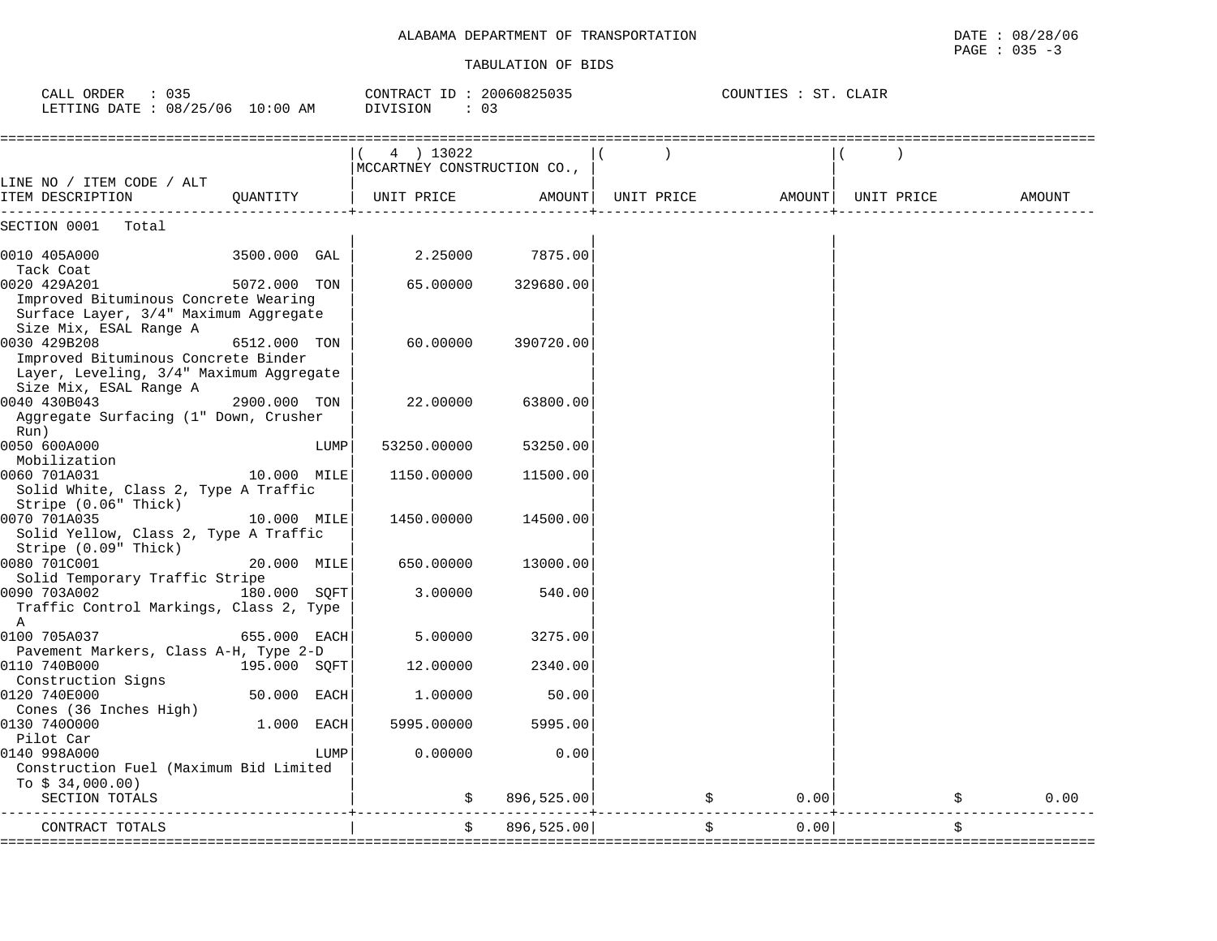ALABAMA DEPARTMENT OF TRANSPORTATION

DATE : 08/28/06

TABULATION OF BIDS

CALL ORDER : 035
LETTING DATE : 08/25/06 10:00 AM

CONTRACT ID : 20060825035
DIVISION : 03

COUNTIES : ST. CLAIR

| LINE NO / ITEM CODE / ALT ITEM DESCRIPTION | QUANTITY | ( 4 ) 13022 MCCARTNEY CONSTRUCTION CO., UNIT PRICE | AMOUNT | ( ) UNIT PRICE | AMOUNT | ( ) UNIT PRICE | AMOUNT |
|---|---|---|---|---|---|---|---|
| SECTION 0001 Total | | | | | | | |
| 0010 405A000 Tack Coat | 3500.000 GAL | 2.25000 | 7875.00 | | | | |
| 0020 429A201 Improved Bituminous Concrete Wearing Surface Layer, 3/4" Maximum Aggregate Size Mix, ESAL Range A | 5072.000 TON | 65.00000 | 329680.00 | | | | |
| 0030 429B208 Improved Bituminous Concrete Binder Layer, Leveling, 3/4" Maximum Aggregate Size Mix, ESAL Range A | 6512.000 TON | 60.00000 | 390720.00 | | | | |
| 0040 430B043 Aggregate Surfacing (1" Down, Crusher Run) | 2900.000 TON | 22.00000 | 63800.00 | | | | |
| 0050 600A000 Mobilization | LUMP | 53250.00000 | 53250.00 | | | | |
| 0060 701A031 Solid White, Class 2, Type A Traffic Stripe (0.06" Thick) | 10.000 MILE | 1150.00000 | 11500.00 | | | | |
| 0070 701A035 Solid Yellow, Class 2, Type A Traffic Stripe (0.09" Thick) | 10.000 MILE | 1450.00000 | 14500.00 | | | | |
| 0080 701C001 Solid Temporary Traffic Stripe | 20.000 MILE | 650.00000 | 13000.00 | | | | |
| 0090 703A002 Traffic Control Markings, Class 2, Type A | 180.000 SQFT | 3.00000 | 540.00 | | | | |
| 0100 705A037 Pavement Markers, Class A-H, Type 2-D | 655.000 EACH | 5.00000 | 3275.00 | | | | |
| 0110 740B000 Construction Signs | 195.000 SQFT | 12.00000 | 2340.00 | | | | |
| 0120 740E000 Cones (36 Inches High) | 50.000 EACH | 1.00000 | 50.00 | | | | |
| 0130 740O000 Pilot Car | 1.000 EACH | 5995.00000 | 5995.00 | | | | |
| 0140 998A000 Construction Fuel (Maximum Bid Limited To $ 34,000.00) | LUMP | 0.00000 | 0.00 | | | | |
| SECTION TOTALS | | $ | 896,525.00 | $ | 0.00 | $ | 0.00 |
| CONTRACT TOTALS | | $ | 896,525.00 | $ | 0.00 | $ | |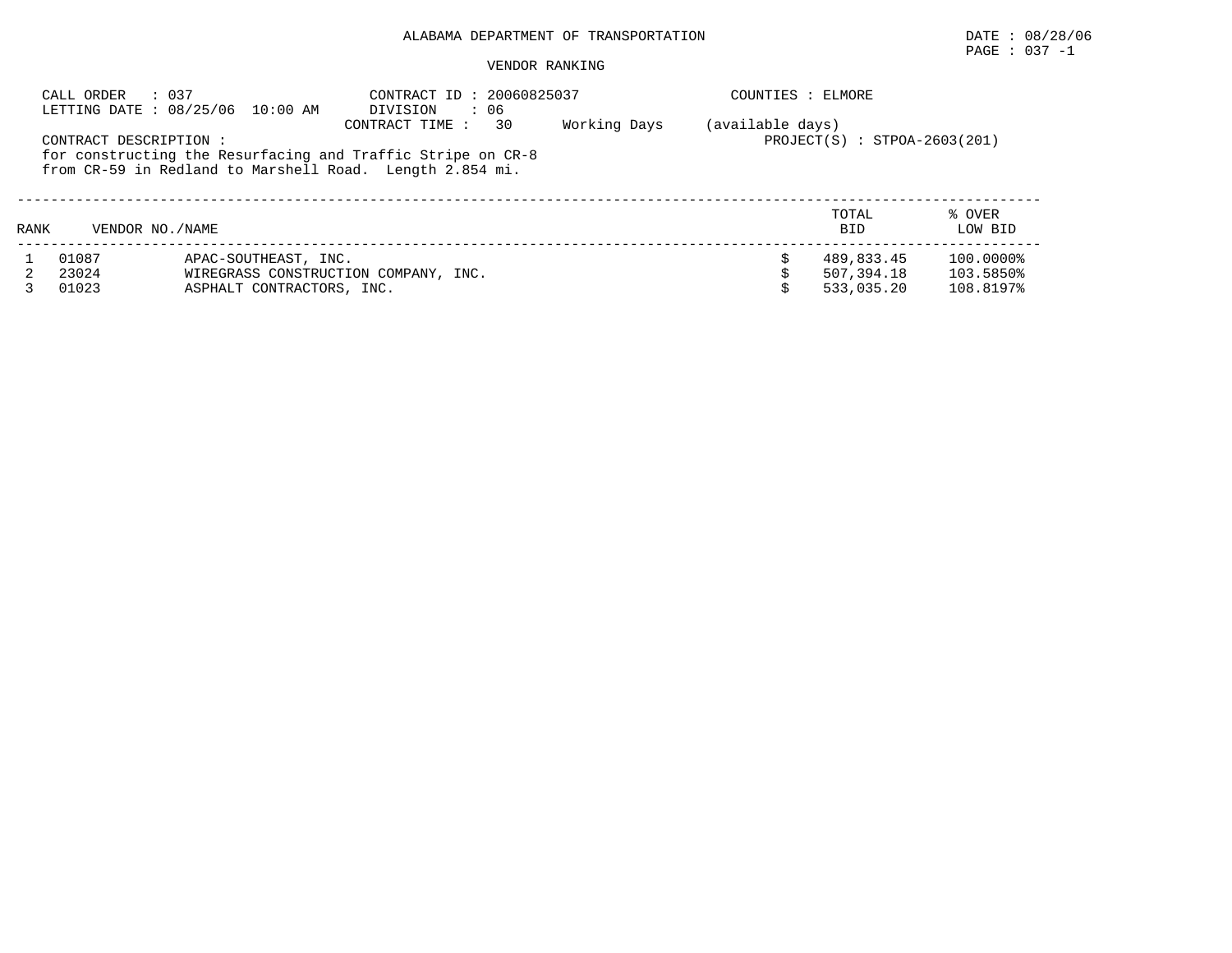ALABAMA DEPARTMENT OF TRANSPORTATION

DATE : 08/28/06

PAGE : 037 -1

VENDOR RANKING

CALL ORDER : 037
LETTING DATE : 08/25/06 10:00 AM

CONTRACT ID : 20060825037
DIVISION : 06
CONTRACT TIME : 30 Working Days (available days)

COUNTIES : ELMORE

PROJECT(S) : STPOA-2603(201)

CONTRACT DESCRIPTION :
for constructing the Resurfacing and Traffic Stripe on CR-8 from CR-59 in Redland to Marshell Road. Length 2.854 mi.

| RANK | VENDOR NO. | NAME | | TOTAL BID | % OVER LOW BID |
|---|---|---|---|---|---|
| 1 | 01087 | APAC-SOUTHEAST, INC. | $ | 489,833.45 | 100.0000% |
| 2 | 23024 | WIREGRASS CONSTRUCTION COMPANY, INC. | $ | 507,394.18 | 103.5850% |
| 3 | 01023 | ASPHALT CONTRACTORS, INC. | $ | 533,035.20 | 108.8197% |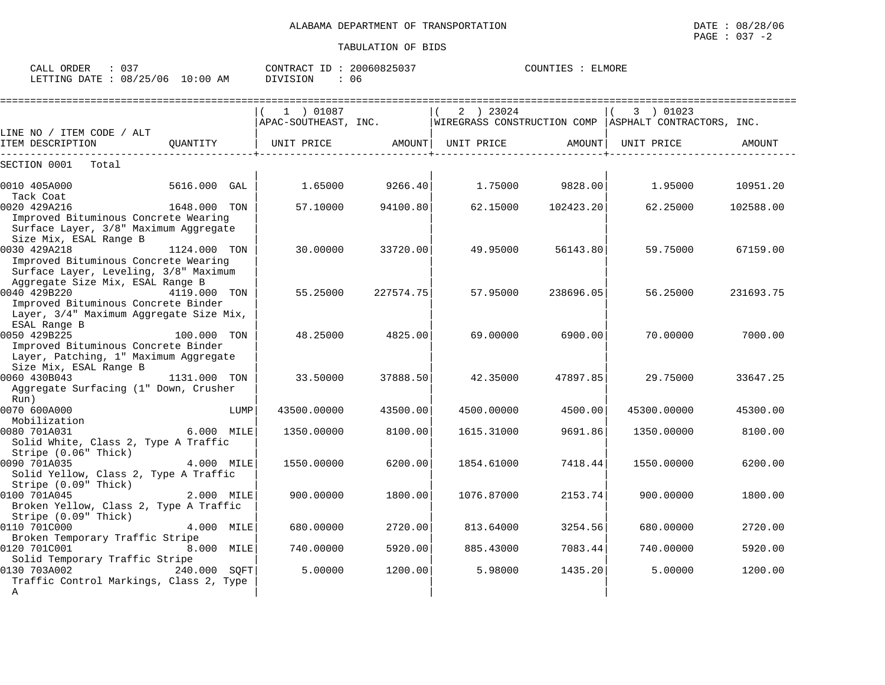ALABAMA DEPARTMENT OF TRANSPORTATION

TABULATION OF BIDS

DATE : 08/28/06
PAGE : 037 -2

CALL ORDER : 037
LETTING DATE : 08/25/06 10:00 AM

CONTRACT ID : 20060825037
DIVISION : 06

COUNTIES : ELMORE

| LINE NO / ITEM CODE / ALT ITEM DESCRIPTION | QUANTITY | ( 1 ) 01087 APAC-SOUTHEAST, INC. UNIT PRICE | AMOUNT | ( 2 ) 23024 WIREGRASS CONSTRUCTION COMP UNIT PRICE | AMOUNT | ( 3 ) 01023 ASPHALT CONTRACTORS, INC. UNIT PRICE | AMOUNT |
|---|---|---|---|---|---|---|---|
| SECTION 0001 Total | | | | | | | |
| 0010 405A000 Tack Coat | 5616.000 GAL | 1.65000 | 9266.40 | 1.75000 | 9828.00 | 1.95000 | 10951.20 |
| 0020 429A216 Improved Bituminous Concrete Wearing Surface Layer, 3/8" Maximum Aggregate Size Mix, ESAL Range B | 1648.000 TON | 57.10000 | 94100.80 | 62.15000 | 102423.20 | 62.25000 | 102588.00 |
| 0030 429A218 Improved Bituminous Concrete Wearing Surface Layer, Leveling, 3/8" Maximum Aggregate Size Mix, ESAL Range B | 1124.000 TON | 30.00000 | 33720.00 | 49.95000 | 56143.80 | 59.75000 | 67159.00 |
| 0040 429B220 Improved Bituminous Concrete Binder Layer, 3/4" Maximum Aggregate Size Mix, ESAL Range B | 4119.000 TON | 55.25000 | 227574.75 | 57.95000 | 238696.05 | 56.25000 | 231693.75 |
| 0050 429B225 Improved Bituminous Concrete Binder Layer, Patching, 1" Maximum Aggregate Size Mix, ESAL Range B | 100.000 TON | 48.25000 | 4825.00 | 69.00000 | 6900.00 | 70.00000 | 7000.00 |
| 0060 430B043 Aggregate Surfacing (1" Down, Crusher Run) | 1131.000 TON | 33.50000 | 37888.50 | 42.35000 | 47897.85 | 29.75000 | 33647.25 |
| 0070 600A000 Mobilization | LUMP | 43500.00000 | 43500.00 | 4500.00000 | 4500.00 | 45300.00000 | 45300.00 |
| 0080 701A031 Solid White, Class 2, Type A Traffic Stripe (0.06" Thick) | 6.000 MILE | 1350.00000 | 8100.00 | 1615.31000 | 9691.86 | 1350.00000 | 8100.00 |
| 0090 701A035 Solid Yellow, Class 2, Type A Traffic Stripe (0.09" Thick) | 4.000 MILE | 1550.00000 | 6200.00 | 1854.61000 | 7418.44 | 1550.00000 | 6200.00 |
| 0100 701A045 Broken Yellow, Class 2, Type A Traffic Stripe (0.09" Thick) | 2.000 MILE | 900.00000 | 1800.00 | 1076.87000 | 2153.74 | 900.00000 | 1800.00 |
| 0110 701C000 Broken Temporary Traffic Stripe | 4.000 MILE | 680.00000 | 2720.00 | 813.64000 | 3254.56 | 680.00000 | 2720.00 |
| 0120 701C001 Solid Temporary Traffic Stripe | 8.000 MILE | 740.00000 | 5920.00 | 885.43000 | 7083.44 | 740.00000 | 5920.00 |
| 0130 703A002 Traffic Control Markings, Class 2, Type A | 240.000 SQFT | 5.00000 | 1200.00 | 5.98000 | 1435.20 | 5.00000 | 1200.00 |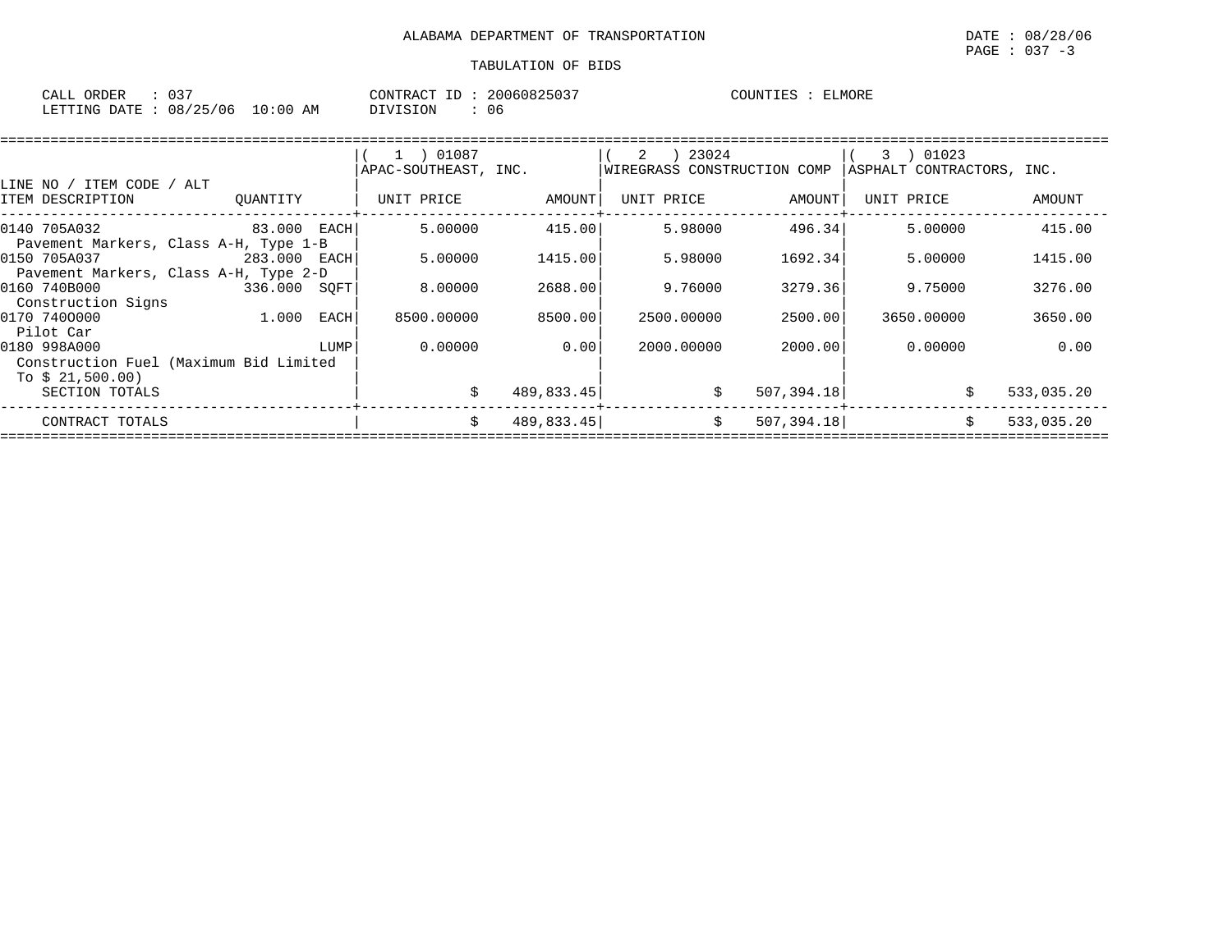ALABAMA DEPARTMENT OF TRANSPORTATION

DATE : 08/28/06

TABULATION OF BIDS

CALL ORDER : 037 CONTRACT ID : 20060825037 COUNTIES : ELMORE
LETTING DATE : 08/25/06 10:00 AM DIVISION : 06

| LINE NO / ITEM CODE / ALT ITEM DESCRIPTION | QUANTITY | (1) 01087 APAC-SOUTHEAST, INC. UNIT PRICE | AMOUNT | (2) 23024 WIREGRASS CONSTRUCTION COMP UNIT PRICE | AMOUNT | (3) 01023 ASPHALT CONTRACTORS, INC. UNIT PRICE | AMOUNT |
|---|---|---|---|---|---|---|---|
| 0140 705A032 Pavement Markers, Class A-H, Type 1-B | 83.000 EACH | 5.00000 | 415.00 | 5.98000 | 496.34 | 5.00000 | 415.00 |
| 0150 705A037 Pavement Markers, Class A-H, Type 2-D | 283.000 EACH | 5.00000 | 1415.00 | 5.98000 | 1692.34 | 5.00000 | 1415.00 |
| 0160 740B000 Construction Signs | 336.000 SQFT | 8.00000 | 2688.00 | 9.76000 | 3279.36 | 9.75000 | 3276.00 |
| 0170 740O000 Pilot Car | 1.000 EACH | 8500.00000 | 8500.00 | 2500.00000 | 2500.00 | 3650.00000 | 3650.00 |
| 0180 998A000 Construction Fuel (Maximum Bid Limited To $ 21,500.00) | LUMP | 0.00000 | 0.00 | 2000.00000 | 2000.00 | 0.00000 | 0.00 |
| SECTION TOTALS | | $ | 489,833.45 | $ | 507,394.18 | $ | 533,035.20 |
| CONTRACT TOTALS | | $ | 489,833.45 | $ | 507,394.18 | $ | 533,035.20 |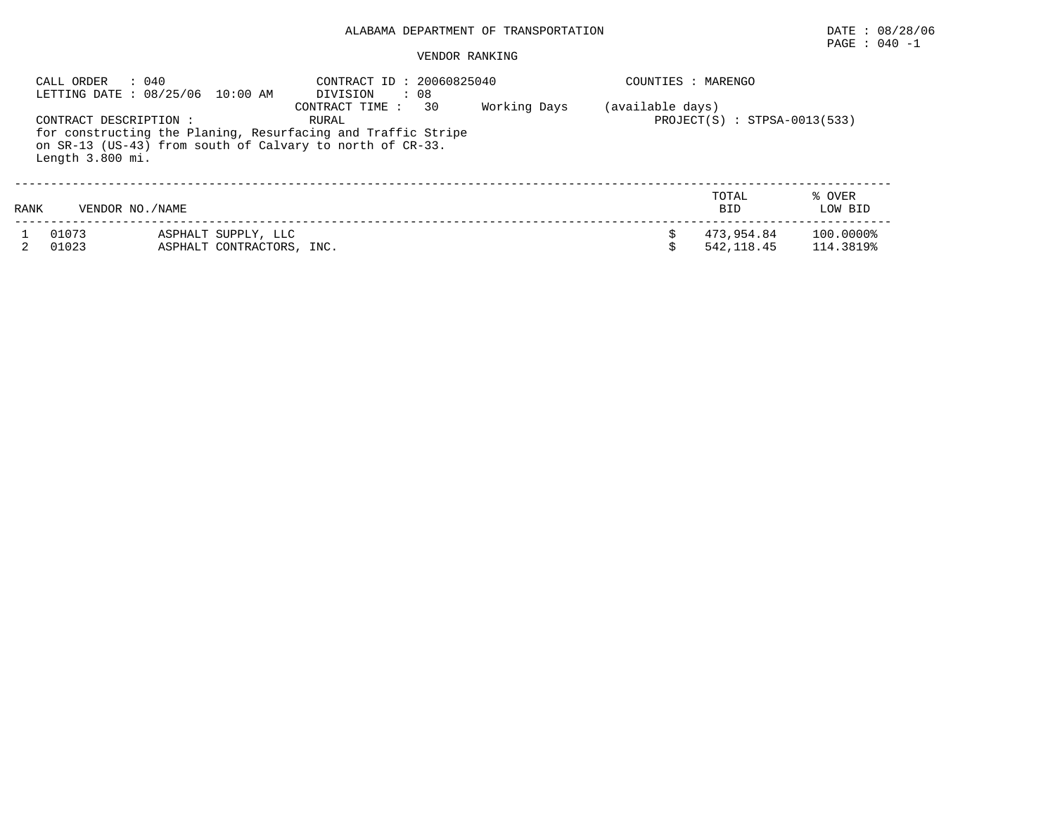ALABAMA DEPARTMENT OF TRANSPORTATION

DATE : 08/28/06

PAGE : 040 -1

VENDOR RANKING

CALL ORDER : 040
LETTING DATE : 08/25/06 10:00 AM

CONTRACT ID : 20060825040
DIVISION : 08
CONTRACT TIME : 30 Working Days (available days)

COUNTIES : MARENGO

CONTRACT DESCRIPTION : RURAL

PROJECT(S) : STPSA-0013(533)

for constructing the Planing, Resurfacing and Traffic Stripe on SR-13 (US-43) from south of Calvary to north of CR-33. Length 3.800 mi.

| RANK | VENDOR NO./NAME | | TOTAL BID | % OVER LOW BID |
|---|---|---|---|---|
| 1 | 01073 | ASPHALT SUPPLY, LLC | $ 473,954.84 | 100.0000% |
| 2 | 01023 | ASPHALT CONTRACTORS, INC. | $ 542,118.45 | 114.3819% |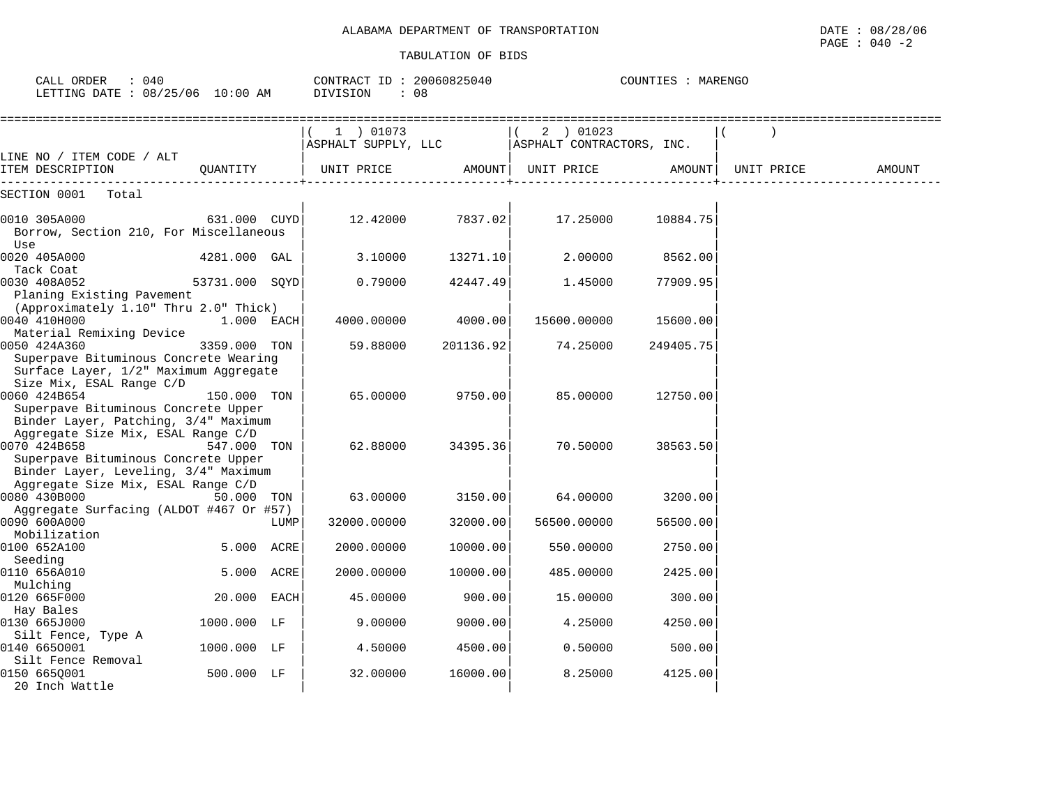ALABAMA DEPARTMENT OF TRANSPORTATION

TABULATION OF BIDS

DATE : 08/28/06
PAGE : 040 -2

CALL ORDER : 040 CONTRACT ID : 20060825040 COUNTIES : MARENGO
LETTING DATE : 08/25/06 10:00 AM DIVISION : 08

| LINE NO / ITEM CODE / ALT ITEM DESCRIPTION | QUANTITY | ( 1 ) 01073 ASPHALT SUPPLY, LLC UNIT PRICE | AMOUNT | ( 2 ) 01023 ASPHALT CONTRACTORS, INC. UNIT PRICE | AMOUNT | ( ) UNIT PRICE | AMOUNT |
|---|---|---|---|---|---|---|---|
| SECTION 0001 Total | | | | | | | |
| 0010 305A000 Borrow, Section 210, For Miscellaneous Use | 631.000 CUYD | 12.42000 | 7837.02 | 17.25000 | 10884.75 | | |
| 0020 405A000 Tack Coat | 4281.000 GAL | 3.10000 | 13271.10 | 2.00000 | 8562.00 | | |
| 0030 408A052 Planing Existing Pavement (Approximately 1.10" Thru 2.0" Thick) | 53731.000 SQYD | 0.79000 | 42447.49 | 1.45000 | 77909.95 | | |
| 0040 410H000 Material Remixing Device | 1.000 EACH | 4000.00000 | 4000.00 | 15600.00000 | 15600.00 | | |
| 0050 424A360 Superpave Bituminous Concrete Wearing Surface Layer, 1/2" Maximum Aggregate Size Mix, ESAL Range C/D | 3359.000 TON | 59.88000 | 201136.92 | 74.25000 | 249405.75 | | |
| 0060 424B654 Superpave Bituminous Concrete Upper Binder Layer, Patching, 3/4" Maximum Aggregate Size Mix, ESAL Range C/D | 150.000 TON | 65.00000 | 9750.00 | 85.00000 | 12750.00 | | |
| 0070 424B658 Superpave Bituminous Concrete Upper Binder Layer, Leveling, 3/4" Maximum Aggregate Size Mix, ESAL Range C/D | 547.000 TON | 62.88000 | 34395.36 | 70.50000 | 38563.50 | | |
| 0080 430B000 Aggregate Surfacing (ALDOT #467 Or #57) | 50.000 TON | 63.00000 | 3150.00 | 64.00000 | 3200.00 | | |
| 0090 600A000 Mobilization | LUMP | 32000.00000 | 32000.00 | 56500.00000 | 56500.00 | | |
| 0100 652A100 Seeding | 5.000 ACRE | 2000.00000 | 10000.00 | 550.00000 | 2750.00 | | |
| 0110 656A010 Mulching | 5.000 ACRE | 2000.00000 | 10000.00 | 485.00000 | 2425.00 | | |
| 0120 665F000 Hay Bales | 20.000 EACH | 45.00000 | 900.00 | 15.00000 | 300.00 | | |
| 0130 665J000 Silt Fence, Type A | 1000.000 LF | 9.00000 | 9000.00 | 4.25000 | 4250.00 | | |
| 0140 665O001 Silt Fence Removal | 1000.000 LF | 4.50000 | 4500.00 | 0.50000 | 500.00 | | |
| 0150 665Q001 20 Inch Wattle | 500.000 LF | 32.00000 | 16000.00 | 8.25000 | 4125.00 | | |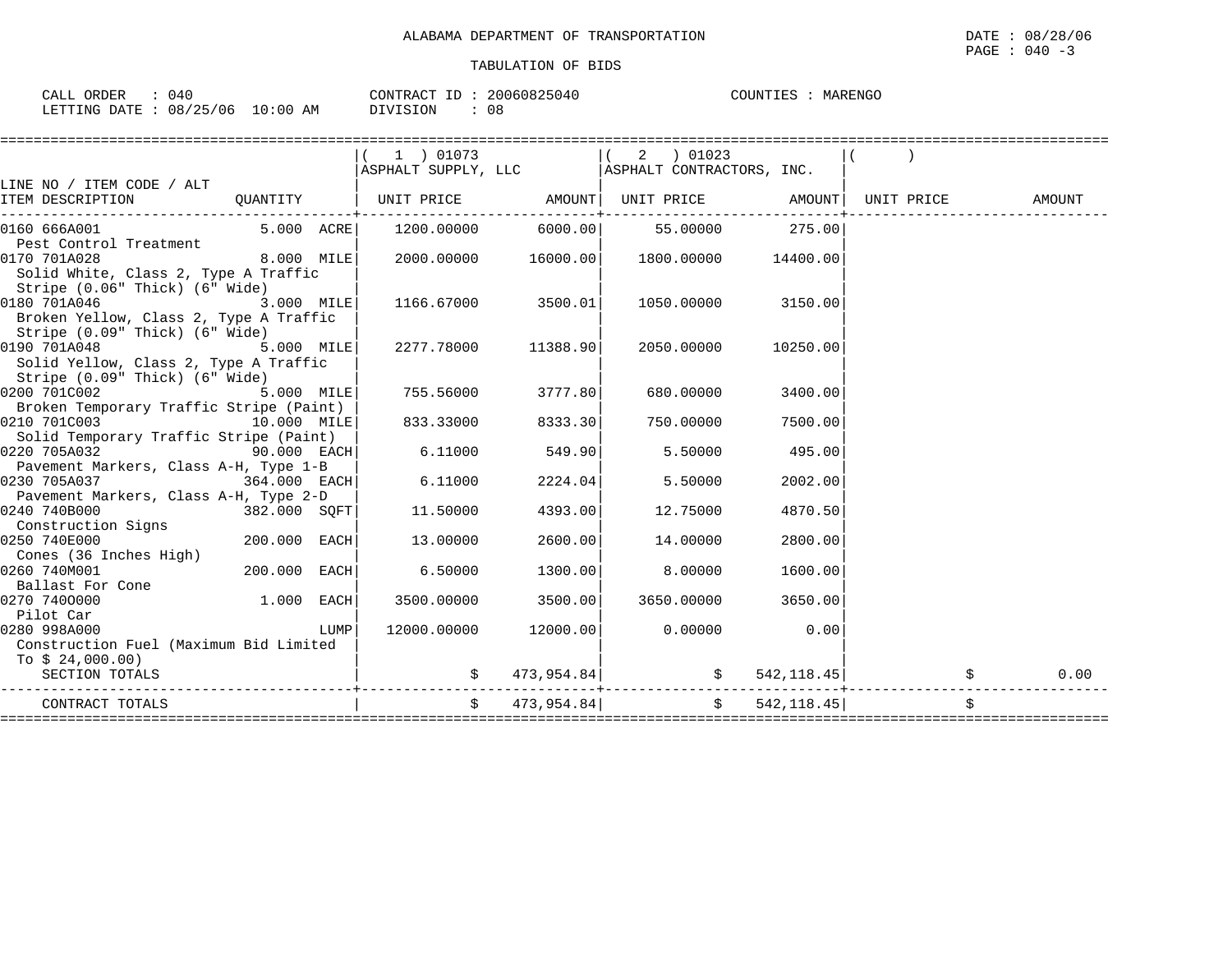ALABAMA DEPARTMENT OF TRANSPORTATION

DATE : 08/28/06

TABULATION OF BIDS

CALL ORDER : 040　　CONTRACT ID : 20060825040　　COUNTIES : MARENGO

LETTING DATE : 08/25/06 10:00 AM　　DIVISION : 08

| LINE NO / ITEM CODE / ALT ITEM DESCRIPTION | QUANTITY | ( 1 ) 01073 ASPHALT SUPPLY, LLC UNIT PRICE | AMOUNT | ( 2 ) 01023 ASPHALT CONTRACTORS, INC. UNIT PRICE | AMOUNT | ( ) UNIT PRICE | AMOUNT |
|---|---|---|---|---|---|---|---|
| 0160 666A001 Pest Control Treatment | 5.000 ACRE | 1200.00000 | 6000.00 | 55.00000 | 275.00 | | |
| 0170 701A028 Solid White, Class 2, Type A Traffic Stripe (0.06" Thick) (6" Wide) | 8.000 MILE | 2000.00000 | 16000.00 | 1800.00000 | 14400.00 | | |
| 0180 701A046 Broken Yellow, Class 2, Type A Traffic Stripe (0.09" Thick) (6" Wide) | 3.000 MILE | 1166.67000 | 3500.01 | 1050.00000 | 3150.00 | | |
| 0190 701A048 Solid Yellow, Class 2, Type A Traffic Stripe (0.09" Thick) (6" Wide) | 5.000 MILE | 2277.78000 | 11388.90 | 2050.00000 | 10250.00 | | |
| 0200 701C002 Broken Temporary Traffic Stripe (Paint) | 5.000 MILE | 755.56000 | 3777.80 | 680.00000 | 3400.00 | | |
| 0210 701C003 Solid Temporary Traffic Stripe (Paint) | 10.000 MILE | 833.33000 | 8333.30 | 750.00000 | 7500.00 | | |
| 0220 705A032 Pavement Markers, Class A-H, Type 1-B | 90.000 EACH | 6.11000 | 549.90 | 5.50000 | 495.00 | | |
| 0230 705A037 Pavement Markers, Class A-H, Type 2-D | 364.000 EACH | 6.11000 | 2224.04 | 5.50000 | 2002.00 | | |
| 0240 740B000 Construction Signs | 382.000 SQFT | 11.50000 | 4393.00 | 12.75000 | 4870.50 | | |
| 0250 740E000 Cones (36 Inches High) | 200.000 EACH | 13.00000 | 2600.00 | 14.00000 | 2800.00 | | |
| 0260 740M001 Ballast For Cone | 200.000 EACH | 6.50000 | 1300.00 | 8.00000 | 1600.00 | | |
| 0270 7400000 Pilot Car | 1.000 EACH | 3500.00000 | 3500.00 | 3650.00000 | 3650.00 | | |
| 0280 998A000 Construction Fuel (Maximum Bid Limited To $ 24,000.00) | LUMP | 12000.00000 | 12000.00 | 0.00000 | 0.00 | | |
| SECTION TOTALS | | | $ 473,954.84 | | $ 542,118.45 | | $ 0.00 |
| CONTRACT TOTALS | | | $ 473,954.84 | | $ 542,118.45 | | $ |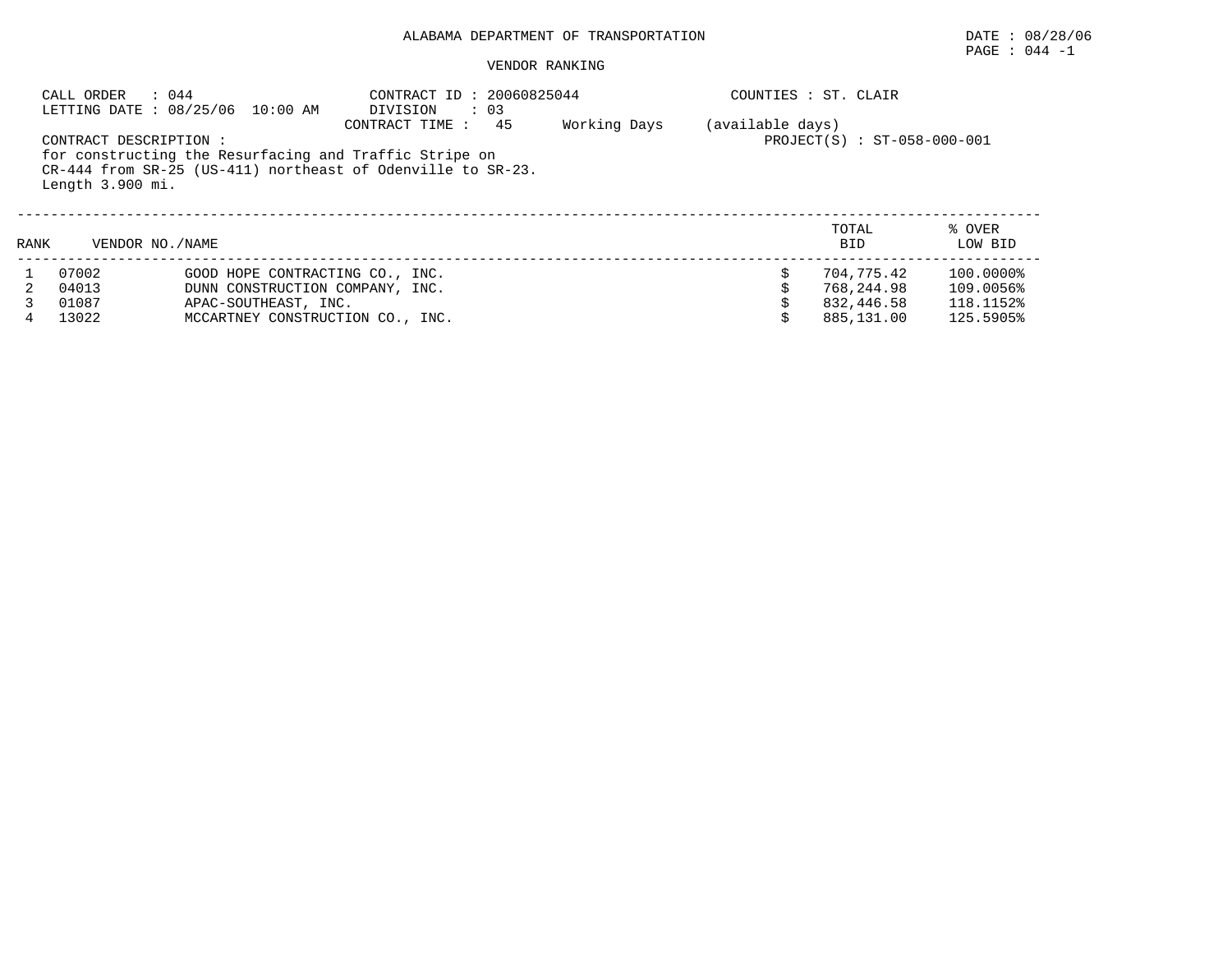ALABAMA DEPARTMENT OF TRANSPORTATION

DATE : 08/28/06

PAGE : 044 -1

VENDOR RANKING

CALL ORDER : 044 CONTRACT ID : 20060825044 COUNTIES : ST. CLAIR

LETTING DATE : 08/25/06 10:00 AM DIVISION : 03

CONTRACT TIME : 45 Working Days (available days)

CONTRACT DESCRIPTION : PROJECT(S) : ST-058-000-001

for constructing the Resurfacing and Traffic Stripe on
CR-444 from SR-25 (US-411) northeast of Odenville to SR-23.
Length 3.900 mi.

| RANK | VENDOR NO./NAME | | TOTAL BID | % OVER LOW BID |
|---|---|---|---|---|
| 1 | 07002 | GOOD HOPE CONTRACTING CO., INC. | $ 704,775.42 | 100.0000% |
| 2 | 04013 | DUNN CONSTRUCTION COMPANY, INC. | $ 768,244.98 | 109.0056% |
| 3 | 01087 | APAC-SOUTHEAST, INC. | $ 832,446.58 | 118.1152% |
| 4 | 13022 | MCCARTNEY CONSTRUCTION CO., INC. | $ 885,131.00 | 125.5905% |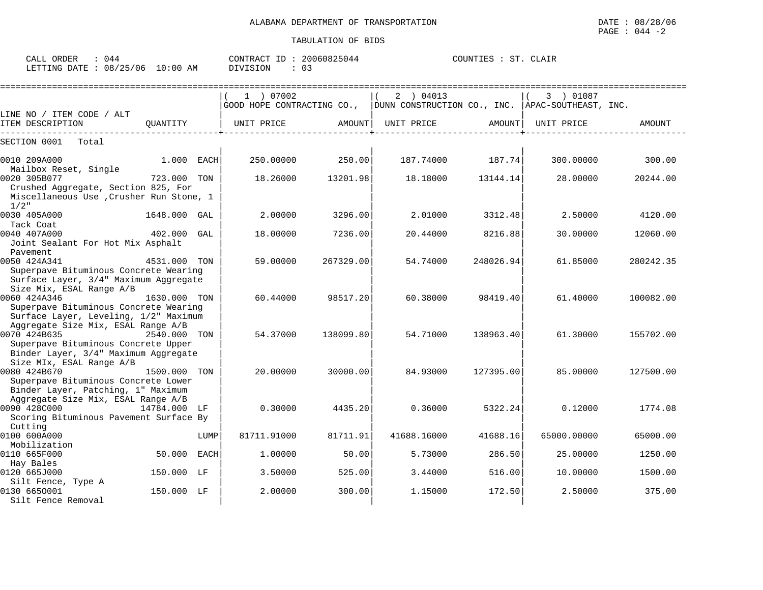ALABAMA DEPARTMENT OF TRANSPORTATION

TABULATION OF BIDS

DATE : 08/28/06
PAGE : 044 -2

CALL ORDER : 044
LETTING DATE : 08/25/06 10:00 AM

CONTRACT ID : 20060825044
DIVISION : 03

COUNTIES : ST. CLAIR

| LINE NO / ITEM CODE / ALT ITEM DESCRIPTION | QUANTITY | ( 1 ) 07002 GOOD HOPE CONTRACTING CO., UNIT PRICE | AMOUNT | ( 2 ) 04013 DUNN CONSTRUCTION CO., INC. UNIT PRICE | AMOUNT | ( 3 ) 01087 APAC-SOUTHEAST, INC. UNIT PRICE | AMOUNT |
|---|---|---|---|---|---|---|---|
| SECTION 0001 Total | | | | | | | |
| 0010 209A000 Mailbox Reset, Single | 1.000 EACH | 250.00000 | 250.00 | 187.74000 | 187.74 | 300.00000 | 300.00 |
| 0020 305B077 Crushed Aggregate, Section 825, For Miscellaneous Use ,Crusher Run Stone, 1 1/2" | 723.000 TON | 18.26000 | 13201.98 | 18.18000 | 13144.14 | 28.00000 | 20244.00 |
| 0030 405A000 Tack Coat | 1648.000 GAL | 2.00000 | 3296.00 | 2.01000 | 3312.48 | 2.50000 | 4120.00 |
| 0040 407A000 Joint Sealant For Hot Mix Asphalt Pavement | 402.000 GAL | 18.00000 | 7236.00 | 20.44000 | 8216.88 | 30.00000 | 12060.00 |
| 0050 424A341 Superpave Bituminous Concrete Wearing Surface Layer, 3/4" Maximum Aggregate Size Mix, ESAL Range A/B | 4531.000 TON | 59.00000 | 267329.00 | 54.74000 | 248026.94 | 61.85000 | 280242.35 |
| 0060 424A346 Superpave Bituminous Concrete Wearing Surface Layer, Leveling, 1/2" Maximum Aggregate Size Mix, ESAL Range A/B | 1630.000 TON | 60.44000 | 98517.20 | 60.38000 | 98419.40 | 61.40000 | 100082.00 |
| 0070 424B635 Superpave Bituminous Concrete Upper Binder Layer, 3/4" Maximum Aggregate Size MIx, ESAL Range A/B | 2540.000 TON | 54.37000 | 138099.80 | 54.71000 | 138963.40 | 61.30000 | 155702.00 |
| 0080 424B670 Superpave Bituminous Concrete Lower Binder Layer, Patching, 1" Maximum Aggregate Size Mix, ESAL Range A/B | 1500.000 TON | 20.00000 | 30000.00 | 84.93000 | 127395.00 | 85.00000 | 127500.00 |
| 0090 428C000 Scoring Bituminous Pavement Surface By Cutting | 14784.000 LF | 0.30000 | 4435.20 | 0.36000 | 5322.24 | 0.12000 | 1774.08 |
| 0100 600A000 Mobilization | LUMP | 81711.91000 | 81711.91 | 41688.16000 | 41688.16 | 65000.00000 | 65000.00 |
| 0110 665F000 Hay Bales | 50.000 EACH | 1.00000 | 50.00 | 5.73000 | 286.50 | 25.00000 | 1250.00 |
| 0120 665J000 Silt Fence, Type A | 150.000 LF | 3.50000 | 525.00 | 3.44000 | 516.00 | 10.00000 | 1500.00 |
| 0130 665O001 Silt Fence Removal | 150.000 LF | 2.00000 | 300.00 | 1.15000 | 172.50 | 2.50000 | 375.00 |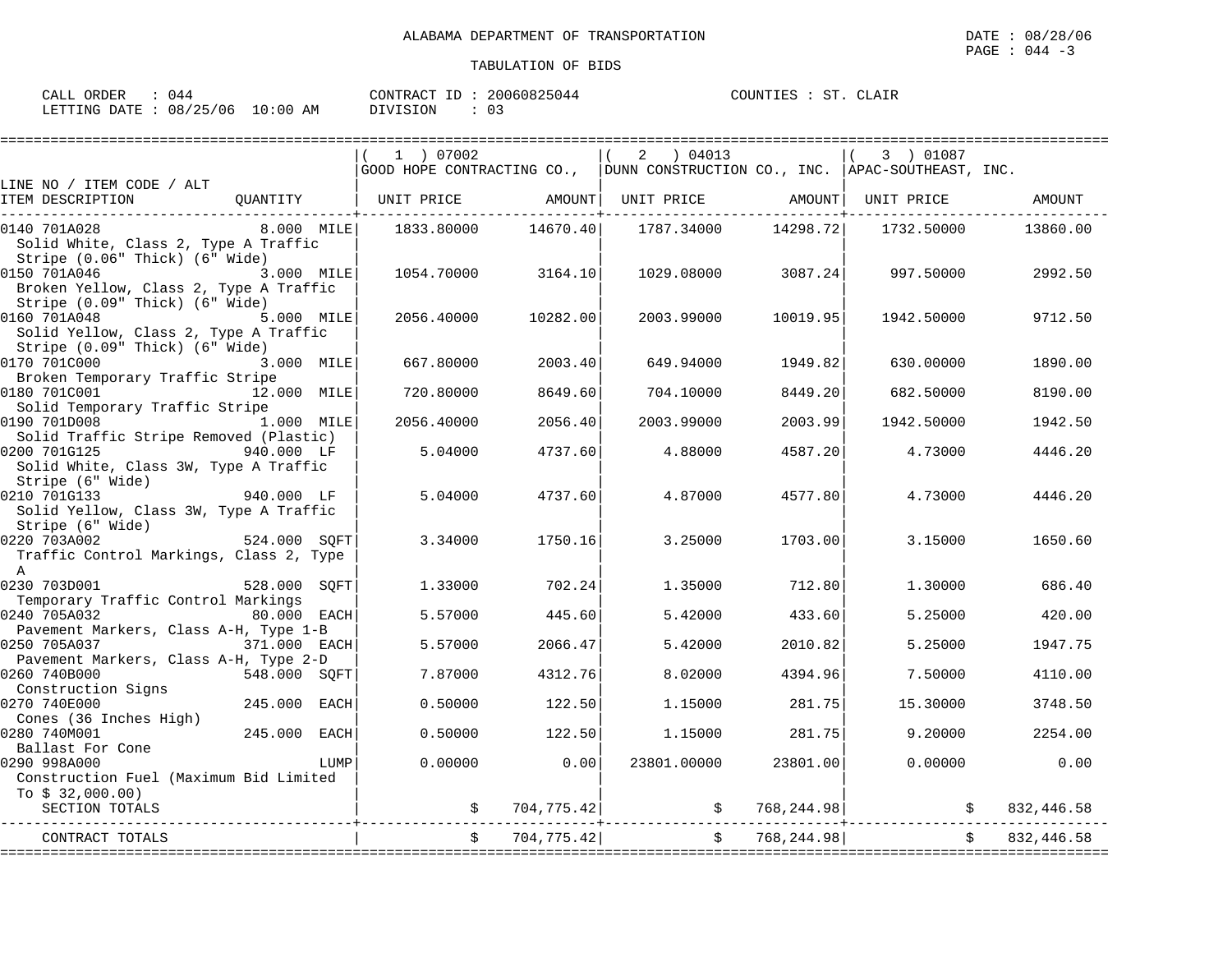ALABAMA DEPARTMENT OF TRANSPORTATION

DATE : 08/28/06

TABULATION OF BIDS

CALL ORDER : 044　　CONTRACT ID : 20060825044　　COUNTIES : ST. CLAIR
LETTING DATE : 08/25/06 10:00 AM　　DIVISION : 03

| LINE NO / ITEM CODE / ALT ITEM DESCRIPTION | QUANTITY | ( 1 ) 07002 GOOD HOPE CONTRACTING CO., UNIT PRICE | AMOUNT | ( 2 ) 04013 DUNN CONSTRUCTION CO., INC. UNIT PRICE | AMOUNT | ( 3 ) 01087 APAC-SOUTHEAST, INC. UNIT PRICE | AMOUNT |
|---|---|---|---|---|---|---|---|
| 0140 701A028 Solid White, Class 2, Type A Traffic Stripe (0.06" Thick) (6" Wide) | 8.000 MILE | 1833.80000 | 14670.40 | 1787.34000 | 14298.72 | 1732.50000 | 13860.00 |
| 0150 701A046 Broken Yellow, Class 2, Type A Traffic Stripe (0.09" Thick) (6" Wide) | 3.000 MILE | 1054.70000 | 3164.10 | 1029.08000 | 3087.24 | 997.50000 | 2992.50 |
| 0160 701A048 Solid Yellow, Class 2, Type A Traffic Stripe (0.09" Thick) (6" Wide) | 5.000 MILE | 2056.40000 | 10282.00 | 2003.99000 | 10019.95 | 1942.50000 | 9712.50 |
| 0170 701C000 Broken Temporary Traffic Stripe | 3.000 MILE | 667.80000 | 2003.40 | 649.94000 | 1949.82 | 630.00000 | 1890.00 |
| 0180 701C001 Solid Temporary Traffic Stripe | 12.000 MILE | 720.80000 | 8649.60 | 704.10000 | 8449.20 | 682.50000 | 8190.00 |
| 0190 701D008 Solid Traffic Stripe Removed (Plastic) | 1.000 MILE | 2056.40000 | 2056.40 | 2003.99000 | 2003.99 | 1942.50000 | 1942.50 |
| 0200 701G125 Solid White, Class 3W, Type A Traffic Stripe (6" Wide) | 940.000 LF | 5.04000 | 4737.60 | 4.88000 | 4587.20 | 4.73000 | 4446.20 |
| 0210 701G133 Solid Yellow, Class 3W, Type A Traffic Stripe (6" Wide) | 940.000 LF | 5.04000 | 4737.60 | 4.87000 | 4577.80 | 4.73000 | 4446.20 |
| 0220 703A002 Traffic Control Markings, Class 2, Type A | 524.000 SQFT | 3.34000 | 1750.16 | 3.25000 | 1703.00 | 3.15000 | 1650.60 |
| 0230 703D001 Temporary Traffic Control Markings | 528.000 SQFT | 1.33000 | 702.24 | 1.35000 | 712.80 | 1.30000 | 686.40 |
| 0240 705A032 Pavement Markers, Class A-H, Type 1-B | 80.000 EACH | 5.57000 | 445.60 | 5.42000 | 433.60 | 5.25000 | 420.00 |
| 0250 705A037 Pavement Markers, Class A-H, Type 2-D | 371.000 EACH | 5.57000 | 2066.47 | 5.42000 | 2010.82 | 5.25000 | 1947.75 |
| 0260 740B000 Construction Signs | 548.000 SQFT | 7.87000 | 4312.76 | 8.02000 | 4394.96 | 7.50000 | 4110.00 |
| 0270 740E000 Cones (36 Inches High) | 245.000 EACH | 0.50000 | 122.50 | 1.15000 | 281.75 | 15.30000 | 3748.50 |
| 0280 740M001 Ballast For Cone | 245.000 EACH | 0.50000 | 122.50 | 1.15000 | 281.75 | 9.20000 | 2254.00 |
| 0290 998A000 Construction Fuel (Maximum Bid Limited To $ 32,000.00) | LUMP | 0.00000 | 0.00 | 23801.00000 | 23801.00 | 0.00000 | 0.00 |
| SECTION TOTALS | | | $ 704,775.42 | | $ 768,244.98 | | $ 832,446.58 |
| CONTRACT TOTALS | | | $ 704,775.42 | | $ 768,244.98 | | $ 832,446.58 |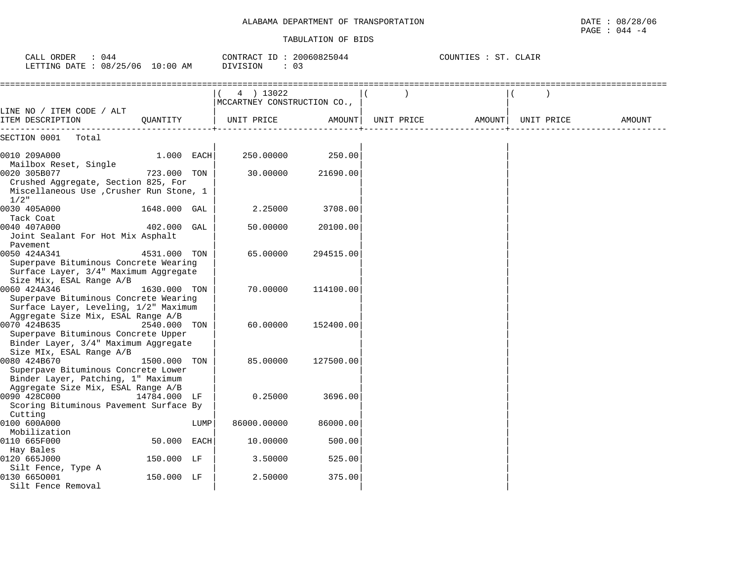ALABAMA DEPARTMENT OF TRANSPORTATION

DATE : 08/28/06

TABULATION OF BIDS

CALL ORDER : 044
LETTING DATE : 08/25/06 10:00 AM

CONTRACT ID : 20060825044
DIVISION : 03

COUNTIES : ST. CLAIR

| LINE NO / ITEM CODE / ALT ITEM DESCRIPTION | QUANTITY | ( 4 ) 13022 MCCARTNEY CONSTRUCTION CO., UNIT PRICE | AMOUNT | ( ) UNIT PRICE | AMOUNT | ( ) UNIT PRICE | AMOUNT |
|---|---|---|---|---|---|---|---|
| SECTION 0001 Total | | | | | | | |
| 0010 209A000 Mailbox Reset, Single | 1.000 EACH | 250.00000 | 250.00 | | | | |
| 0020 305B077 Crushed Aggregate, Section 825, For Miscellaneous Use ,Crusher Run Stone, 1 1/2" | 723.000 TON | 30.00000 | 21690.00 | | | | |
| 0030 405A000 Tack Coat | 1648.000 GAL | 2.25000 | 3708.00 | | | | |
| 0040 407A000 Joint Sealant For Hot Mix Asphalt Pavement | 402.000 GAL | 50.00000 | 20100.00 | | | | |
| 0050 424A341 Superpave Bituminous Concrete Wearing Surface Layer, 3/4" Maximum Aggregate Size Mix, ESAL Range A/B | 4531.000 TON | 65.00000 | 294515.00 | | | | |
| 0060 424A346 Superpave Bituminous Concrete Wearing Surface Layer, Leveling, 1/2" Maximum Aggregate Size Mix, ESAL Range A/B | 1630.000 TON | 70.00000 | 114100.00 | | | | |
| 0070 424B635 Superpave Bituminous Concrete Upper Binder Layer, 3/4" Maximum Aggregate Size MIx, ESAL Range A/B | 2540.000 TON | 60.00000 | 152400.00 | | | | |
| 0080 424B670 Superpave Bituminous Concrete Lower Binder Layer, Patching, 1" Maximum Aggregate Size Mix, ESAL Range A/B | 1500.000 TON | 85.00000 | 127500.00 | | | | |
| 0090 428C000 Scoring Bituminous Pavement Surface By Cutting | 14784.000 LF | 0.25000 | 3696.00 | | | | |
| 0100 600A000 Mobilization | LUMP | 86000.00000 | 86000.00 | | | | |
| 0110 665F000 Hay Bales | 50.000 EACH | 10.00000 | 500.00 | | | | |
| 0120 665J000 Silt Fence, Type A | 150.000 LF | 3.50000 | 525.00 | | | | |
| 0130 665O001 Silt Fence Removal | 150.000 LF | 2.50000 | 375.00 | | | | |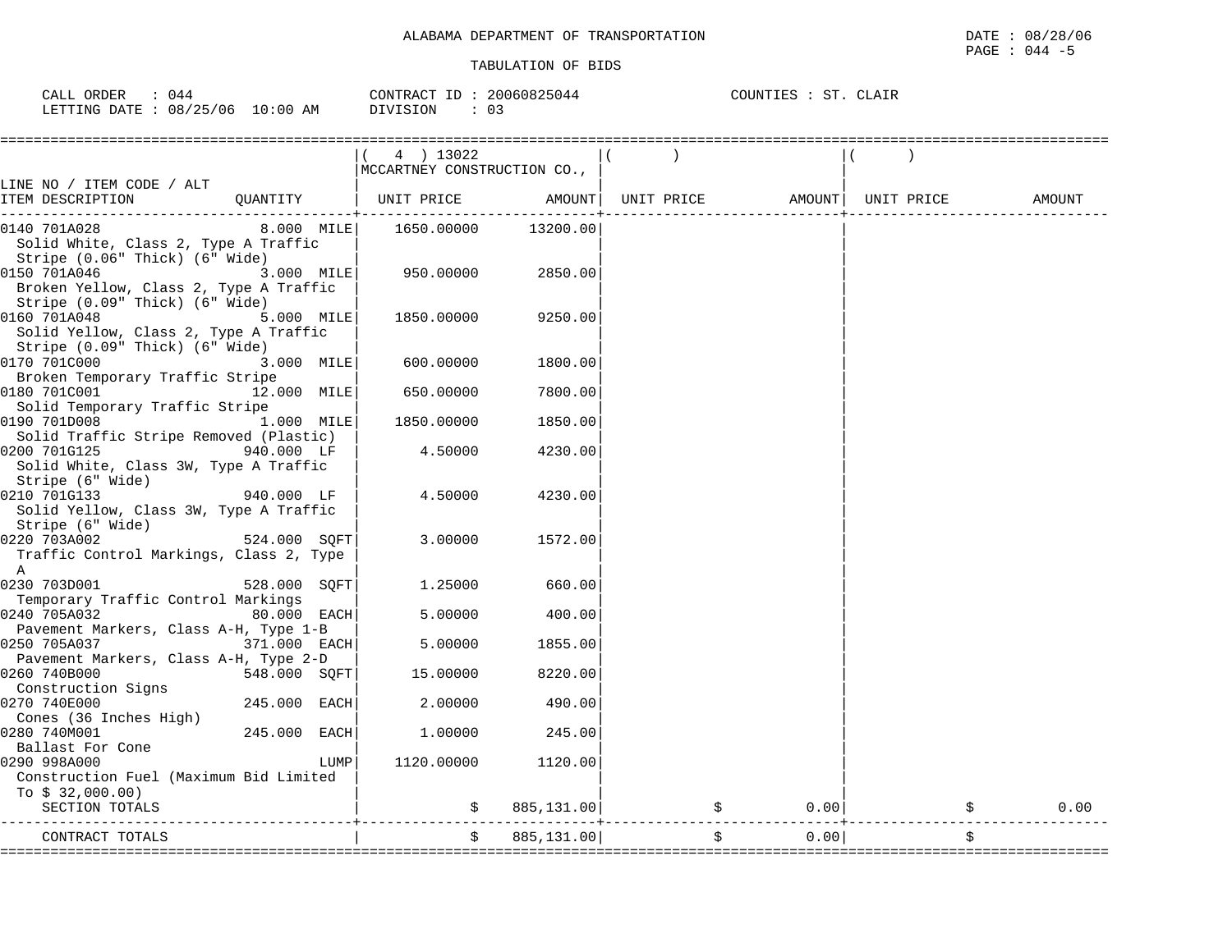ALABAMA DEPARTMENT OF TRANSPORTATION

DATE : 08/28/06

PAGE : 044 -5

TABULATION OF BIDS

CALL ORDER : 044 CONTRACT ID : 20060825044 COUNTIES : ST. CLAIR

LETTING DATE : 08/25/06 10:00 AM DIVISION : 03

| LINE NO / ITEM CODE / ALT ITEM DESCRIPTION | QUANTITY | ( 4 ) 13022 MCCARTNEY CONSTRUCTION CO., UNIT PRICE | AMOUNT | ( ) UNIT PRICE | AMOUNT | ( ) UNIT PRICE | AMOUNT |
|---|---|---|---|---|---|---|---|
| 0140 701A028 Solid White, Class 2, Type A Traffic Stripe (0.06" Thick) (6" Wide) | 8.000 MILE | 1650.00000 | 13200.00 | | | | |
| 0150 701A046 Broken Yellow, Class 2, Type A Traffic Stripe (0.09" Thick) (6" Wide) | 3.000 MILE | 950.00000 | 2850.00 | | | | |
| 0160 701A048 Solid Yellow, Class 2, Type A Traffic Stripe (0.09" Thick) (6" Wide) | 5.000 MILE | 1850.00000 | 9250.00 | | | | |
| 0170 701C000 Broken Temporary Traffic Stripe | 3.000 MILE | 600.00000 | 1800.00 | | | | |
| 0180 701C001 Solid Temporary Traffic Stripe | 12.000 MILE | 650.00000 | 7800.00 | | | | |
| 0190 701D008 Solid Traffic Stripe Removed (Plastic) | 1.000 MILE | 1850.00000 | 1850.00 | | | | |
| 0200 701G125 Solid White, Class 3W, Type A Traffic Stripe (6" Wide) | 940.000 LF | 4.50000 | 4230.00 | | | | |
| 0210 701G133 Solid Yellow, Class 3W, Type A Traffic Stripe (6" Wide) | 940.000 LF | 4.50000 | 4230.00 | | | | |
| 0220 703A002 Traffic Control Markings, Class 2, Type A | 524.000 SQFT | 3.00000 | 1572.00 | | | | |
| 0230 703D001 Temporary Traffic Control Markings | 528.000 SQFT | 1.25000 | 660.00 | | | | |
| 0240 705A032 Pavement Markers, Class A-H, Type 1-B | 80.000 EACH | 5.00000 | 400.00 | | | | |
| 0250 705A037 Pavement Markers, Class A-H, Type 2-D | 371.000 EACH | 5.00000 | 1855.00 | | | | |
| 0260 740B000 Construction Signs | 548.000 SQFT | 15.00000 | 8220.00 | | | | |
| 0270 740E000 Cones (36 Inches High) | 245.000 EACH | 2.00000 | 490.00 | | | | |
| 0280 740M001 Ballast For Cone | 245.000 EACH | 1.00000 | 245.00 | | | | |
| 0290 998A000 Construction Fuel (Maximum Bid Limited To $ 32,000.00) | LUMP | 1120.00000 | 1120.00 | | | | |
| SECTION TOTALS | | $ | 885,131.00 | $ | 0.00 | $ | 0.00 |
| CONTRACT TOTALS | | $ | 885,131.00 | $ | 0.00 | $ | |